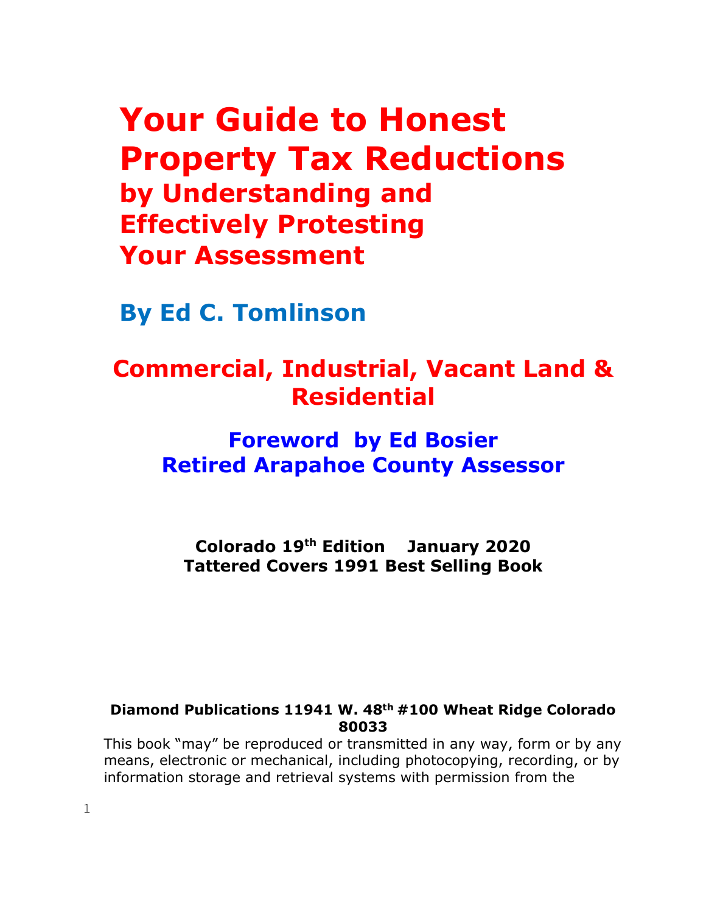# Your Guide to Honest Property Tax Reductions

## by Understanding and Effectively Protesting Your Assessment

## By Ed C. Tomlinson

## Commercial, Industrial, Vacant Land & Residential

### Foreword by Ed Bosier
### Retired Arapahoe County Assessor

**Colorado 19th Edition January 2020**
**Tattered Covers 1991 Best Selling Book**

**Diamond Publications 11941 W. 48th #100 Wheat Ridge Colorado 80033**

This book "may" be reproduced or transmitted in any way, form or by any means, electronic or mechanical, including photocopying, recording, or by information storage and retrieval systems with permission from the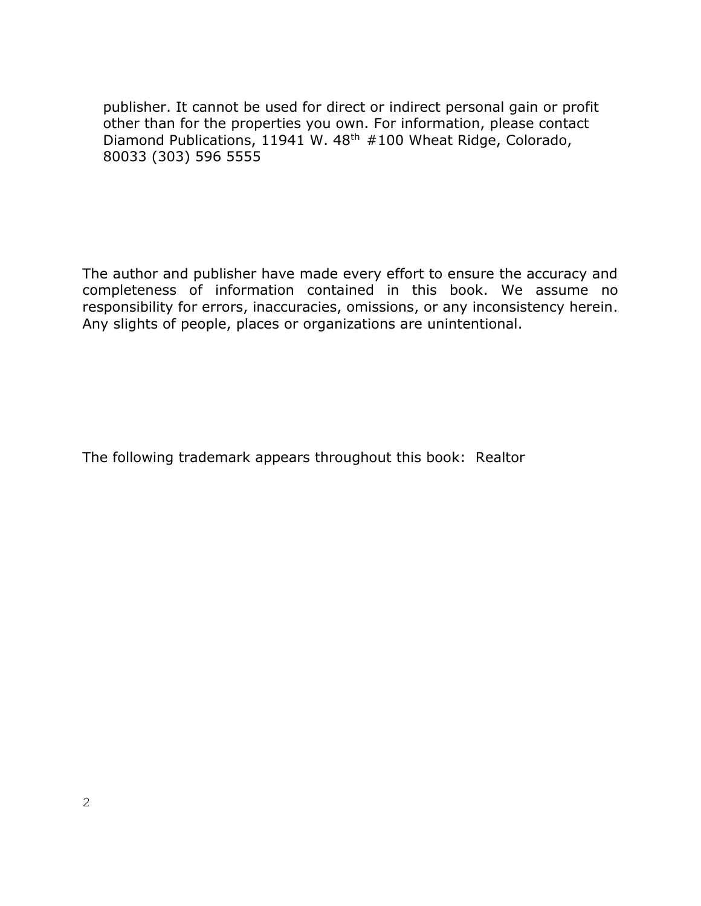publisher. It cannot be used for direct or indirect personal gain or profit other than for the properties you own. For information, please contact Diamond Publications, 11941 W. 48th #100 Wheat Ridge, Colorado, 80033 (303) 596 5555

The author and publisher have made every effort to ensure the accuracy and completeness of information contained in this book. We assume no responsibility for errors, inaccuracies, omissions, or any inconsistency herein. Any slights of people, places or organizations are unintentional.

The following trademark appears throughout this book: Realtor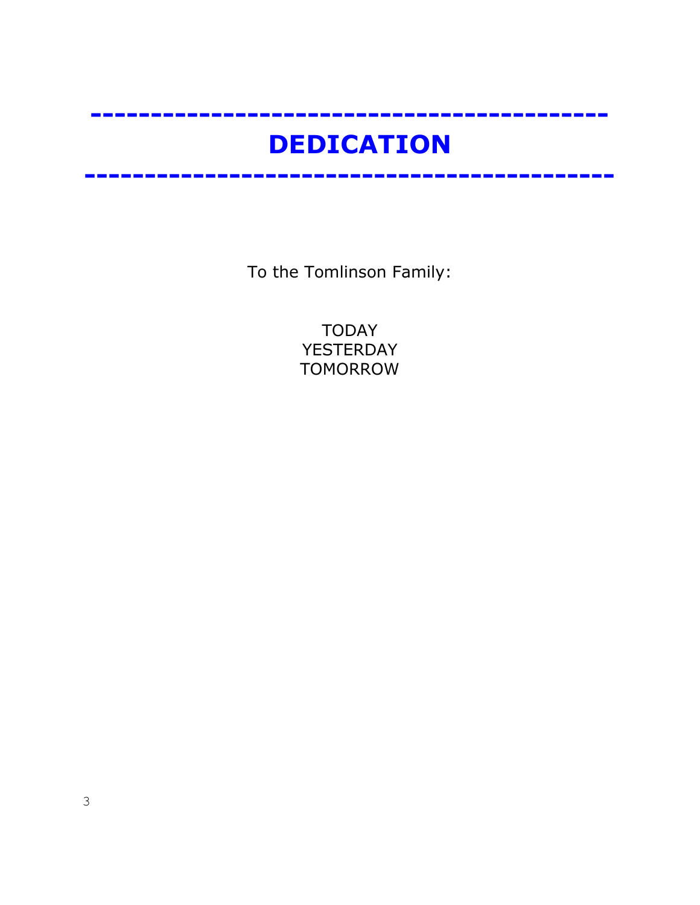# DEDICATION

To the Tomlinson Family:

TODAY
YESTERDAY
TOMORROW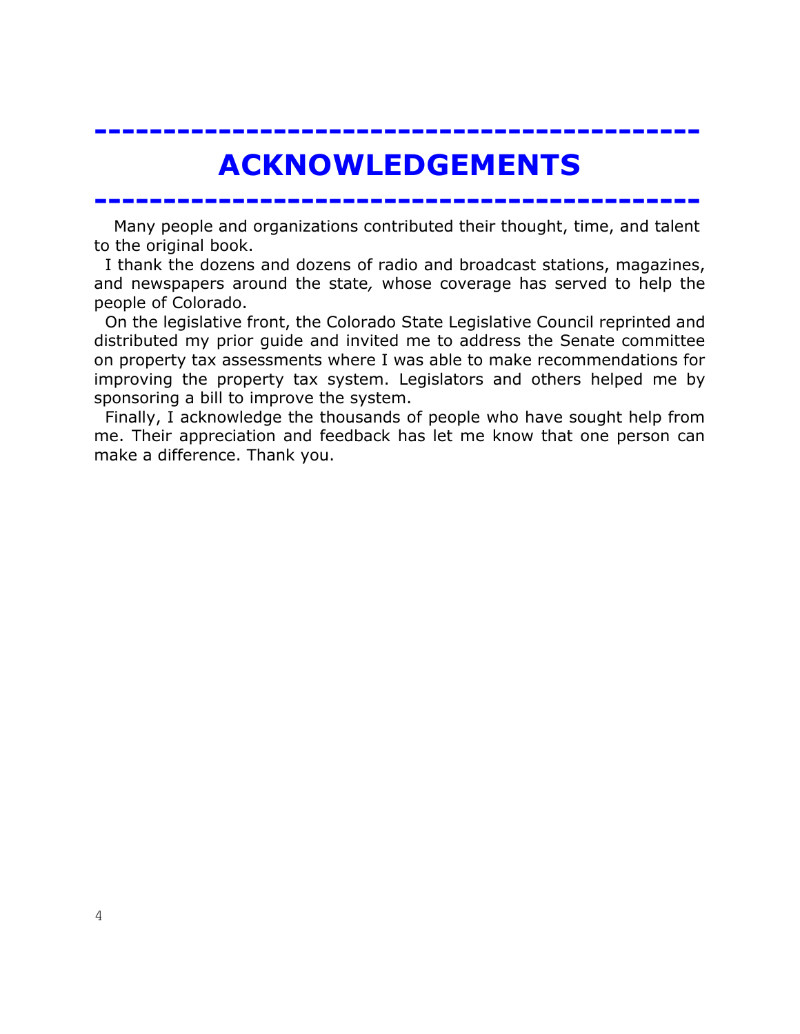# ACKNOWLEDGEMENTS

Many people and organizations contributed their thought, time, and talent to the original book.

I thank the dozens and dozens of radio and broadcast stations, magazines, and newspapers around the state, whose coverage has served to help the people of Colorado.

On the legislative front, the Colorado State Legislative Council reprinted and distributed my prior guide and invited me to address the Senate committee on property tax assessments where I was able to make recommendations for improving the property tax system. Legislators and others helped me by sponsoring a bill to improve the system.

Finally, I acknowledge the thousands of people who have sought help from me. Their appreciation and feedback has let me know that one person can make a difference. Thank you.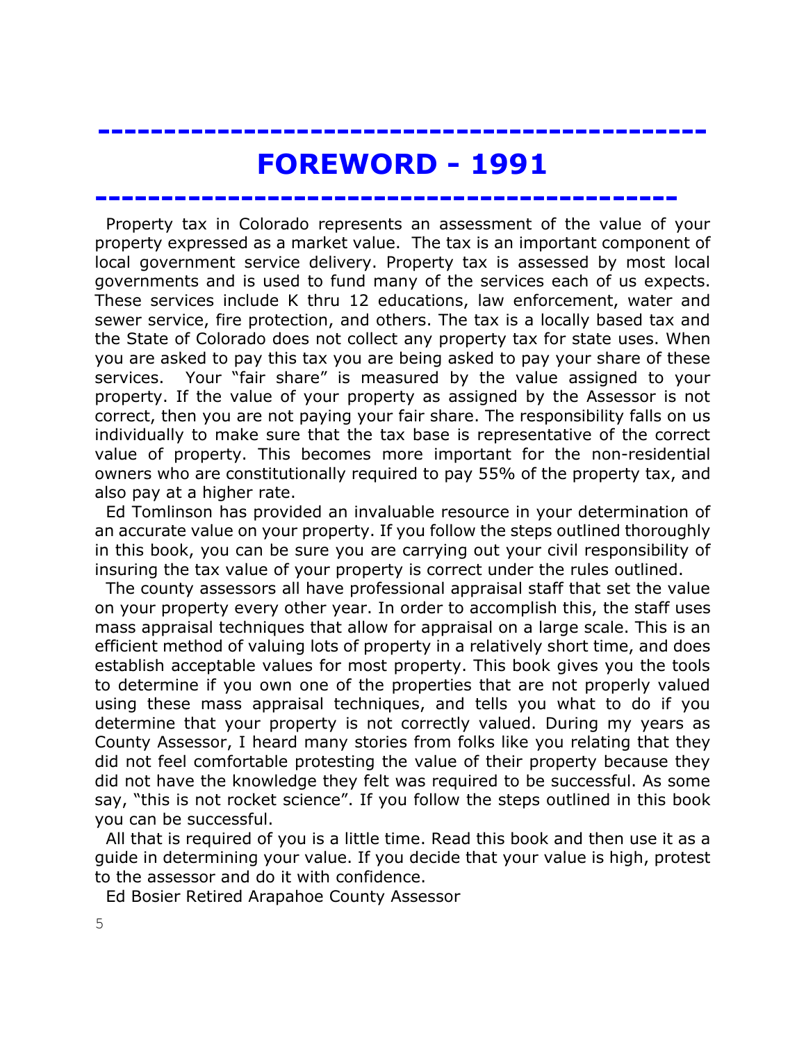# FOREWORD - 1991

Property tax in Colorado represents an assessment of the value of your property expressed as a market value. The tax is an important component of local government service delivery. Property tax is assessed by most local governments and is used to fund many of the services each of us expects. These services include K thru 12 educations, law enforcement, water and sewer service, fire protection, and others. The tax is a locally based tax and the State of Colorado does not collect any property tax for state uses. When you are asked to pay this tax you are being asked to pay your share of these services. Your "fair share" is measured by the value assigned to your property. If the value of your property as assigned by the Assessor is not correct, then you are not paying your fair share. The responsibility falls on us individually to make sure that the tax base is representative of the correct value of property. This becomes more important for the non-residential owners who are constitutionally required to pay 55% of the property tax, and also pay at a higher rate.

Ed Tomlinson has provided an invaluable resource in your determination of an accurate value on your property. If you follow the steps outlined thoroughly in this book, you can be sure you are carrying out your civil responsibility of insuring the tax value of your property is correct under the rules outlined.

The county assessors all have professional appraisal staff that set the value on your property every other year. In order to accomplish this, the staff uses mass appraisal techniques that allow for appraisal on a large scale. This is an efficient method of valuing lots of property in a relatively short time, and does establish acceptable values for most property. This book gives you the tools to determine if you own one of the properties that are not properly valued using these mass appraisal techniques, and tells you what to do if you determine that your property is not correctly valued. During my years as County Assessor, I heard many stories from folks like you relating that they did not feel comfortable protesting the value of their property because they did not have the knowledge they felt was required to be successful. As some say, "this is not rocket science". If you follow the steps outlined in this book you can be successful.

All that is required of you is a little time. Read this book and then use it as a guide in determining your value. If you decide that your value is high, protest to the assessor and do it with confidence.

Ed Bosier Retired Arapahoe County Assessor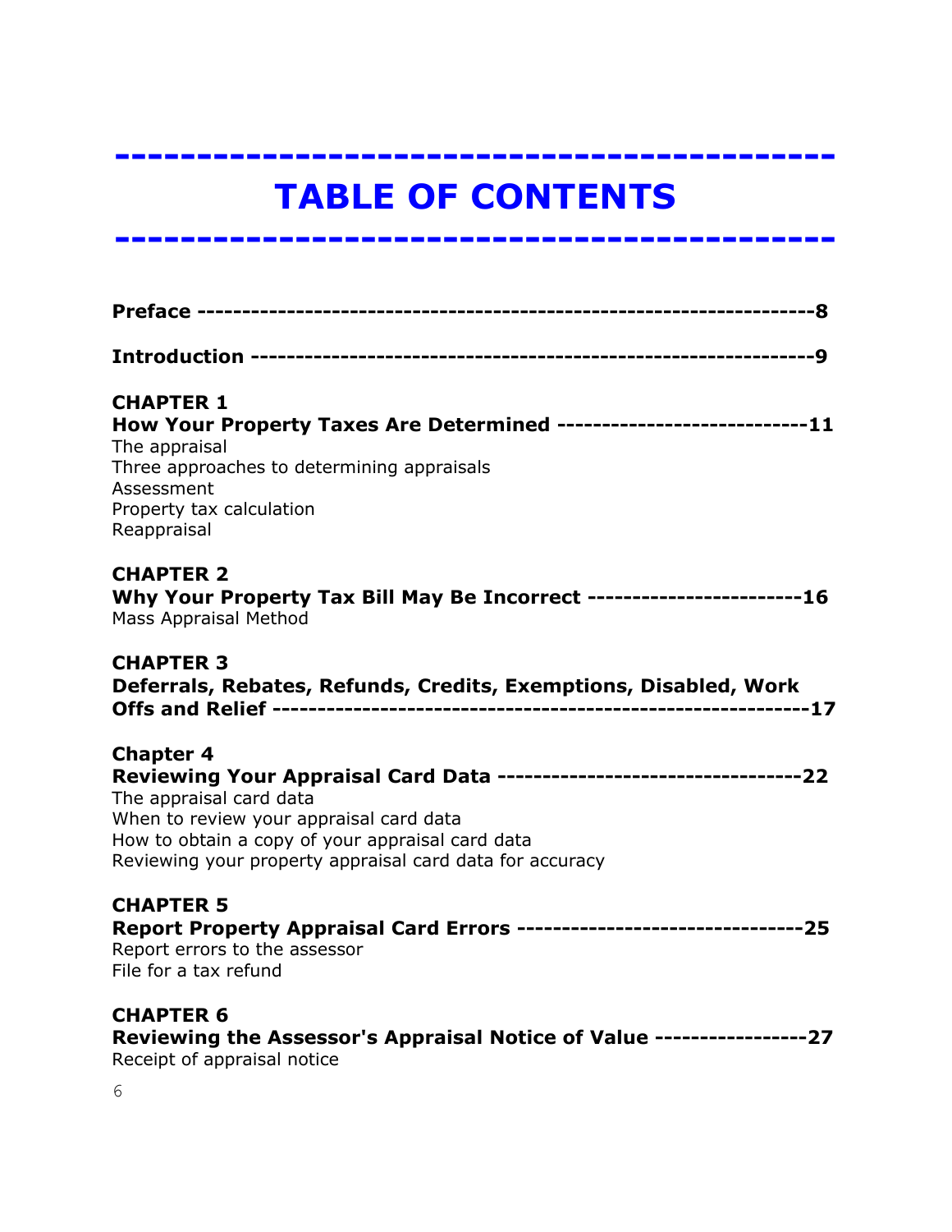# TABLE OF CONTENTS

**Preface ---------------------------------------------------------------------8**

**Introduction ---------------------------------------------------------------9**

**CHAPTER 1**
**How Your Property Taxes Are Determined ----------------------------11**
The appraisal
Three approaches to determining appraisals
Assessment
Property tax calculation
Reappraisal

**CHAPTER 2**
**Why Your Property Tax Bill May Be Incorrect ------------------------16**
Mass Appraisal Method

**CHAPTER 3**
**Deferrals, Rebates, Refunds, Credits, Exemptions, Disabled, Work Offs and Relief ----------------------------------------------------------17**

**Chapter 4**
**Reviewing Your Appraisal Card Data ----------------------------------22**
The appraisal card data
When to review your appraisal card data
How to obtain a copy of your appraisal card data
Reviewing your property appraisal card data for accuracy

**CHAPTER 5**
**Report Property Appraisal Card Errors --------------------------------25**
Report errors to the assessor
File for a tax refund

**CHAPTER 6**
**Reviewing the Assessor's Appraisal Notice of Value -----------------27**
Receipt of appraisal notice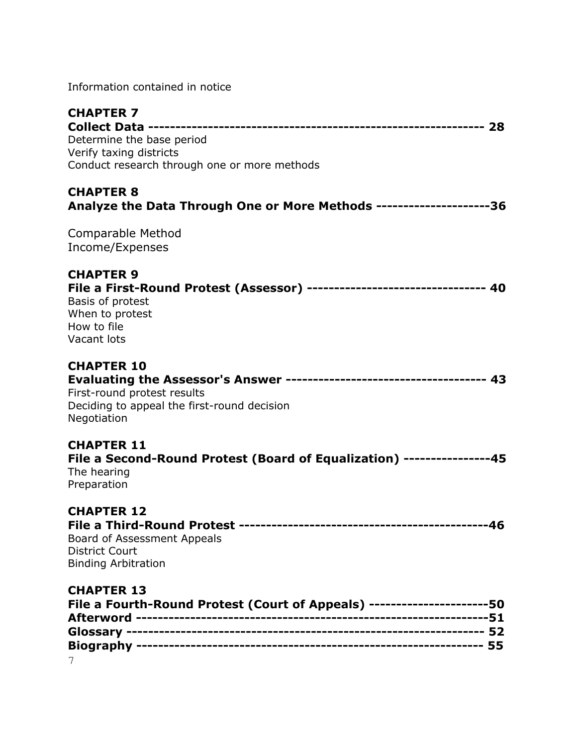Information contained in notice

**CHAPTER 7**
**Collect Data ------------------------------------------------------------- 28**
Determine the base period
Verify taxing districts
Conduct research through one or more methods

**CHAPTER 8**
**Analyze the Data Through One or More Methods ---------------------36**

Comparable Method
Income/Expenses

**CHAPTER 9**
**File a First-Round Protest (Assessor) --------------------------------- 40**
Basis of protest
When to protest
How to file
Vacant lots

**CHAPTER 10**
**Evaluating the Assessor's Answer ------------------------------------- 43**
First-round protest results
Deciding to appeal the first-round decision
Negotiation

**CHAPTER 11**
**File a Second-Round Protest (Board of Equalization) ----------------45**
The hearing
Preparation

**CHAPTER 12**
**File a Third-Round Protest ----------------------------------------------46**
Board of Assessment Appeals
District Court
Binding Arbitration

**CHAPTER 13**
**File a Fourth-Round Protest (Court of Appeals) ----------------------50**
**Afterword ---------------------------------------------------------------51**
**Glossary --------------------------------------------------------------- 52**
**Biography ------------------------------------------------------------- 55**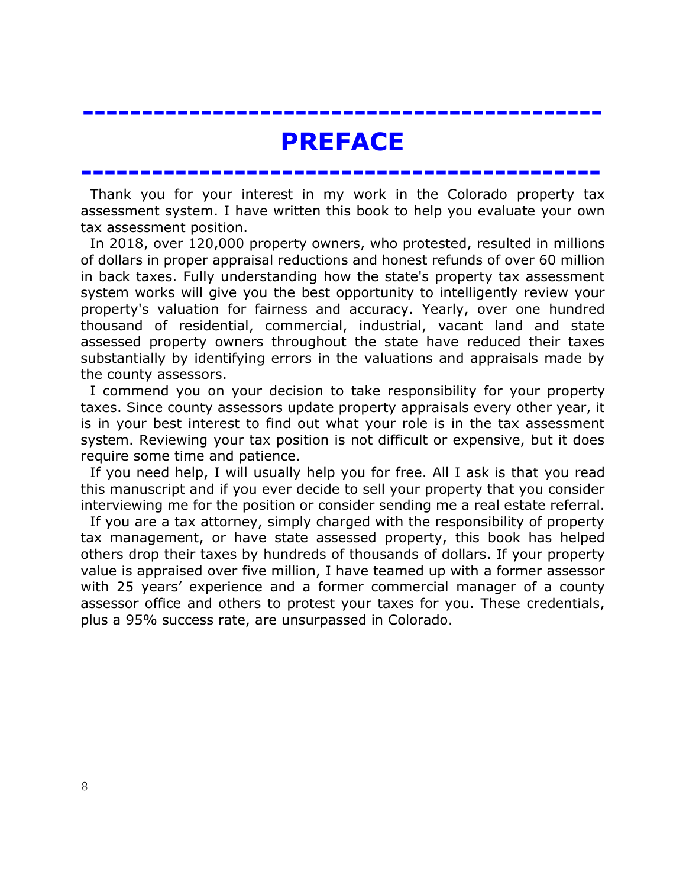# PREFACE

Thank you for your interest in my work in the Colorado property tax assessment system. I have written this book to help you evaluate your own tax assessment position.

In 2018, over 120,000 property owners, who protested, resulted in millions of dollars in proper appraisal reductions and honest refunds of over 60 million in back taxes. Fully understanding how the state's property tax assessment system works will give you the best opportunity to intelligently review your property's valuation for fairness and accuracy. Yearly, over one hundred thousand of residential, commercial, industrial, vacant land and state assessed property owners throughout the state have reduced their taxes substantially by identifying errors in the valuations and appraisals made by the county assessors.

I commend you on your decision to take responsibility for your property taxes. Since county assessors update property appraisals every other year, it is in your best interest to find out what your role is in the tax assessment system. Reviewing your tax position is not difficult or expensive, but it does require some time and patience.

If you need help, I will usually help you for free. All I ask is that you read this manuscript and if you ever decide to sell your property that you consider interviewing me for the position or consider sending me a real estate referral.

If you are a tax attorney, simply charged with the responsibility of property tax management, or have state assessed property, this book has helped others drop their taxes by hundreds of thousands of dollars. If your property value is appraised over five million, I have teamed up with a former assessor with 25 years' experience and a former commercial manager of a county assessor office and others to protest your taxes for you. These credentials, plus a 95% success rate, are unsurpassed in Colorado.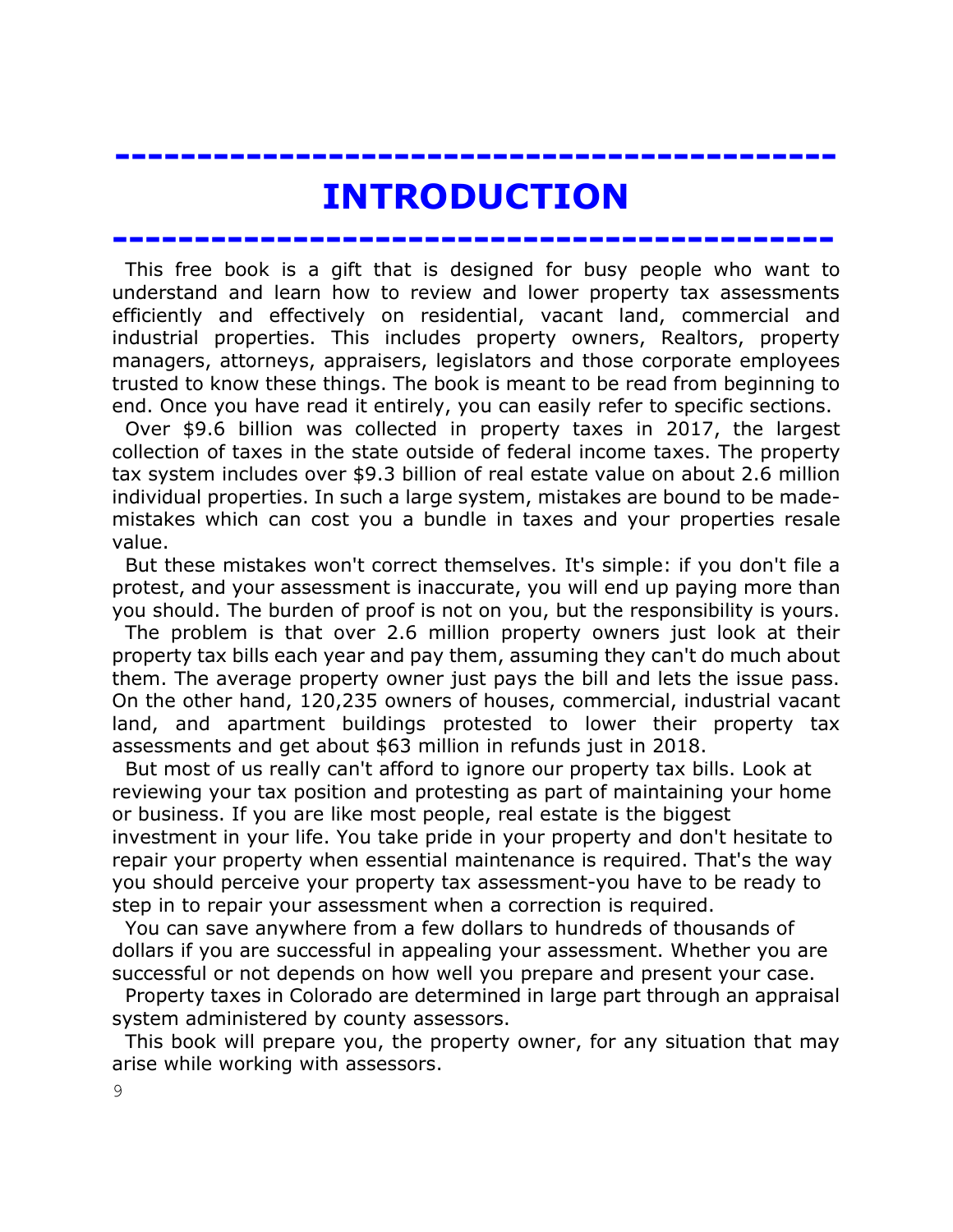# INTRODUCTION

This free book is a gift that is designed for busy people who want to understand and learn how to review and lower property tax assessments efficiently and effectively on residential, vacant land, commercial and industrial properties. This includes property owners, Realtors, property managers, attorneys, appraisers, legislators and those corporate employees trusted to know these things. The book is meant to be read from beginning to end. Once you have read it entirely, you can easily refer to specific sections.

Over $9.6 billion was collected in property taxes in 2017, the largest collection of taxes in the state outside of federal income taxes. The property tax system includes over $9.3 billion of real estate value on about 2.6 million individual properties. In such a large system, mistakes are bound to be made-mistakes which can cost you a bundle in taxes and your properties resale value.

But these mistakes won't correct themselves. It's simple: if you don't file a protest, and your assessment is inaccurate, you will end up paying more than you should. The burden of proof is not on you, but the responsibility is yours.

The problem is that over 2.6 million property owners just look at their property tax bills each year and pay them, assuming they can't do much about them. The average property owner just pays the bill and lets the issue pass. On the other hand, 120,235 owners of houses, commercial, industrial vacant land, and apartment buildings protested to lower their property tax assessments and get about $63 million in refunds just in 2018.

But most of us really can't afford to ignore our property tax bills. Look at reviewing your tax position and protesting as part of maintaining your home or business. If you are like most people, real estate is the biggest investment in your life. You take pride in your property and don't hesitate to repair your property when essential maintenance is required. That's the way you should perceive your property tax assessment-you have to be ready to step in to repair your assessment when a correction is required.

You can save anywhere from a few dollars to hundreds of thousands of dollars if you are successful in appealing your assessment. Whether you are successful or not depends on how well you prepare and present your case.

Property taxes in Colorado are determined in large part through an appraisal system administered by county assessors.

This book will prepare you, the property owner, for any situation that may arise while working with assessors.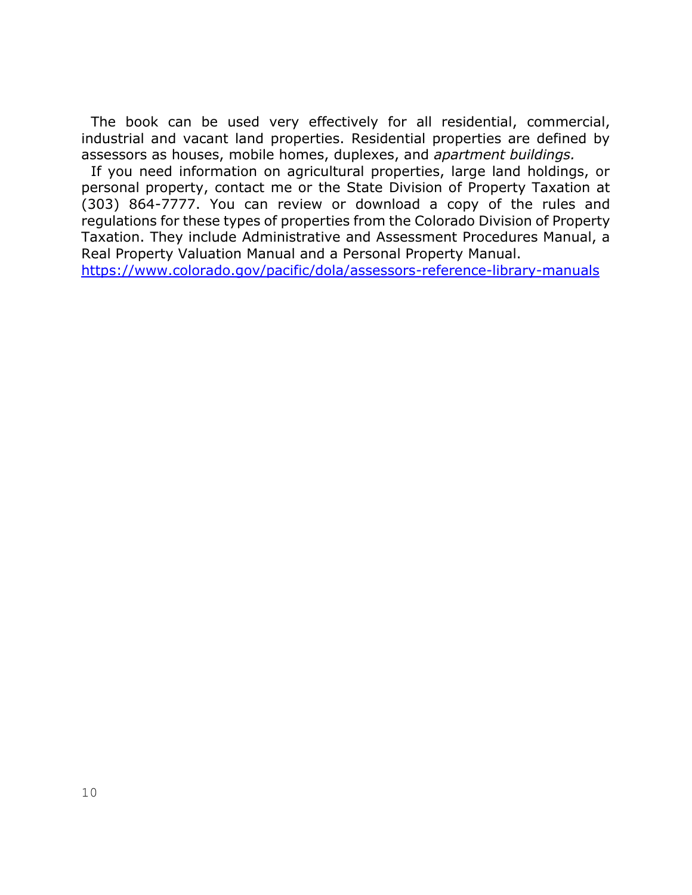The book can be used very effectively for all residential, commercial, industrial and vacant land properties. Residential properties are defined by assessors as houses, mobile homes, duplexes, and *apartment buildings.*

If you need information on agricultural properties, large land holdings, or personal property, contact me or the State Division of Property Taxation at (303) 864-7777. You can review or download a copy of the rules and regulations for these types of properties from the Colorado Division of Property Taxation. They include Administrative and Assessment Procedures Manual, a Real Property Valuation Manual and a Personal Property Manual.
[https://www.colorado.gov/pacific/dola/assessors-reference-library-manuals](https://www.colorado.gov/pacific/dola/assessors-reference-library-manuals)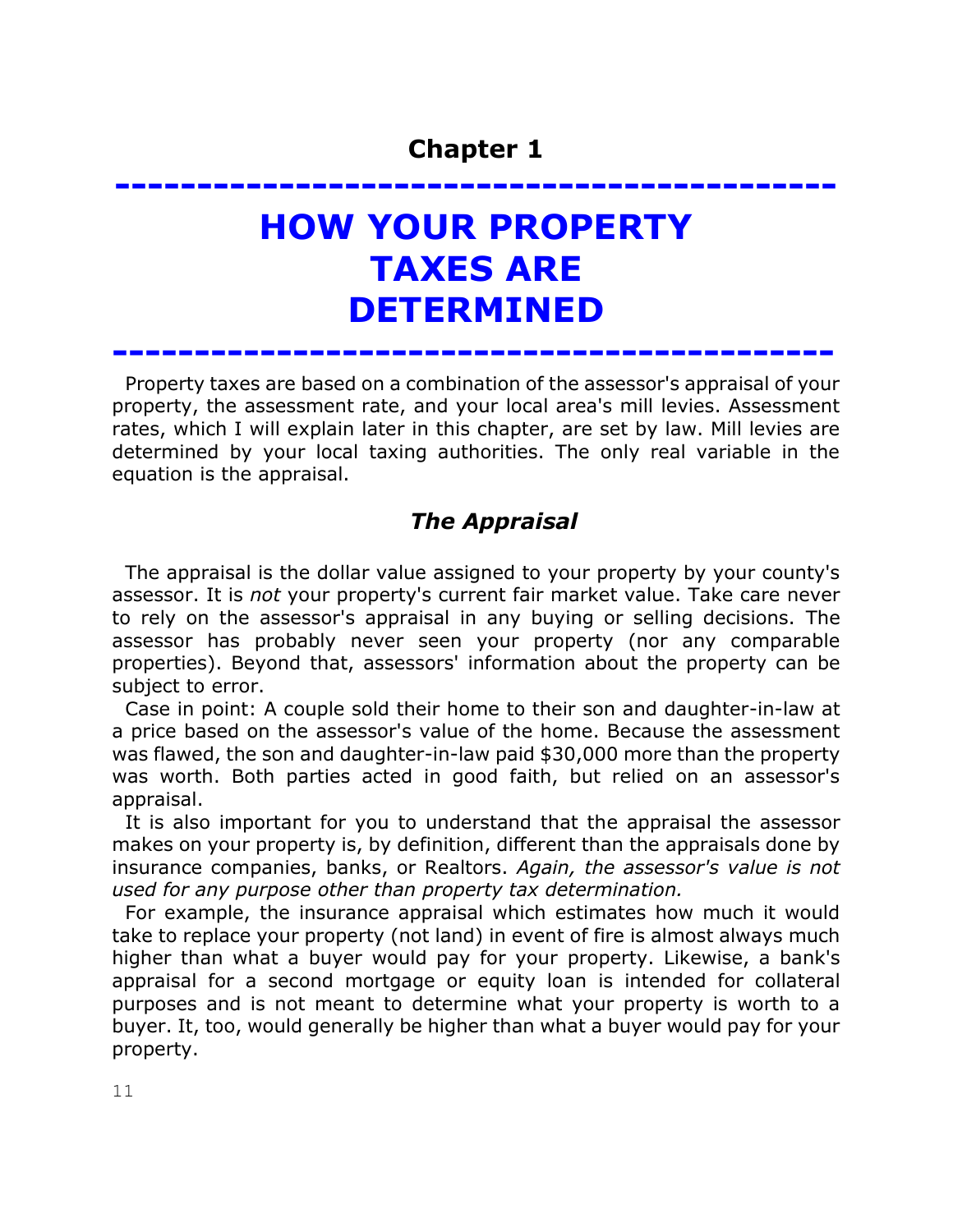# Chapter 1

# HOW YOUR PROPERTY TAXES ARE DETERMINED

Property taxes are based on a combination of the assessor's appraisal of your property, the assessment rate, and your local area's mill levies. Assessment rates, which I will explain later in this chapter, are set by law. Mill levies are determined by your local taxing authorities. The only real variable in the equation is the appraisal.

## *The Appraisal*

The appraisal is the dollar value assigned to your property by your county's assessor. It is *not* your property's current fair market value. Take care never to rely on the assessor's appraisal in any buying or selling decisions. The assessor has probably never seen your property (nor any comparable properties). Beyond that, assessors' information about the property can be subject to error.

Case in point: A couple sold their home to their son and daughter-in-law at a price based on the assessor's value of the home. Because the assessment was flawed, the son and daughter-in-law paid $30,000 more than the property was worth. Both parties acted in good faith, but relied on an assessor's appraisal.

It is also important for you to understand that the appraisal the assessor makes on your property is, by definition, different than the appraisals done by insurance companies, banks, or Realtors. *Again, the assessor's value is not used for any purpose other than property tax determination.*

For example, the insurance appraisal which estimates how much it would take to replace your property (not land) in event of fire is almost always much higher than what a buyer would pay for your property. Likewise, a bank's appraisal for a second mortgage or equity loan is intended for collateral purposes and is not meant to determine what your property is worth to a buyer. It, too, would generally be higher than what a buyer would pay for your property.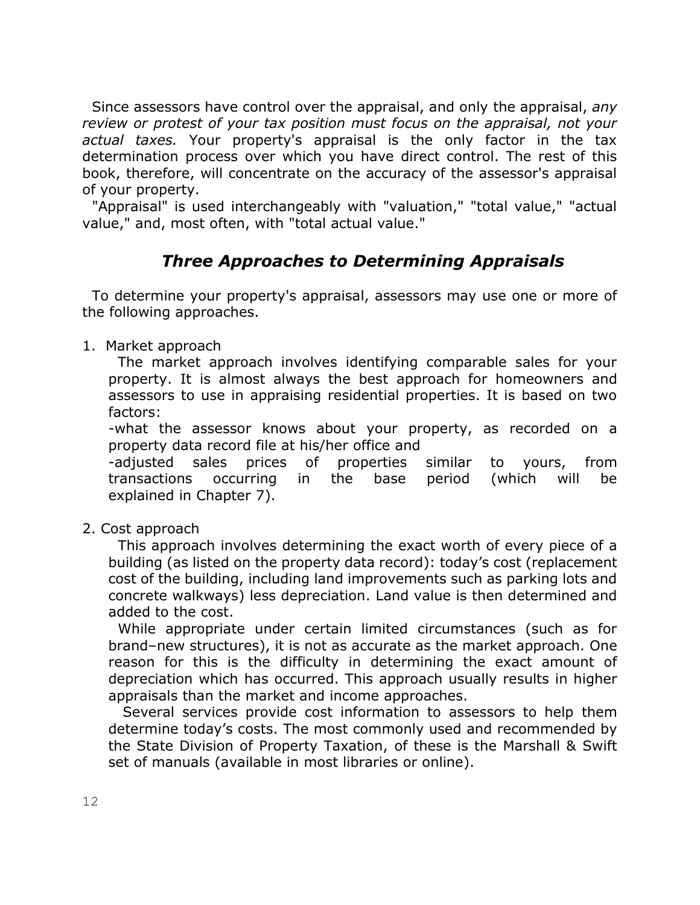Since assessors have control over the appraisal, and only the appraisal, *any review or protest of your tax position must focus on the appraisal, not your actual taxes.* Your property's appraisal is the only factor in the tax determination process over which you have direct control. The rest of this book, therefore, will concentrate on the accuracy of the assessor's appraisal of your property.

"Appraisal" is used interchangeably with "valuation," "total value," "actual value," and, most often, with "total actual value."

## *Three Approaches to Determining Appraisals*

To determine your property's appraisal, assessors may use one or more of the following approaches.

1. Market approach

   The market approach involves identifying comparable sales for your property. It is almost always the best approach for homeowners and assessors to use in appraising residential properties. It is based on two factors:

   -what the assessor knows about your property, as recorded on a property data record file at his/her office and

   -adjusted sales prices of properties similar to yours, from transactions occurring in the base period (which will be explained in Chapter 7).

2. Cost approach

   This approach involves determining the exact worth of every piece of a building (as listed on the property data record): today's cost (replacement cost of the building, including land improvements such as parking lots and concrete walkways) less depreciation. Land value is then determined and added to the cost.

   While appropriate under certain limited circumstances (such as for brand–new structures), it is not as accurate as the market approach. One reason for this is the difficulty in determining the exact amount of depreciation which has occurred. This approach usually results in higher appraisals than the market and income approaches.

   Several services provide cost information to assessors to help them determine today's costs. The most commonly used and recommended by the State Division of Property Taxation, of these is the Marshall & Swift set of manuals (available in most libraries or online).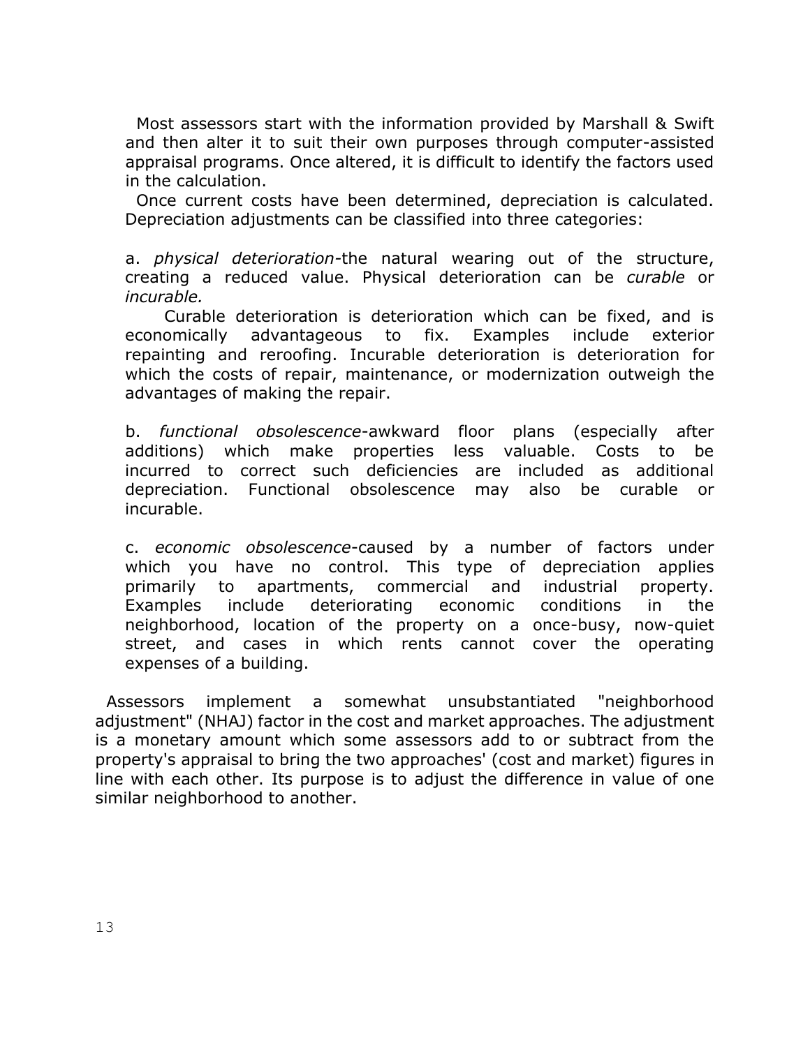Most assessors start with the information provided by Marshall & Swift and then alter it to suit their own purposes through computer-assisted appraisal programs. Once altered, it is difficult to identify the factors used in the calculation.

Once current costs have been determined, depreciation is calculated. Depreciation adjustments can be classified into three categories:

a. *physical deterioration*-the natural wearing out of the structure, creating a reduced value. Physical deterioration can be *curable* or *incurable.*

Curable deterioration is deterioration which can be fixed, and is economically advantageous to fix. Examples include exterior repainting and reroofing. Incurable deterioration is deterioration for which the costs of repair, maintenance, or modernization outweigh the advantages of making the repair.

b. *functional obsolescence*-awkward floor plans (especially after additions) which make properties less valuable. Costs to be incurred to correct such deficiencies are included as additional depreciation. Functional obsolescence may also be curable or incurable.

c. *economic obsolescence*-caused by a number of factors under which you have no control. This type of depreciation applies primarily to apartments, commercial and industrial property. Examples include deteriorating economic conditions in the neighborhood, location of the property on a once-busy, now-quiet street, and cases in which rents cannot cover the operating expenses of a building.

Assessors implement a somewhat unsubstantiated "neighborhood adjustment" (NHAJ) factor in the cost and market approaches. The adjustment is a monetary amount which some assessors add to or subtract from the property's appraisal to bring the two approaches' (cost and market) figures in line with each other. Its purpose is to adjust the difference in value of one similar neighborhood to another.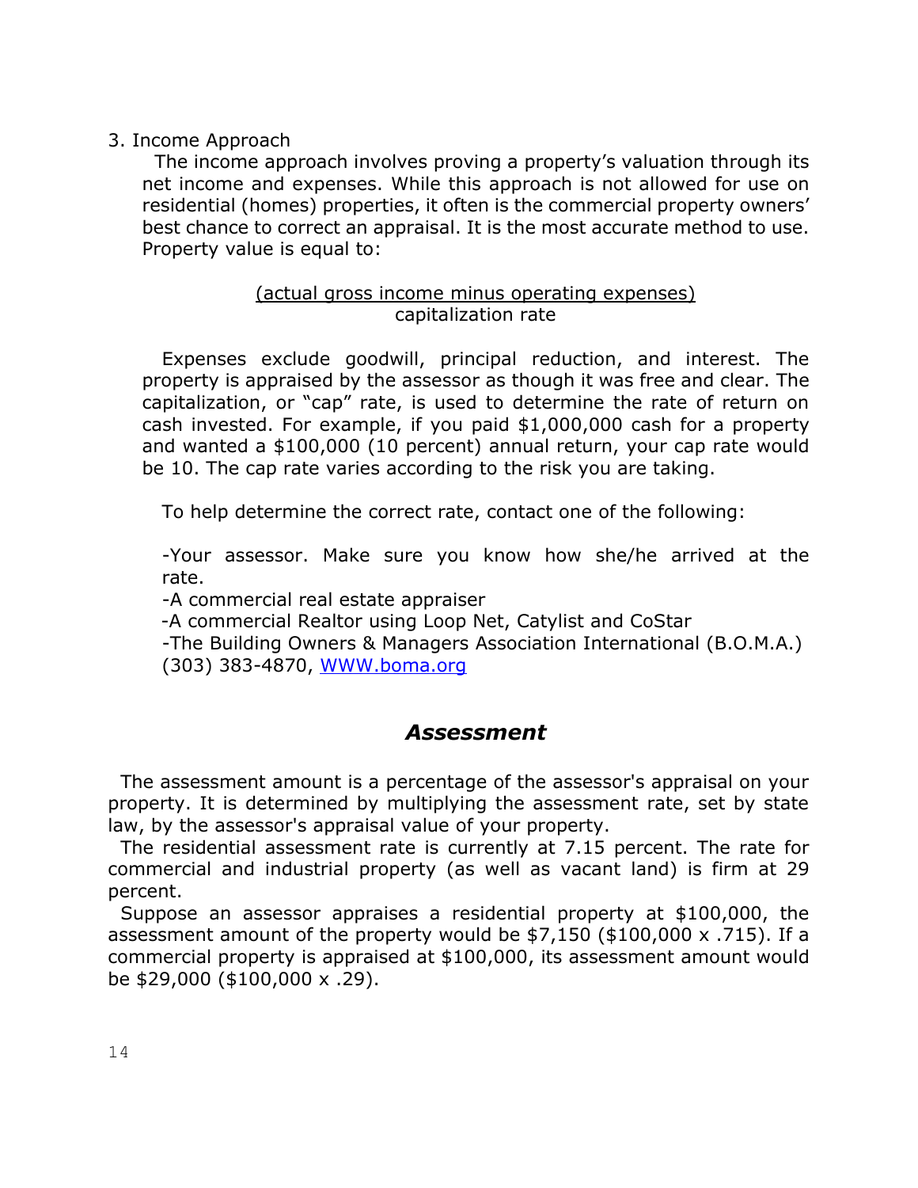3. Income Approach

The income approach involves proving a property's valuation through its net income and expenses. While this approach is not allowed for use on residential (homes) properties, it often is the commercial property owners' best chance to correct an appraisal. It is the most accurate method to use. Property value is equal to:

$$\frac{\text{(actual gross income minus operating expenses)}}{\text{capitalization rate}}$$

Expenses exclude goodwill, principal reduction, and interest. The property is appraised by the assessor as though it was free and clear. The capitalization, or "cap" rate, is used to determine the rate of return on cash invested. For example, if you paid $1,000,000 cash for a property and wanted a $100,000 (10 percent) annual return, your cap rate would be 10. The cap rate varies according to the risk you are taking.

To help determine the correct rate, contact one of the following:

-Your assessor. Make sure you know how she/he arrived at the rate.
-A commercial real estate appraiser
-A commercial Realtor using Loop Net, Catylist and CoStar
-The Building Owners & Managers Association International (B.O.M.A.) (303) 383-4870, WWW.boma.org

## *Assessment*

The assessment amount is a percentage of the assessor's appraisal on your property. It is determined by multiplying the assessment rate, set by state law, by the assessor's appraisal value of your property.

The residential assessment rate is currently at 7.15 percent. The rate for commercial and industrial property (as well as vacant land) is firm at 29 percent.

Suppose an assessor appraises a residential property at $100,000, the assessment amount of the property would be $7,150 ($100,000 x .715). If a commercial property is appraised at $100,000, its assessment amount would be $29,000 ($100,000 x .29).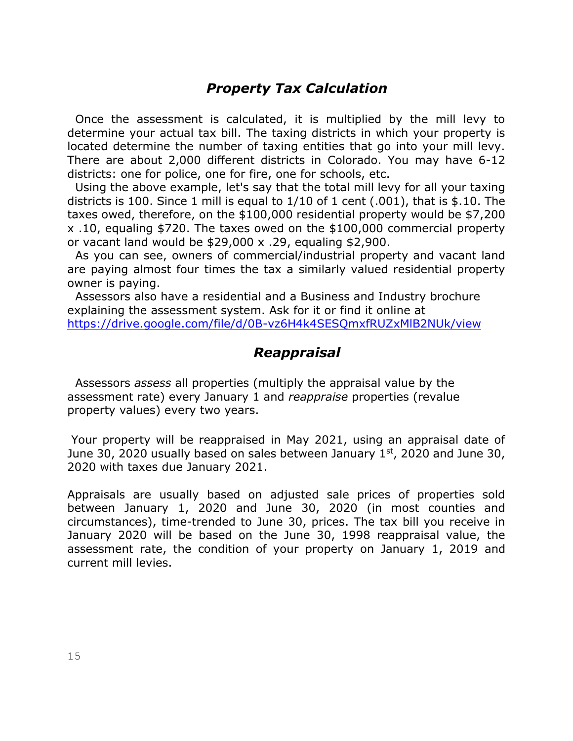## *Property Tax Calculation*

Once the assessment is calculated, it is multiplied by the mill levy to determine your actual tax bill. The taxing districts in which your property is located determine the number of taxing entities that go into your mill levy. There are about 2,000 different districts in Colorado. You may have 6-12 districts: one for police, one for fire, one for schools, etc.

Using the above example, let's say that the total mill levy for all your taxing districts is 100. Since 1 mill is equal to 1/10 of 1 cent (.001), that is $.10. The taxes owed, therefore, on the $100,000 residential property would be $7,200 x .10, equaling $720. The taxes owed on the $100,000 commercial property or vacant land would be $29,000 x .29, equaling $2,900.

As you can see, owners of commercial/industrial property and vacant land are paying almost four times the tax a similarly valued residential property owner is paying.

Assessors also have a residential and a Business and Industry brochure explaining the assessment system. Ask for it or find it online at https://drive.google.com/file/d/0B-vz6H4k4SESQmxfRUZxMlB2NUk/view

## *Reappraisal*

Assessors *assess* all properties (multiply the appraisal value by the assessment rate) every January 1 and *reappraise* properties (revalue property values) every two years.

Your property will be reappraised in May 2021, using an appraisal date of June 30, 2020 usually based on sales between January 1st, 2020 and June 30, 2020 with taxes due January 2021.

Appraisals are usually based on adjusted sale prices of properties sold between January 1, 2020 and June 30, 2020 (in most counties and circumstances), time-trended to June 30, prices. The tax bill you receive in January 2020 will be based on the June 30, 1998 reappraisal value, the assessment rate, the condition of your property on January 1, 2019 and current mill levies.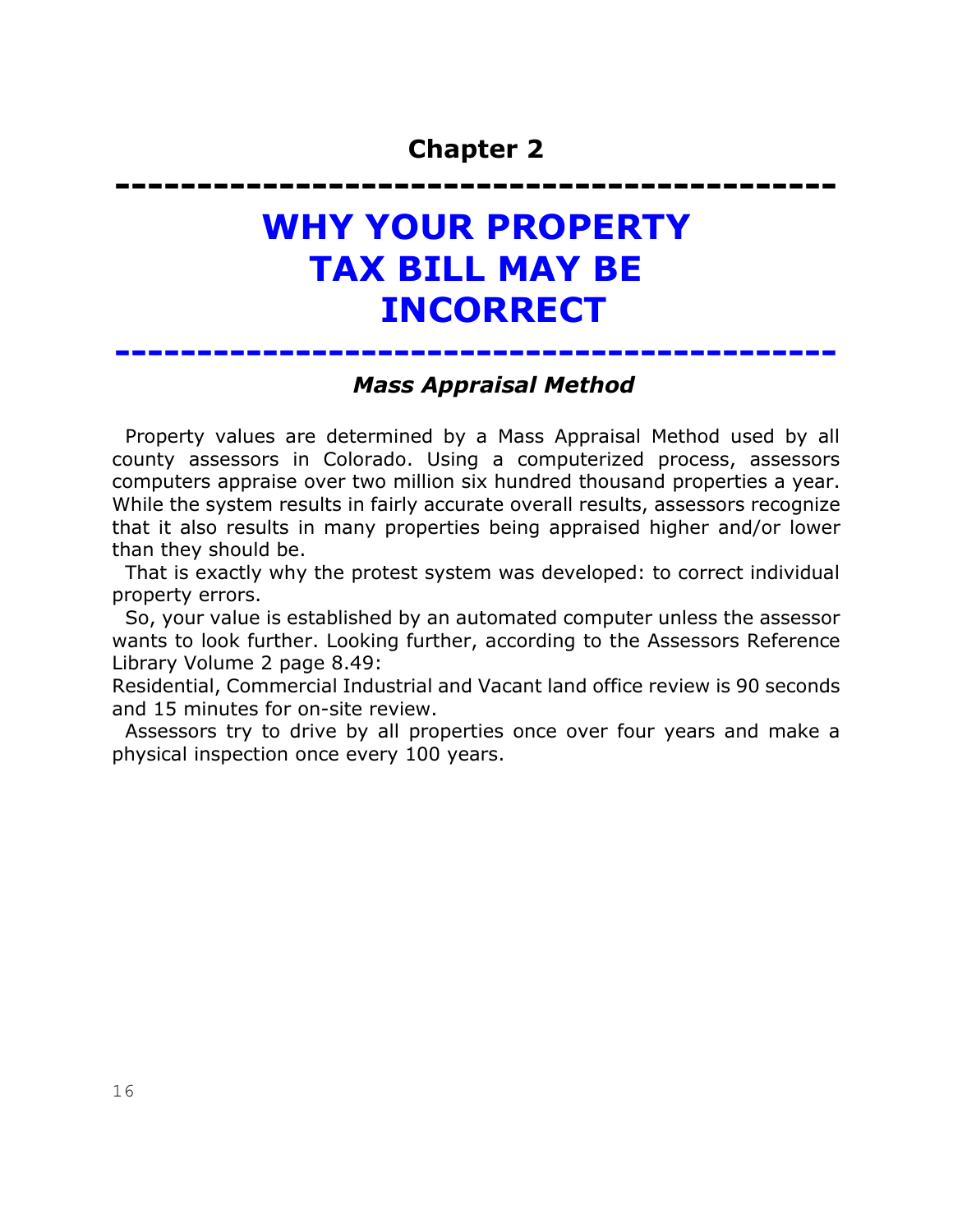# Chapter 2

---

# WHY YOUR PROPERTY TAX BILL MAY BE INCORRECT

---

### *Mass Appraisal Method*

Property values are determined by a Mass Appraisal Method used by all county assessors in Colorado. Using a computerized process, assessors computers appraise over two million six hundred thousand properties a year. While the system results in fairly accurate overall results, assessors recognize that it also results in many properties being appraised higher and/or lower than they should be.

That is exactly why the protest system was developed: to correct individual property errors.

So, your value is established by an automated computer unless the assessor wants to look further. Looking further, according to the Assessors Reference Library Volume 2 page 8.49:

Residential, Commercial Industrial and Vacant land office review is 90 seconds and 15 minutes for on-site review.

Assessors try to drive by all properties once over four years and make a physical inspection once every 100 years.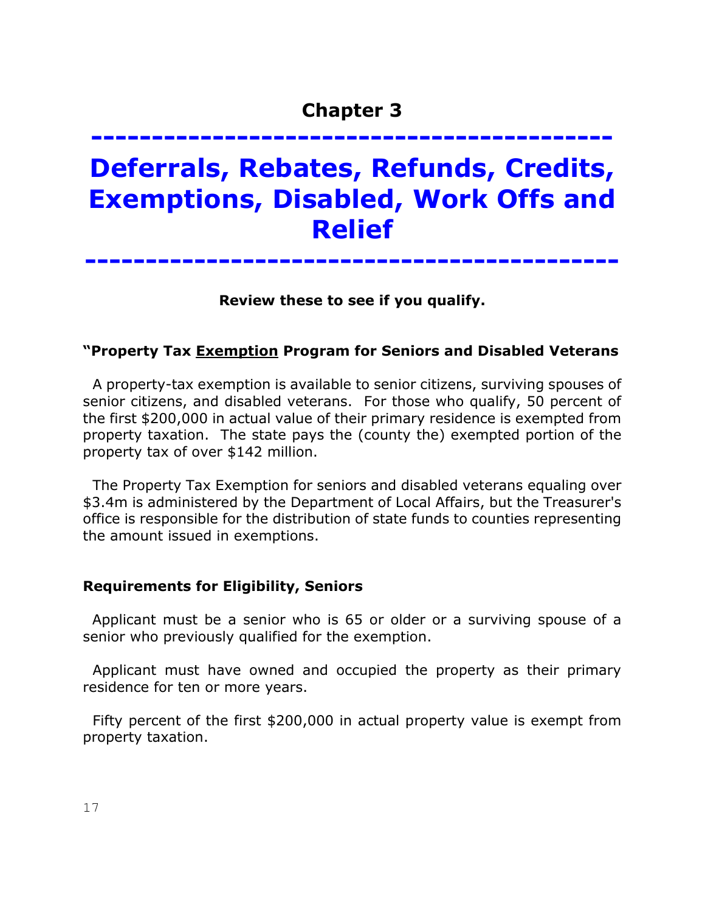# Chapter 3

---

# Deferrals, Rebates, Refunds, Credits, Exemptions, Disabled, Work Offs and Relief

---

**Review these to see if you qualify.**

**"Property Tax <u>Exemption</u> Program for Seniors and Disabled Veterans**

A property-tax exemption is available to senior citizens, surviving spouses of senior citizens, and disabled veterans. For those who qualify, 50 percent of the first $200,000 in actual value of their primary residence is exempted from property taxation. The state pays the (county the) exempted portion of the property tax of over $142 million.

The Property Tax Exemption for seniors and disabled veterans equaling over $3.4m is administered by the Department of Local Affairs, but the Treasurer's office is responsible for the distribution of state funds to counties representing the amount issued in exemptions.

**Requirements for Eligibility, Seniors**

Applicant must be a senior who is 65 or older or a surviving spouse of a senior who previously qualified for the exemption.

Applicant must have owned and occupied the property as their primary residence for ten or more years.

Fifty percent of the first $200,000 in actual property value is exempt from property taxation.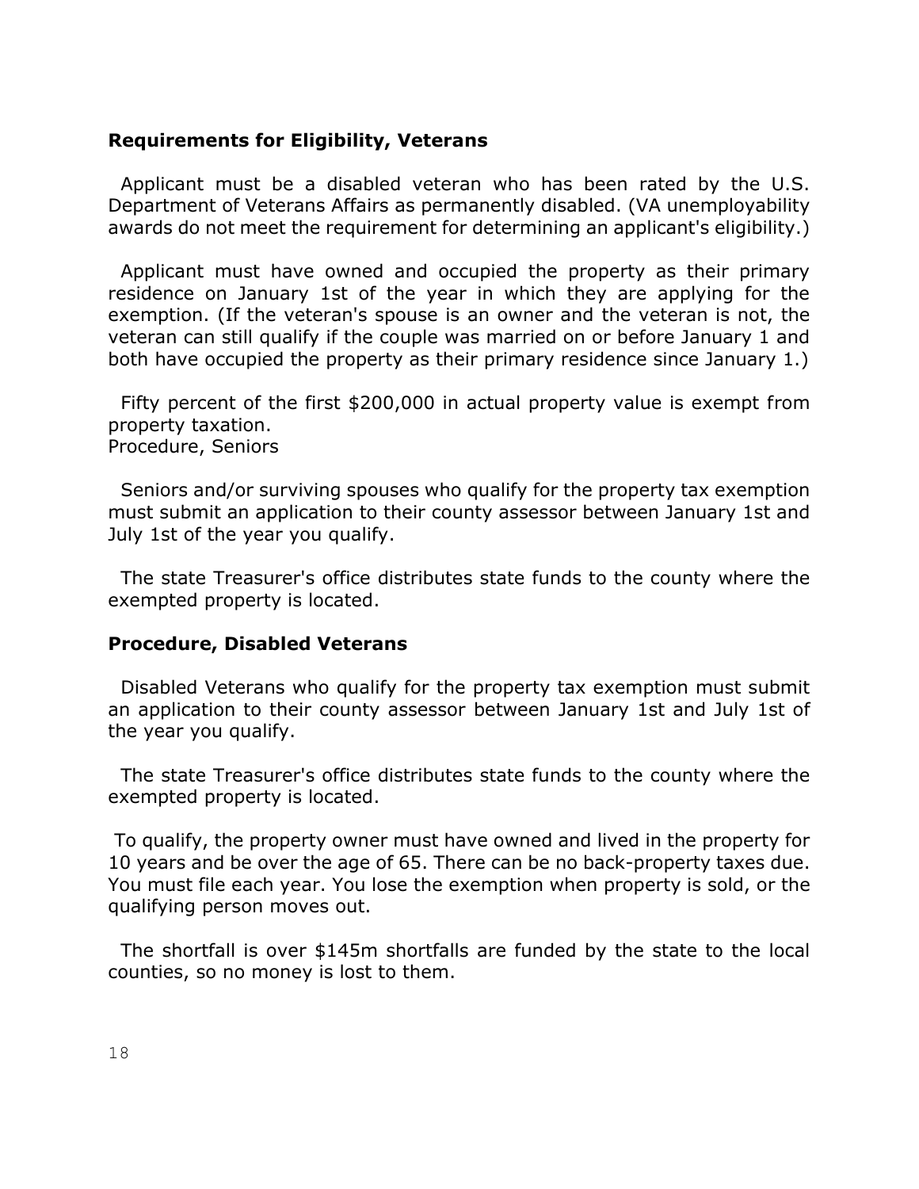**Requirements for Eligibility, Veterans**

Applicant must be a disabled veteran who has been rated by the U.S. Department of Veterans Affairs as permanently disabled. (VA unemployability awards do not meet the requirement for determining an applicant's eligibility.)

Applicant must have owned and occupied the property as their primary residence on January 1st of the year in which they are applying for the exemption. (If the veteran's spouse is an owner and the veteran is not, the veteran can still qualify if the couple was married on or before January 1 and both have occupied the property as their primary residence since January 1.)

Fifty percent of the first $200,000 in actual property value is exempt from property taxation.
Procedure, Seniors

Seniors and/or surviving spouses who qualify for the property tax exemption must submit an application to their county assessor between January 1st and July 1st of the year you qualify.

The state Treasurer's office distributes state funds to the county where the exempted property is located.

**Procedure, Disabled Veterans**

Disabled Veterans who qualify for the property tax exemption must submit an application to their county assessor between January 1st and July 1st of the year you qualify.

The state Treasurer's office distributes state funds to the county where the exempted property is located.

To qualify, the property owner must have owned and lived in the property for 10 years and be over the age of 65. There can be no back-property taxes due. You must file each year. You lose the exemption when property is sold, or the qualifying person moves out.

The shortfall is over $145m shortfalls are funded by the state to the local counties, so no money is lost to them.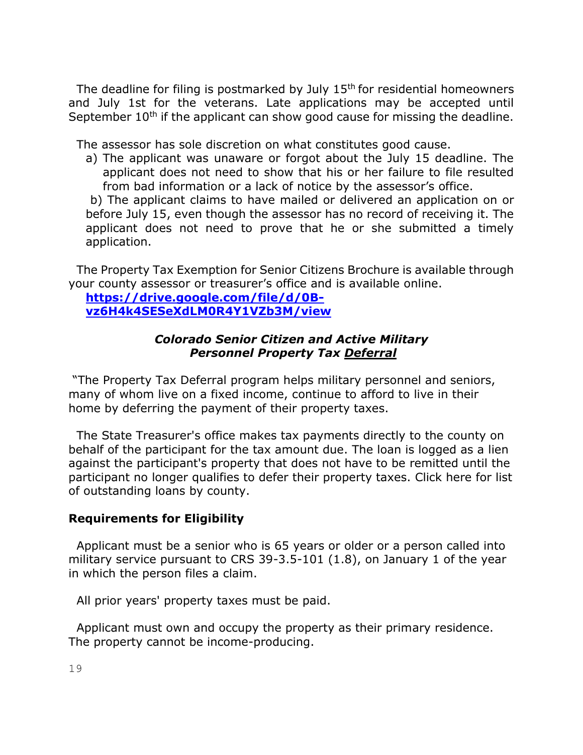The deadline for filing is postmarked by July 15th for residential homeowners and July 1st for the veterans. Late applications may be accepted until September 10th if the applicant can show good cause for missing the deadline.

The assessor has sole discretion on what constitutes good cause.

a) The applicant was unaware or forgot about the July 15 deadline. The applicant does not need to show that his or her failure to file resulted from bad information or a lack of notice by the assessor's office.

b) The applicant claims to have mailed or delivered an application on or before July 15, even though the assessor has no record of receiving it. The applicant does not need to prove that he or she submitted a timely application.

The Property Tax Exemption for Senior Citizens Brochure is available through your county assessor or treasurer's office and is available online.
**https://drive.google.com/file/d/0B-vz6H4k4SESeXdLM0R4Y1VZb3M/view**

***Colorado Senior Citizen and Active Military Personnel Property Tax Deferral***

"The Property Tax Deferral program helps military personnel and seniors, many of whom live on a fixed income, continue to afford to live in their home by deferring the payment of their property taxes.

The State Treasurer's office makes tax payments directly to the county on behalf of the participant for the tax amount due. The loan is logged as a lien against the participant's property that does not have to be remitted until the participant no longer qualifies to defer their property taxes. Click here for list of outstanding loans by county.

**Requirements for Eligibility**

Applicant must be a senior who is 65 years or older or a person called into military service pursuant to CRS 39-3.5-101 (1.8), on January 1 of the year in which the person files a claim.

All prior years' property taxes must be paid.

Applicant must own and occupy the property as their primary residence. The property cannot be income-producing.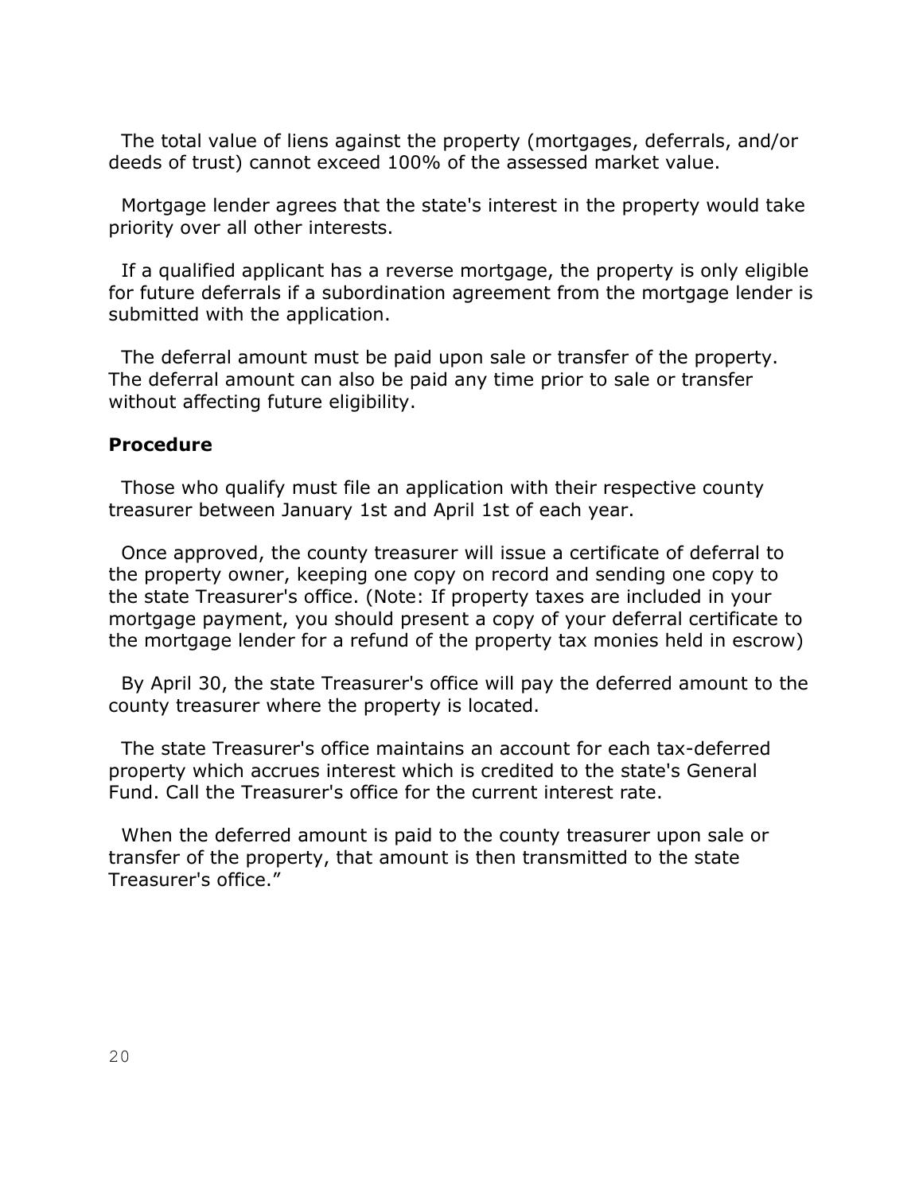The total value of liens against the property (mortgages, deferrals, and/or deeds of trust) cannot exceed 100% of the assessed market value.

Mortgage lender agrees that the state's interest in the property would take priority over all other interests.

If a qualified applicant has a reverse mortgage, the property is only eligible for future deferrals if a subordination agreement from the mortgage lender is submitted with the application.

The deferral amount must be paid upon sale or transfer of the property. The deferral amount can also be paid any time prior to sale or transfer without affecting future eligibility.

**Procedure**

Those who qualify must file an application with their respective county treasurer between January 1st and April 1st of each year.

Once approved, the county treasurer will issue a certificate of deferral to the property owner, keeping one copy on record and sending one copy to the state Treasurer's office. (Note: If property taxes are included in your mortgage payment, you should present a copy of your deferral certificate to the mortgage lender for a refund of the property tax monies held in escrow)

By April 30, the state Treasurer's office will pay the deferred amount to the county treasurer where the property is located.

The state Treasurer's office maintains an account for each tax-deferred property which accrues interest which is credited to the state's General Fund. Call the Treasurer's office for the current interest rate.

When the deferred amount is paid to the county treasurer upon sale or transfer of the property, that amount is then transmitted to the state Treasurer's office."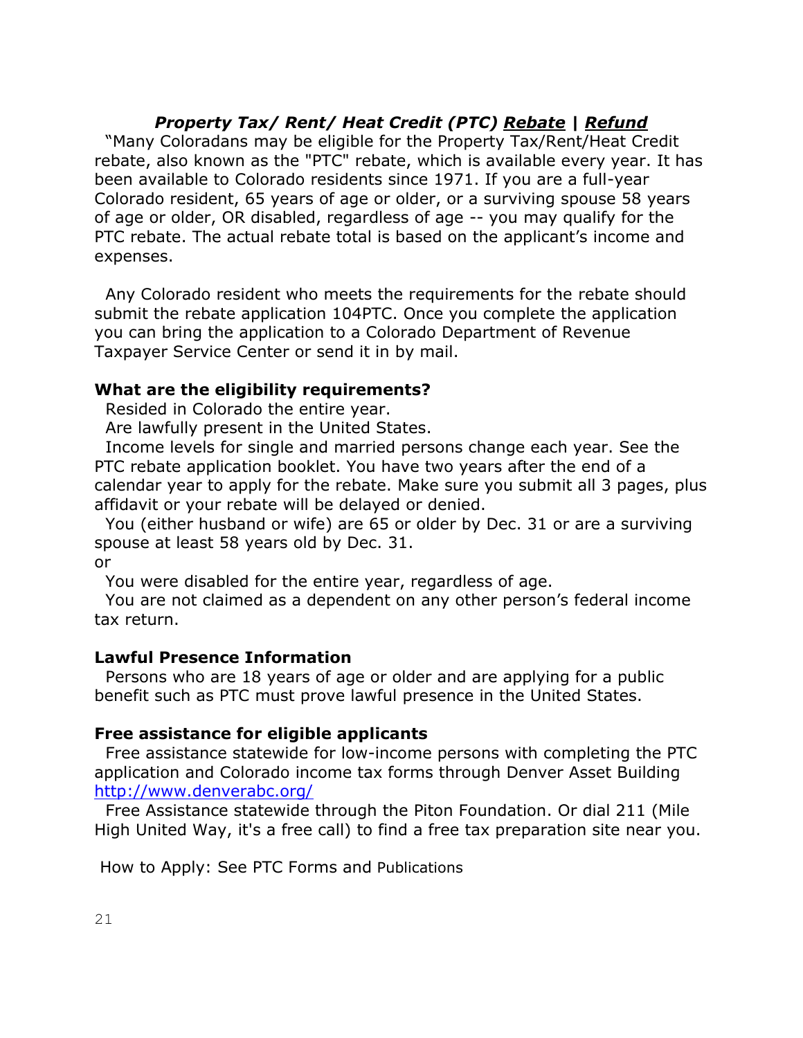### *Property Tax/ Rent/ Heat Credit (PTC) [Rebate](#) | [Refund](#)*

"Many Coloradans may be eligible for the Property Tax/Rent/Heat Credit rebate, also known as the "PTC" rebate, which is available every year. It has been available to Colorado residents since 1971. If you are a full-year Colorado resident, 65 years of age or older, or a surviving spouse 58 years of age or older, OR disabled, regardless of age -- you may qualify for the PTC rebate. The actual rebate total is based on the applicant's income and expenses.

Any Colorado resident who meets the requirements for the rebate should submit the rebate application 104PTC. Once you complete the application you can bring the application to a Colorado Department of Revenue Taxpayer Service Center or send it in by mail.

**What are the eligibility requirements?**

Resided in Colorado the entire year.

Are lawfully present in the United States.

Income levels for single and married persons change each year. See the PTC rebate application booklet. You have two years after the end of a calendar year to apply for the rebate. Make sure you submit all 3 pages, plus affidavit or your rebate will be delayed or denied.

You (either husband or wife) are 65 or older by Dec. 31 or are a surviving spouse at least 58 years old by Dec. 31.

or

You were disabled for the entire year, regardless of age.

You are not claimed as a dependent on any other person's federal income tax return.

**Lawful Presence Information**

Persons who are 18 years of age or older and are applying for a public benefit such as PTC must prove lawful presence in the United States.

**Free assistance for eligible applicants**

Free assistance statewide for low-income persons with completing the PTC application and Colorado income tax forms through Denver Asset Building [http://www.denverabc.org/](http://www.denverabc.org/)

Free Assistance statewide through the Piton Foundation. Or dial 211 (Mile High United Way, it's a free call) to find a free tax preparation site near you.

How to Apply: See PTC Forms and Publications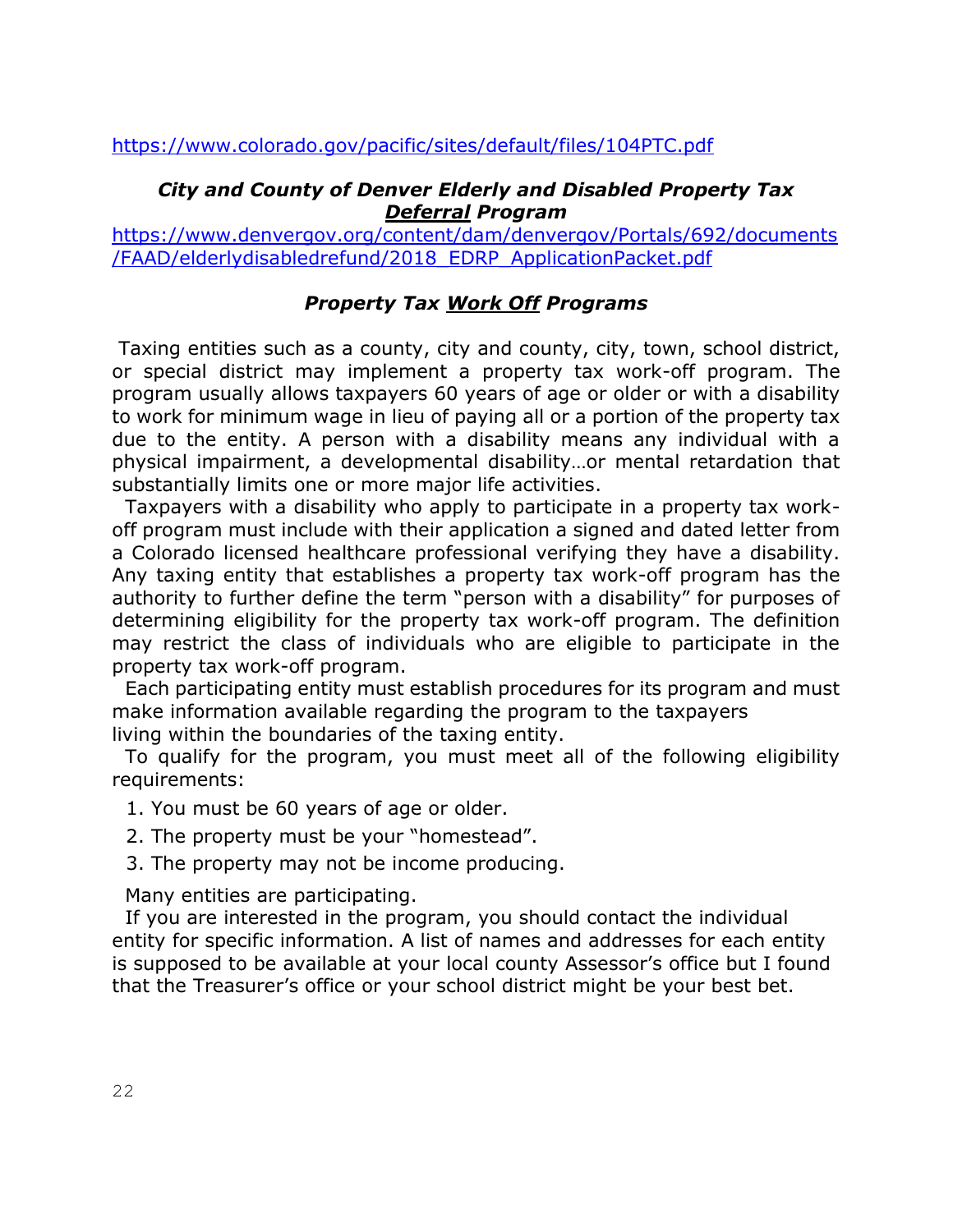https://www.colorado.gov/pacific/sites/default/files/104PTC.pdf

### ***City and County of Denver Elderly and Disabled Property Tax <u>Deferral</u> Program***

https://www.denvergov.org/content/dam/denvergov/Portals/692/documents/FAAD/elderlydisabledrefund/2018_EDRP_ApplicationPacket.pdf

### ***Property Tax <u>Work Off</u> Programs***

Taxing entities such as a county, city and county, city, town, school district, or special district may implement a property tax work-off program. The program usually allows taxpayers 60 years of age or older or with a disability to work for minimum wage in lieu of paying all or a portion of the property tax due to the entity. A person with a disability means any individual with a physical impairment, a developmental disability…or mental retardation that substantially limits one or more major life activities.

Taxpayers with a disability who apply to participate in a property tax work-off program must include with their application a signed and dated letter from a Colorado licensed healthcare professional verifying they have a disability. Any taxing entity that establishes a property tax work-off program has the authority to further define the term "person with a disability" for purposes of determining eligibility for the property tax work-off program. The definition may restrict the class of individuals who are eligible to participate in the property tax work-off program.

Each participating entity must establish procedures for its program and must make information available regarding the program to the taxpayers living within the boundaries of the taxing entity.

To qualify for the program, you must meet all of the following eligibility requirements:

1. You must be 60 years of age or older.
2. The property must be your "homestead".
3. The property may not be income producing.

Many entities are participating.

If you are interested in the program, you should contact the individual entity for specific information. A list of names and addresses for each entity is supposed to be available at your local county Assessor's office but I found that the Treasurer's office or your school district might be your best bet.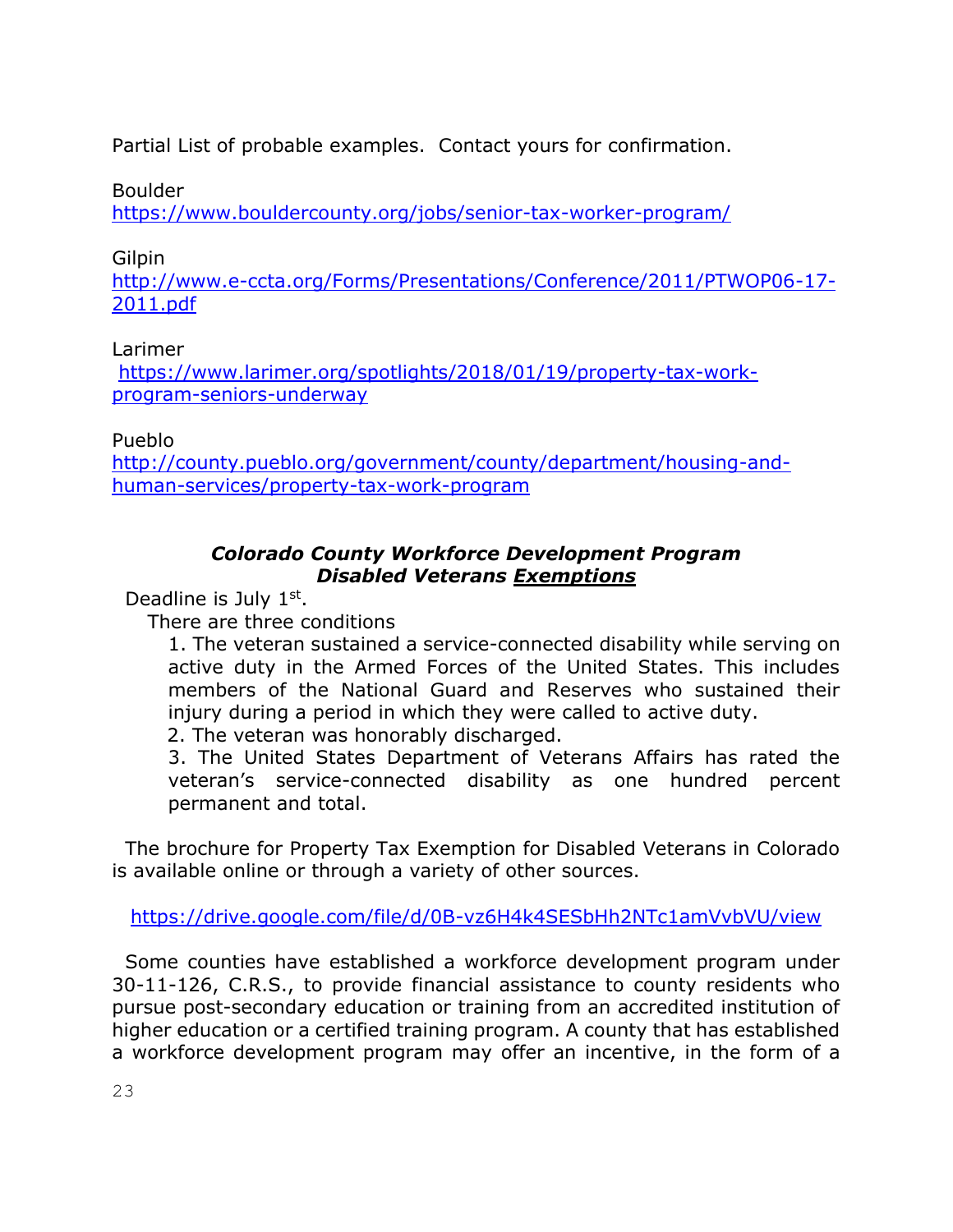Partial List of probable examples. Contact yours for confirmation.

Boulder
https://www.bouldercounty.org/jobs/senior-tax-worker-program/

Gilpin
http://www.e-ccta.org/Forms/Presentations/Conference/2011/PTWOP06-17-2011.pdf

Larimer
https://www.larimer.org/spotlights/2018/01/19/property-tax-work-program-seniors-underway

Pueblo
http://county.pueblo.org/government/county/department/housing-and-human-services/property-tax-work-program

***Colorado County Workforce Development Program***
***Disabled Veterans <u>Exemptions</u>***

Deadline is July 1st.

There are three conditions

1. The veteran sustained a service-connected disability while serving on active duty in the Armed Forces of the United States. This includes members of the National Guard and Reserves who sustained their injury during a period in which they were called to active duty.
2. The veteran was honorably discharged.
3. The United States Department of Veterans Affairs has rated the veteran's service-connected disability as one hundred percent permanent and total.

The brochure for Property Tax Exemption for Disabled Veterans in Colorado is available online or through a variety of other sources.

https://drive.google.com/file/d/0B-vz6H4k4SESbHh2NTc1amVvbVU/view

Some counties have established a workforce development program under 30-11-126, C.R.S., to provide financial assistance to county residents who pursue post-secondary education or training from an accredited institution of higher education or a certified training program. A county that has established a workforce development program may offer an incentive, in the form of a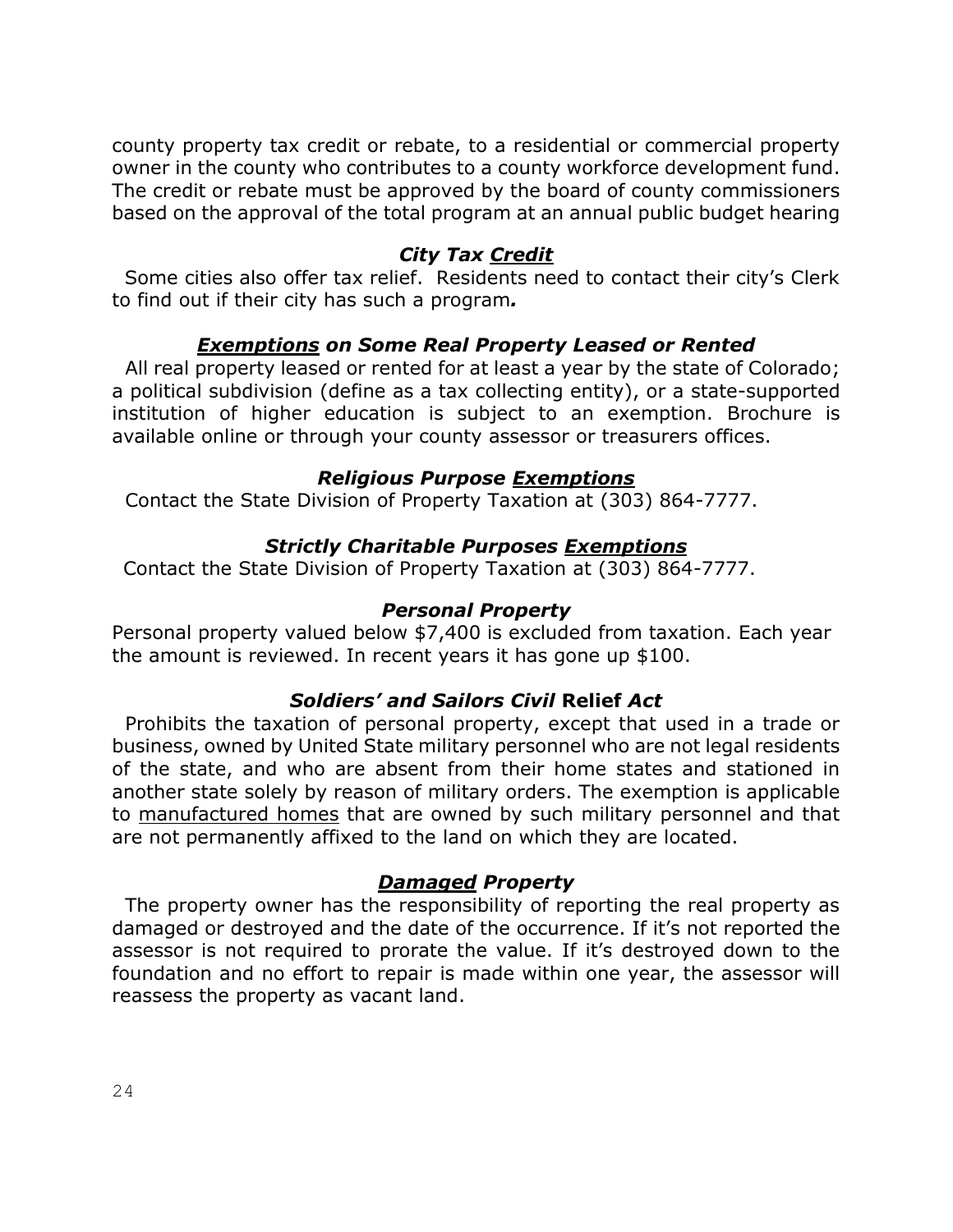county property tax credit or rebate, to a residential or commercial property owner in the county who contributes to a county workforce development fund. The credit or rebate must be approved by the board of county commissioners based on the approval of the total program at an annual public budget hearing

### *City Tax Credit*

Some cities also offer tax relief. Residents need to contact their city's Clerk to find out if their city has such a program***.***

### *Exemptions on Some Real Property Leased or Rented*

All real property leased or rented for at least a year by the state of Colorado; a political subdivision (define as a tax collecting entity), or a state-supported institution of higher education is subject to an exemption. Brochure is available online or through your county assessor or treasurers offices.

### *Religious Purpose Exemptions*

Contact the State Division of Property Taxation at (303) 864-7777.

### *Strictly Charitable Purposes Exemptions*

Contact the State Division of Property Taxation at (303) 864-7777.

### *Personal Property*

Personal property valued below $7,400 is excluded from taxation. Each year the amount is reviewed. In recent years it has gone up $100.

### *Soldiers' and Sailors Civil* **Relief** *Act*

Prohibits the taxation of personal property, except that used in a trade or business, owned by United State military personnel who are not legal residents of the state, and who are absent from their home states and stationed in another state solely by reason of military orders. The exemption is applicable to manufactured homes that are owned by such military personnel and that are not permanently affixed to the land on which they are located.

### *Damaged Property*

The property owner has the responsibility of reporting the real property as damaged or destroyed and the date of the occurrence. If it's not reported the assessor is not required to prorate the value. If it's destroyed down to the foundation and no effort to repair is made within one year, the assessor will reassess the property as vacant land.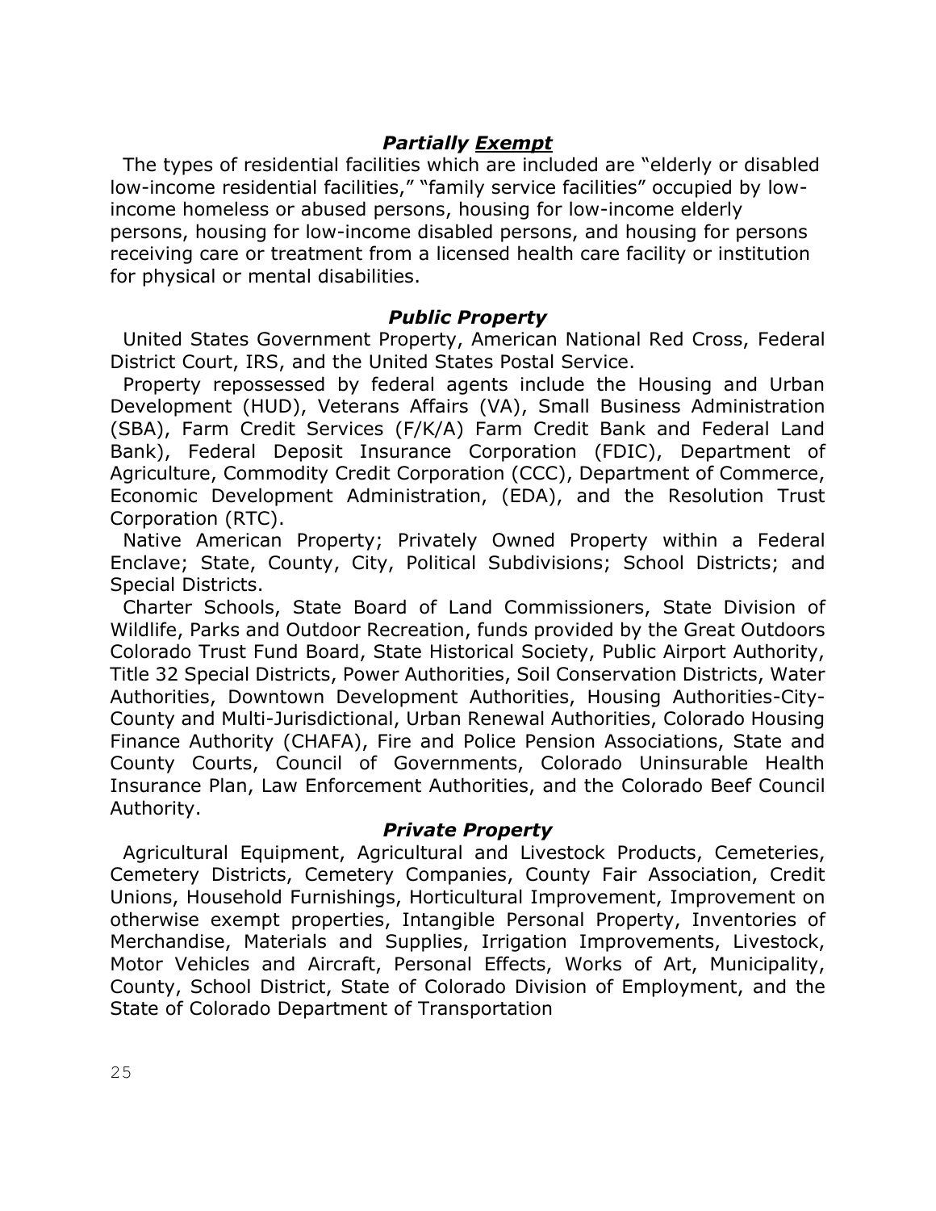### *Partially* ***<u>Exempt</u>***

The types of residential facilities which are included are "elderly or disabled low-income residential facilities," "family service facilities" occupied by low-income homeless or abused persons, housing for low-income elderly persons, housing for low-income disabled persons, and housing for persons receiving care or treatment from a licensed health care facility or institution for physical or mental disabilities.

### *Public Property*

United States Government Property, American National Red Cross, Federal District Court, IRS, and the United States Postal Service.

Property repossessed by federal agents include the Housing and Urban Development (HUD), Veterans Affairs (VA), Small Business Administration (SBA), Farm Credit Services (F/K/A) Farm Credit Bank and Federal Land Bank), Federal Deposit Insurance Corporation (FDIC), Department of Agriculture, Commodity Credit Corporation (CCC), Department of Commerce, Economic Development Administration, (EDA), and the Resolution Trust Corporation (RTC).

Native American Property; Privately Owned Property within a Federal Enclave; State, County, City, Political Subdivisions; School Districts; and Special Districts.

Charter Schools, State Board of Land Commissioners, State Division of Wildlife, Parks and Outdoor Recreation, funds provided by the Great Outdoors Colorado Trust Fund Board, State Historical Society, Public Airport Authority, Title 32 Special Districts, Power Authorities, Soil Conservation Districts, Water Authorities, Downtown Development Authorities, Housing Authorities-City-County and Multi-Jurisdictional, Urban Renewal Authorities, Colorado Housing Finance Authority (CHAFA), Fire and Police Pension Associations, State and County Courts, Council of Governments, Colorado Uninsurable Health Insurance Plan, Law Enforcement Authorities, and the Colorado Beef Council Authority.

### *Private Property*

Agricultural Equipment, Agricultural and Livestock Products, Cemeteries, Cemetery Districts, Cemetery Companies, County Fair Association, Credit Unions, Household Furnishings, Horticultural Improvement, Improvement on otherwise exempt properties, Intangible Personal Property, Inventories of Merchandise, Materials and Supplies, Irrigation Improvements, Livestock, Motor Vehicles and Aircraft, Personal Effects, Works of Art, Municipality, County, School District, State of Colorado Division of Employment, and the State of Colorado Department of Transportation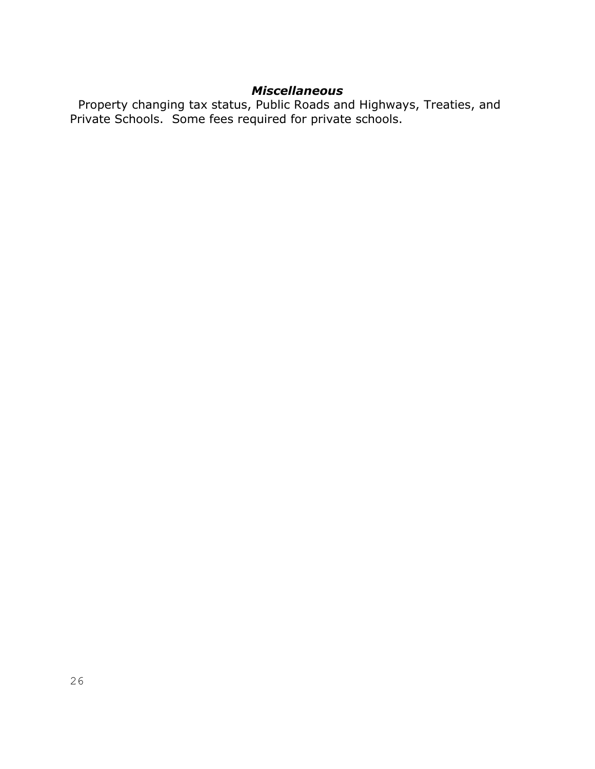### ***Miscellaneous***

Property changing tax status, Public Roads and Highways, Treaties, and Private Schools. Some fees required for private schools.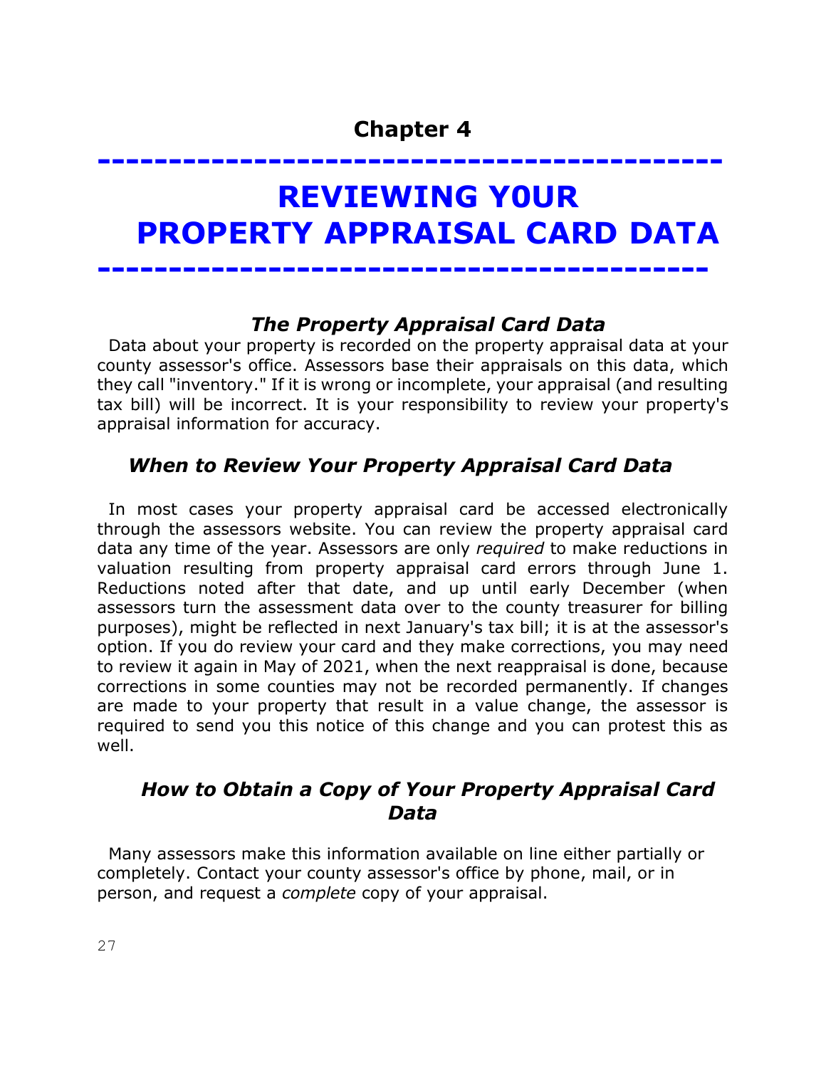# Chapter 4

# REVIEWING Y0UR PROPERTY APPRAISAL CARD DATA

### *The Property Appraisal Card Data*

Data about your property is recorded on the property appraisal data at your county assessor's office. Assessors base their appraisals on this data, which they call "inventory." If it is wrong or incomplete, your appraisal (and resulting tax bill) will be incorrect. It is your responsibility to review your property's appraisal information for accuracy.

### *When to Review Your Property Appraisal Card Data*

In most cases your property appraisal card be accessed electronically through the assessors website. You can review the property appraisal card data any time of the year. Assessors are only *required* to make reductions in valuation resulting from property appraisal card errors through June 1. Reductions noted after that date, and up until early December (when assessors turn the assessment data over to the county treasurer for billing purposes), might be reflected in next January's tax bill; it is at the assessor's option. If you do review your card and they make corrections, you may need to review it again in May of 2021, when the next reappraisal is done, because corrections in some counties may not be recorded permanently. If changes are made to your property that result in a value change, the assessor is required to send you this notice of this change and you can protest this as well.

### *How to Obtain a Copy of Your Property Appraisal Card Data*

Many assessors make this information available on line either partially or completely. Contact your county assessor's office by phone, mail, or in person, and request a *complete* copy of your appraisal.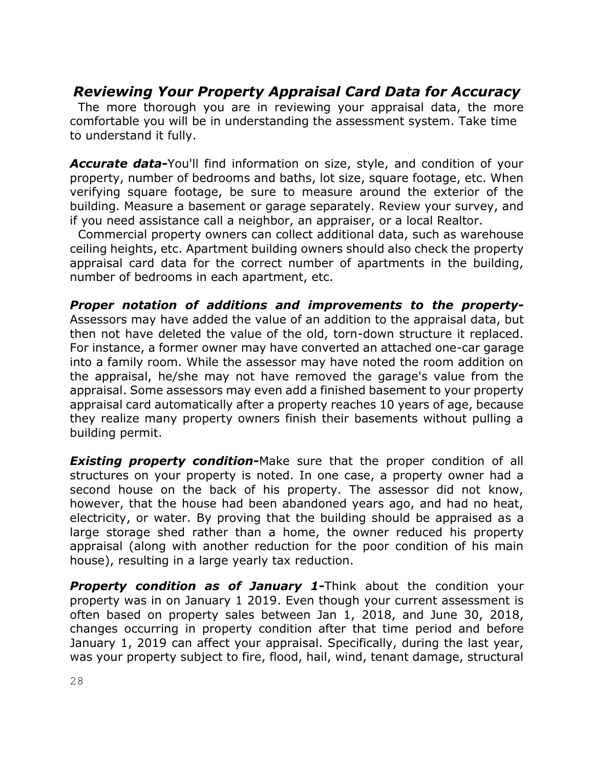## *Reviewing Your Property Appraisal Card Data for Accuracy*

The more thorough you are in reviewing your appraisal data, the more comfortable you will be in understanding the assessment system. Take time to understand it fully.

***Accurate data-***You'll find information on size, style, and condition of your property, number of bedrooms and baths, lot size, square footage, etc. When verifying square footage, be sure to measure around the exterior of the building. Measure a basement or garage separately. Review your survey, and if you need assistance call a neighbor, an appraiser, or a local Realtor.

Commercial property owners can collect additional data, such as warehouse ceiling heights, etc. Apartment building owners should also check the property appraisal card data for the correct number of apartments in the building, number of bedrooms in each apartment, etc.

***Proper notation of additions and improvements to the property-*** Assessors may have added the value of an addition to the appraisal data, but then not have deleted the value of the old, torn-down structure it replaced. For instance, a former owner may have converted an attached one-car garage into a family room. While the assessor may have noted the room addition on the appraisal, he/she may not have removed the garage's value from the appraisal. Some assessors may even add a finished basement to your property appraisal card automatically after a property reaches 10 years of age, because they realize many property owners finish their basements without pulling a building permit.

***Existing property condition-***Make sure that the proper condition of all structures on your property is noted. In one case, a property owner had a second house on the back of his property. The assessor did not know, however, that the house had been abandoned years ago, and had no heat, electricity, or water. By proving that the building should be appraised as a large storage shed rather than a home, the owner reduced his property appraisal (along with another reduction for the poor condition of his main house), resulting in a large yearly tax reduction.

***Property condition as of January 1-***Think about the condition your property was in on January 1 2019. Even though your current assessment is often based on property sales between Jan 1, 2018, and June 30, 2018, changes occurring in property condition after that time period and before January 1, 2019 can affect your appraisal. Specifically, during the last year, was your property subject to fire, flood, hail, wind, tenant damage, structural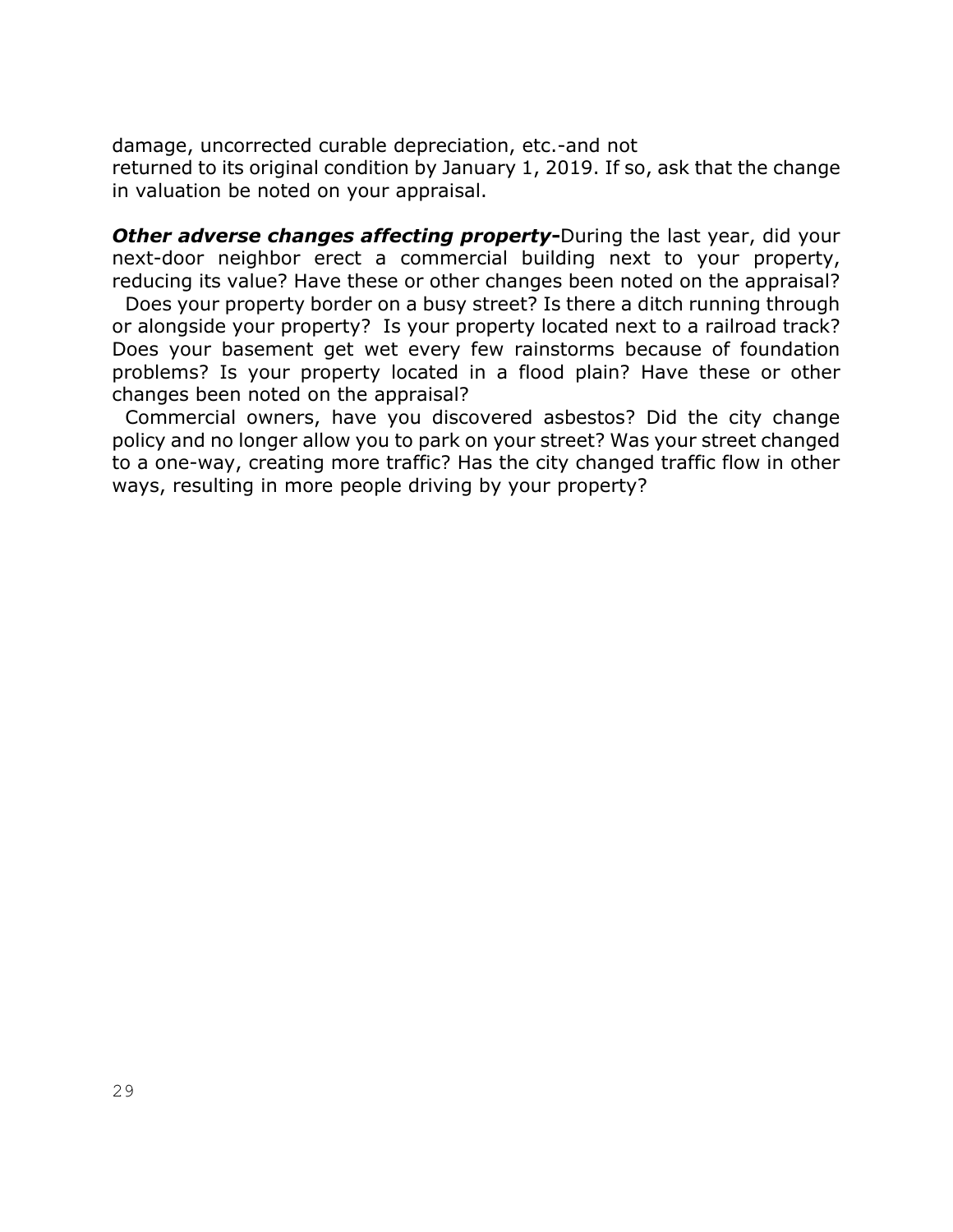damage, uncorrected curable depreciation, etc.-and not returned to its original condition by January 1, 2019. If so, ask that the change in valuation be noted on your appraisal.

***Other adverse changes affecting property*-**During the last year, did your next-door neighbor erect a commercial building next to your property, reducing its value? Have these or other changes been noted on the appraisal?

Does your property border on a busy street? Is there a ditch running through or alongside your property? Is your property located next to a railroad track? Does your basement get wet every few rainstorms because of foundation problems? Is your property located in a flood plain? Have these or other changes been noted on the appraisal?

Commercial owners, have you discovered asbestos? Did the city change policy and no longer allow you to park on your street? Was your street changed to a one-way, creating more traffic? Has the city changed traffic flow in other ways, resulting in more people driving by your property?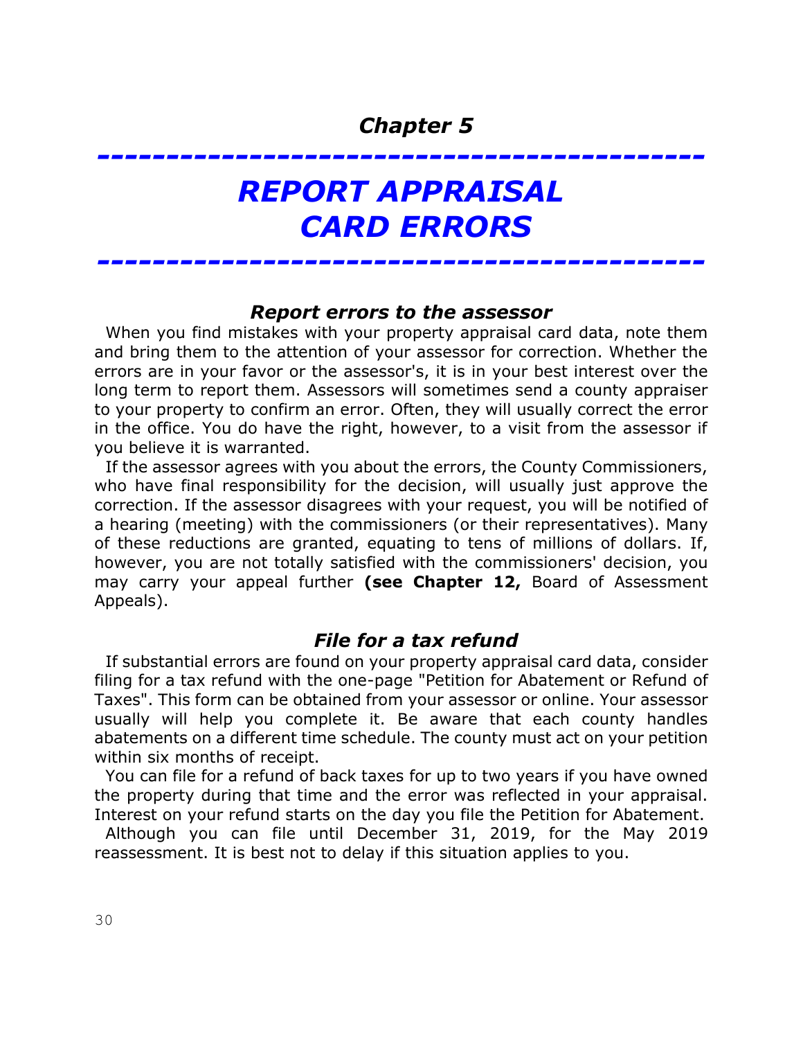# *Chapter 5*

# *REPORT APPRAISAL CARD ERRORS*

### *Report errors to the assessor*

When you find mistakes with your property appraisal card data, note them and bring them to the attention of your assessor for correction. Whether the errors are in your favor or the assessor's, it is in your best interest over the long term to report them. Assessors will sometimes send a county appraiser to your property to confirm an error. Often, they will usually correct the error in the office. You do have the right, however, to a visit from the assessor if you believe it is warranted.

If the assessor agrees with you about the errors, the County Commissioners, who have final responsibility for the decision, will usually just approve the correction. If the assessor disagrees with your request, you will be notified of a hearing (meeting) with the commissioners (or their representatives). Many of these reductions are granted, equating to tens of millions of dollars. If, however, you are not totally satisfied with the commissioners' decision, you may carry your appeal further **(see Chapter 12,** Board of Assessment Appeals).

### *File for a tax refund*

If substantial errors are found on your property appraisal card data, consider filing for a tax refund with the one-page "Petition for Abatement or Refund of Taxes". This form can be obtained from your assessor or online. Your assessor usually will help you complete it. Be aware that each county handles abatements on a different time schedule. The county must act on your petition within six months of receipt.

You can file for a refund of back taxes for up to two years if you have owned the property during that time and the error was reflected in your appraisal. Interest on your refund starts on the day you file the Petition for Abatement.

Although you can file until December 31, 2019, for the May 2019 reassessment. It is best not to delay if this situation applies to you.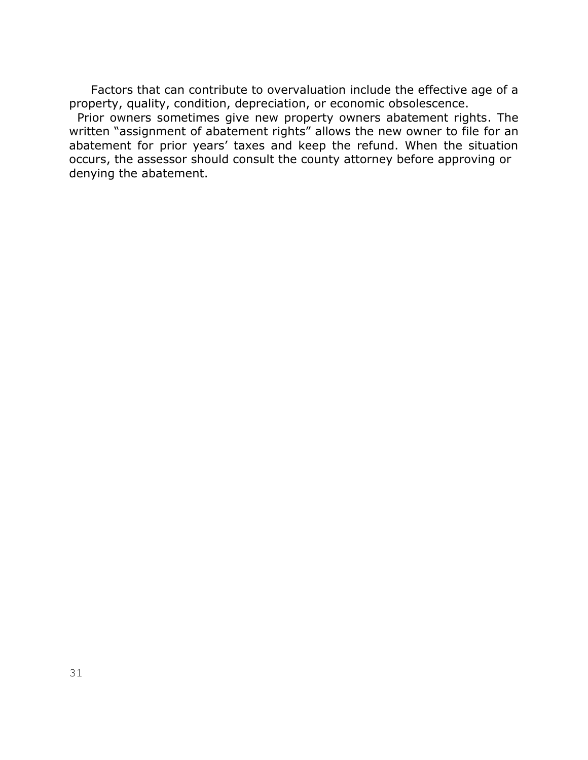Factors that can contribute to overvaluation include the effective age of a property, quality, condition, depreciation, or economic obsolescence.

Prior owners sometimes give new property owners abatement rights. The written "assignment of abatement rights" allows the new owner to file for an abatement for prior years' taxes and keep the refund. When the situation occurs, the assessor should consult the county attorney before approving or denying the abatement.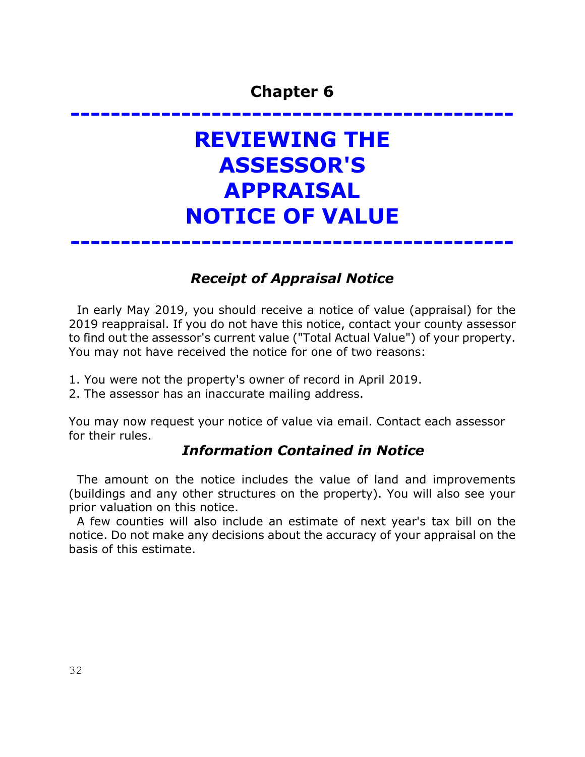# Chapter 6

# REVIEWING THE ASSESSOR'S APPRAISAL NOTICE OF VALUE

### *Receipt of Appraisal Notice*

In early May 2019, you should receive a notice of value (appraisal) for the 2019 reappraisal. If you do not have this notice, contact your county assessor to find out the assessor's current value ("Total Actual Value") of your property. You may not have received the notice for one of two reasons:

1. You were not the property's owner of record in April 2019.
2. The assessor has an inaccurate mailing address.

You may now request your notice of value via email. Contact each assessor for their rules.

### *Information Contained in Notice*

The amount on the notice includes the value of land and improvements (buildings and any other structures on the property). You will also see your prior valuation on this notice.

A few counties will also include an estimate of next year's tax bill on the notice. Do not make any decisions about the accuracy of your appraisal on the basis of this estimate.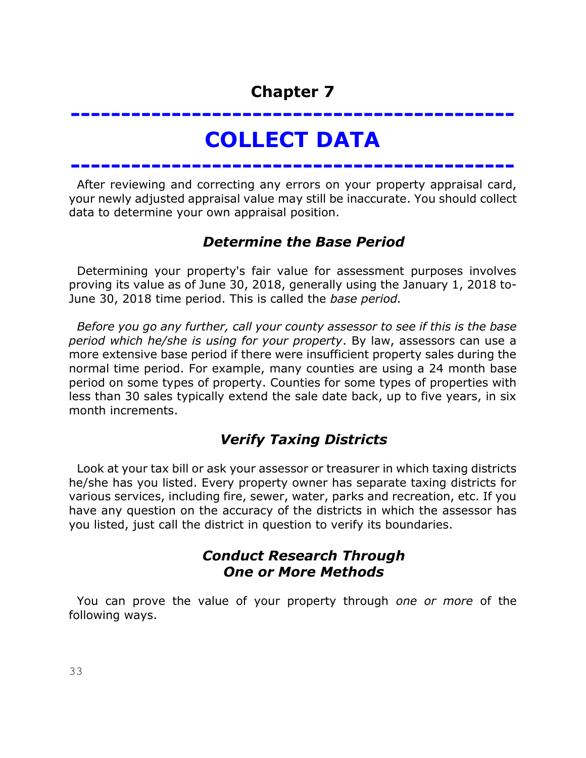# Chapter 7

# COLLECT DATA

After reviewing and correcting any errors on your property appraisal card, your newly adjusted appraisal value may still be inaccurate. You should collect data to determine your own appraisal position.

## *Determine the Base Period*

Determining your property's fair value for assessment purposes involves proving its value as of June 30, 2018, generally using the January 1, 2018 to-June 30, 2018 time period. This is called the *base period.*

*Before you go any further, call your county assessor to see if this is the base period which he/she is using for your property*. By law, assessors can use a more extensive base period if there were insufficient property sales during the normal time period. For example, many counties are using a 24 month base period on some types of property. Counties for some types of properties with less than 30 sales typically extend the sale date back, up to five years, in six month increments.

## *Verify Taxing Districts*

Look at your tax bill or ask your assessor or treasurer in which taxing districts he/she has you listed. Every property owner has separate taxing districts for various services, including fire, sewer, water, parks and recreation, etc. If you have any question on the accuracy of the districts in which the assessor has you listed, just call the district in question to verify its boundaries.

## *Conduct Research Through One or More Methods*

You can prove the value of your property through *one or more* of the following ways.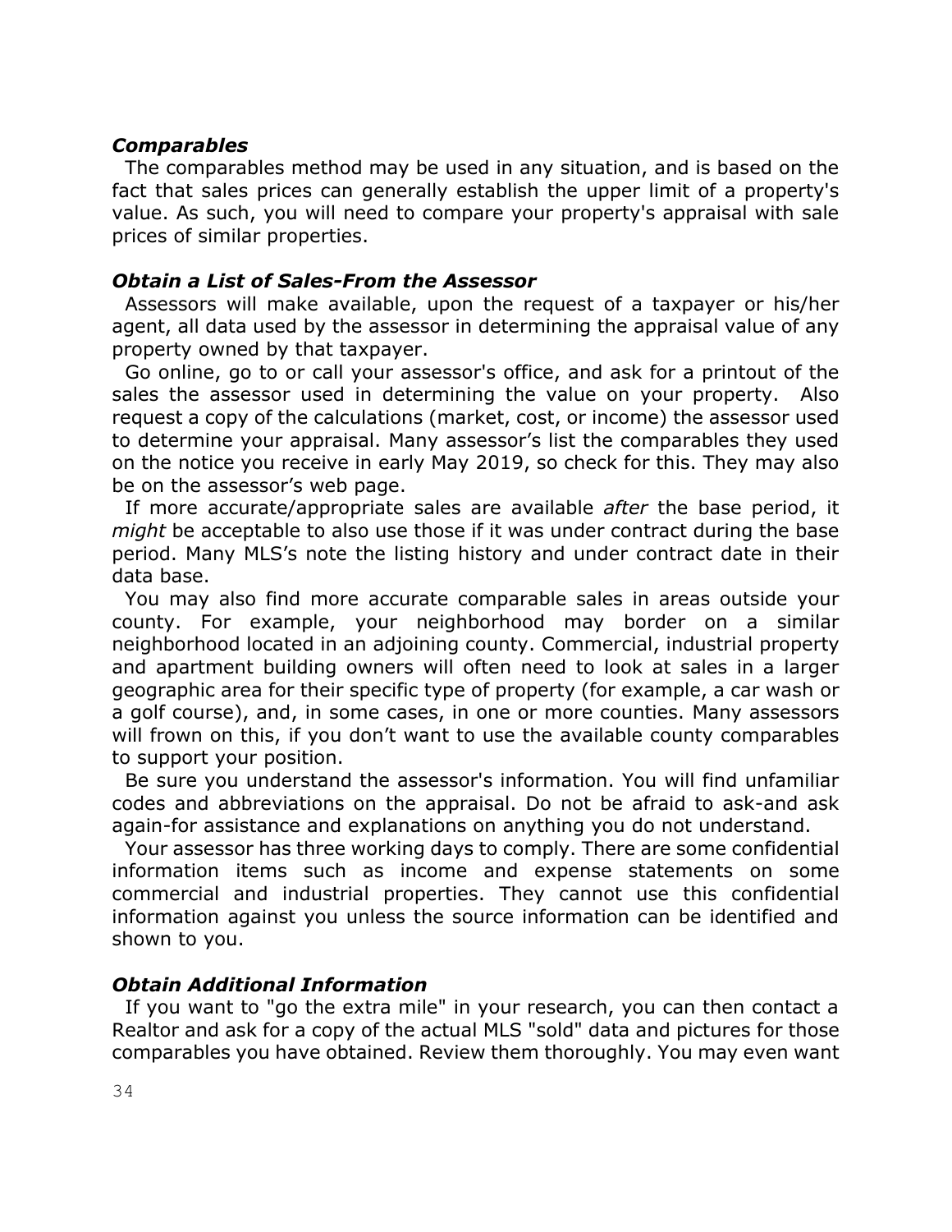### *Comparables*

The comparables method may be used in any situation, and is based on the fact that sales prices can generally establish the upper limit of a property's value. As such, you will need to compare your property's appraisal with sale prices of similar properties.

### *Obtain a List of Sales-From the Assessor*

Assessors will make available, upon the request of a taxpayer or his/her agent, all data used by the assessor in determining the appraisal value of any property owned by that taxpayer.

Go online, go to or call your assessor's office, and ask for a printout of the sales the assessor used in determining the value on your property. Also request a copy of the calculations (market, cost, or income) the assessor used to determine your appraisal. Many assessor's list the comparables they used on the notice you receive in early May 2019, so check for this. They may also be on the assessor's web page.

If more accurate/appropriate sales are available *after* the base period, it *might* be acceptable to also use those if it was under contract during the base period. Many MLS's note the listing history and under contract date in their data base.

You may also find more accurate comparable sales in areas outside your county. For example, your neighborhood may border on a similar neighborhood located in an adjoining county. Commercial, industrial property and apartment building owners will often need to look at sales in a larger geographic area for their specific type of property (for example, a car wash or a golf course), and, in some cases, in one or more counties. Many assessors will frown on this, if you don't want to use the available county comparables to support your position.

Be sure you understand the assessor's information. You will find unfamiliar codes and abbreviations on the appraisal. Do not be afraid to ask-and ask again-for assistance and explanations on anything you do not understand.

Your assessor has three working days to comply. There are some confidential information items such as income and expense statements on some commercial and industrial properties. They cannot use this confidential information against you unless the source information can be identified and shown to you.

### *Obtain Additional Information*

If you want to "go the extra mile" in your research, you can then contact a Realtor and ask for a copy of the actual MLS "sold" data and pictures for those comparables you have obtained. Review them thoroughly. You may even want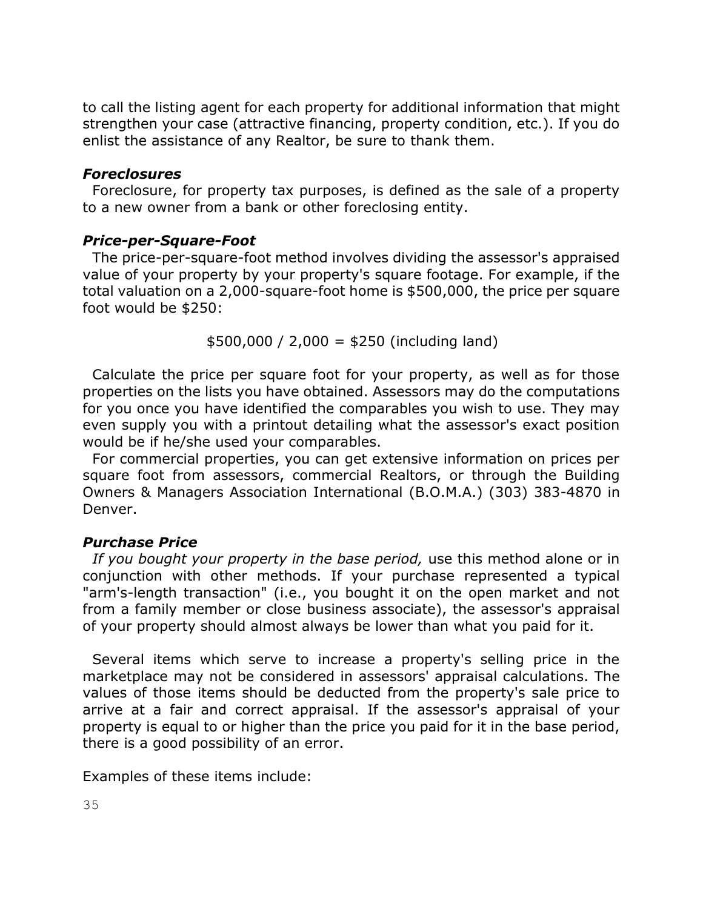to call the listing agent for each property for additional information that might strengthen your case (attractive financing, property condition, etc.). If you do enlist the assistance of any Realtor, be sure to thank them.

### *Foreclosures*

Foreclosure, for property tax purposes, is defined as the sale of a property to a new owner from a bank or other foreclosing entity.

### *Price-per-Square-Foot*

The price-per-square-foot method involves dividing the assessor's appraised value of your property by your property's square footage. For example, if the total valuation on a 2,000-square-foot home is $500,000, the price per square foot would be $250:

$500,000 / 2,000 = $250 (including land)

Calculate the price per square foot for your property, as well as for those properties on the lists you have obtained. Assessors may do the computations for you once you have identified the comparables you wish to use. They may even supply you with a printout detailing what the assessor's exact position would be if he/she used your comparables.

For commercial properties, you can get extensive information on prices per square foot from assessors, commercial Realtors, or through the Building Owners & Managers Association International (B.O.M.A.) (303) 383-4870 in Denver.

### *Purchase Price*

*If you bought your property in the base period,* use this method alone or in conjunction with other methods. If your purchase represented a typical "arm's-length transaction" (i.e., you bought it on the open market and not from a family member or close business associate), the assessor's appraisal of your property should almost always be lower than what you paid for it.

Several items which serve to increase a property's selling price in the marketplace may not be considered in assessors' appraisal calculations. The values of those items should be deducted from the property's sale price to arrive at a fair and correct appraisal. If the assessor's appraisal of your property is equal to or higher than the price you paid for it in the base period, there is a good possibility of an error.

Examples of these items include: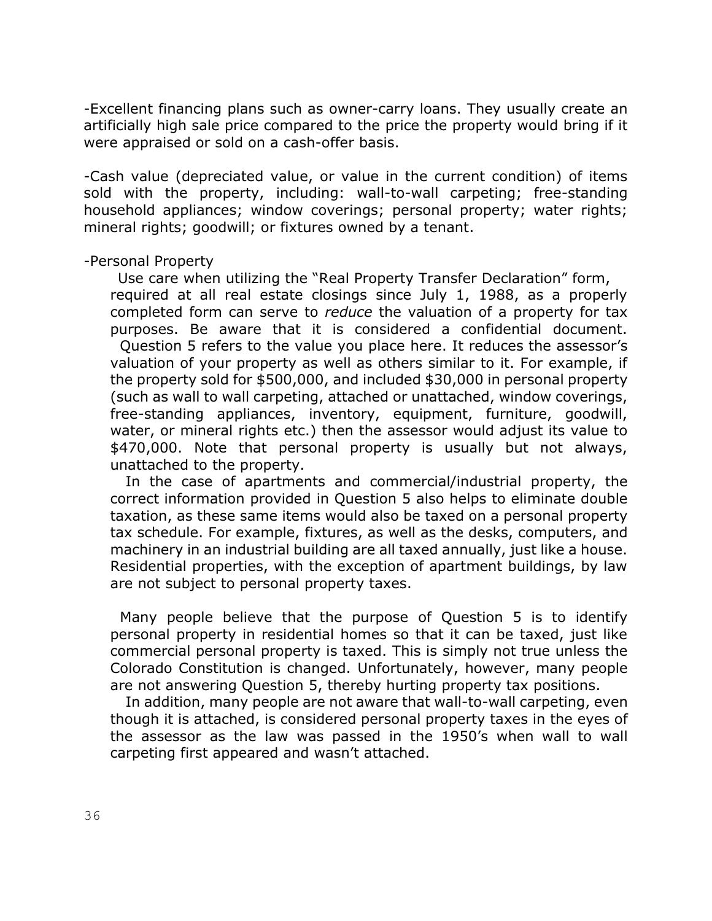-Excellent financing plans such as owner-carry loans. They usually create an artificially high sale price compared to the price the property would bring if it were appraised or sold on a cash-offer basis.

-Cash value (depreciated value, or value in the current condition) of items sold with the property, including: wall-to-wall carpeting; free-standing household appliances; window coverings; personal property; water rights; mineral rights; goodwill; or fixtures owned by a tenant.

-Personal Property

Use care when utilizing the "Real Property Transfer Declaration" form, required at all real estate closings since July 1, 1988, as a properly completed form can serve to *reduce* the valuation of a property for tax purposes. Be aware that it is considered a confidential document.

Question 5 refers to the value you place here. It reduces the assessor's valuation of your property as well as others similar to it. For example, if the property sold for $500,000, and included $30,000 in personal property (such as wall to wall carpeting, attached or unattached, window coverings, free-standing appliances, inventory, equipment, furniture, goodwill, water, or mineral rights etc.) then the assessor would adjust its value to $470,000. Note that personal property is usually but not always, unattached to the property.

In the case of apartments and commercial/industrial property, the correct information provided in Question 5 also helps to eliminate double taxation, as these same items would also be taxed on a personal property tax schedule. For example, fixtures, as well as the desks, computers, and machinery in an industrial building are all taxed annually, just like a house. Residential properties, with the exception of apartment buildings, by law are not subject to personal property taxes.

Many people believe that the purpose of Question 5 is to identify personal property in residential homes so that it can be taxed, just like commercial personal property is taxed. This is simply not true unless the Colorado Constitution is changed. Unfortunately, however, many people are not answering Question 5, thereby hurting property tax positions.

In addition, many people are not aware that wall-to-wall carpeting, even though it is attached, is considered personal property taxes in the eyes of the assessor as the law was passed in the 1950's when wall to wall carpeting first appeared and wasn't attached.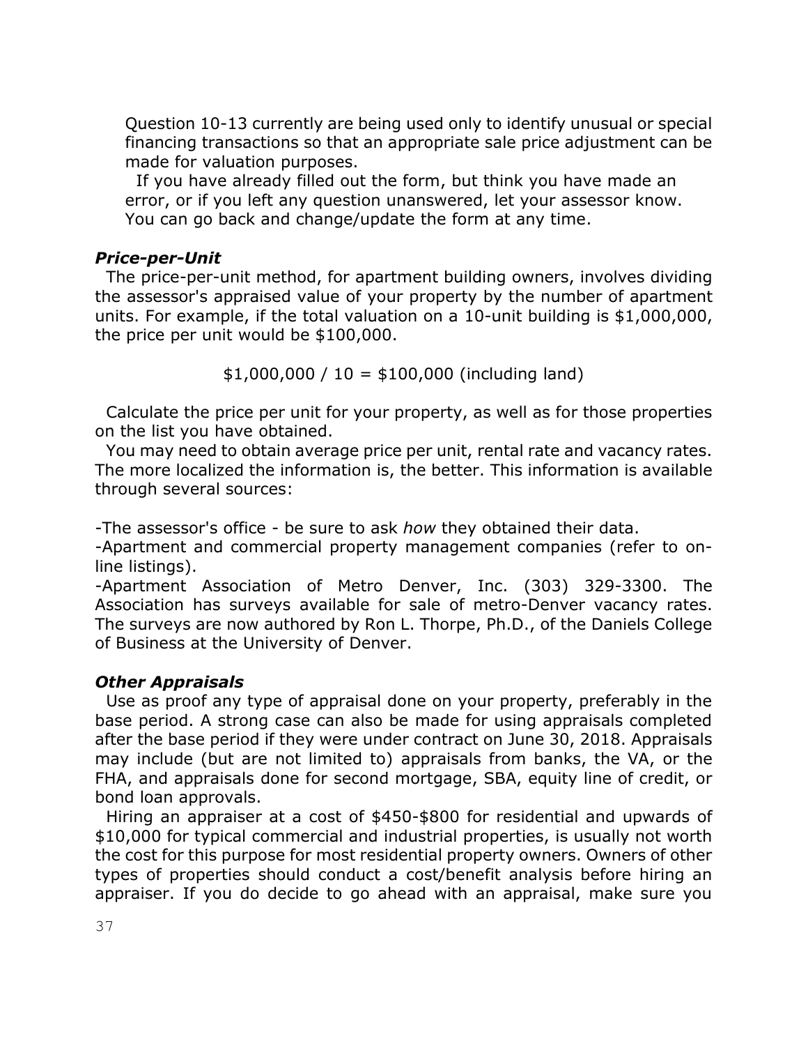Question 10-13 currently are being used only to identify unusual or special financing transactions so that an appropriate sale price adjustment can be made for valuation purposes.

If you have already filled out the form, but think you have made an error, or if you left any question unanswered, let your assessor know. You can go back and change/update the form at any time.

### *Price-per-Unit*

The price-per-unit method, for apartment building owners, involves dividing the assessor's appraised value of your property by the number of apartment units. For example, if the total valuation on a 10-unit building is $1,000,000, the price per unit would be $100,000.

$1,000,000 / 10 = $100,000 (including land)

Calculate the price per unit for your property, as well as for those properties on the list you have obtained.

You may need to obtain average price per unit, rental rate and vacancy rates. The more localized the information is, the better. This information is available through several sources:

-The assessor's office - be sure to ask *how* they obtained their data.
-Apartment and commercial property management companies (refer to on-line listings).
-Apartment Association of Metro Denver, Inc. (303) 329-3300. The Association has surveys available for sale of metro-Denver vacancy rates. The surveys are now authored by Ron L. Thorpe, Ph.D., of the Daniels College of Business at the University of Denver.

### *Other Appraisals*

Use as proof any type of appraisal done on your property, preferably in the base period. A strong case can also be made for using appraisals completed after the base period if they were under contract on June 30, 2018. Appraisals may include (but are not limited to) appraisals from banks, the VA, or the FHA, and appraisals done for second mortgage, SBA, equity line of credit, or bond loan approvals.

Hiring an appraiser at a cost of $450-$800 for residential and upwards of $10,000 for typical commercial and industrial properties, is usually not worth the cost for this purpose for most residential property owners. Owners of other types of properties should conduct a cost/benefit analysis before hiring an appraiser. If you do decide to go ahead with an appraisal, make sure you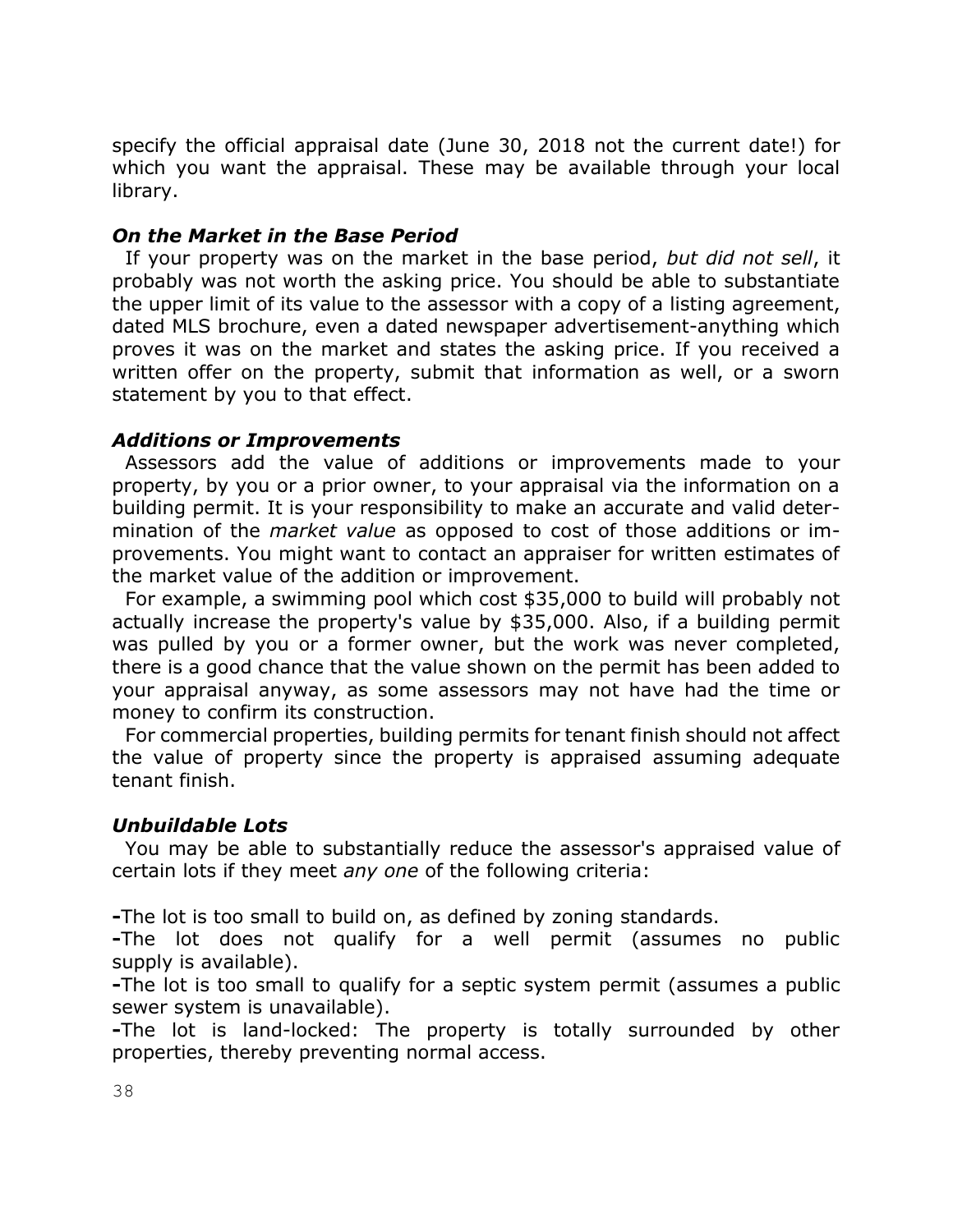specify the official appraisal date (June 30, 2018 not the current date!) for which you want the appraisal. These may be available through your local library.

### *On the Market in the Base Period*

If your property was on the market in the base period, *but did not sell*, it probably was not worth the asking price. You should be able to substantiate the upper limit of its value to the assessor with a copy of a listing agreement, dated MLS brochure, even a dated newspaper advertisement-anything which proves it was on the market and states the asking price. If you received a written offer on the property, submit that information as well, or a sworn statement by you to that effect.

### *Additions or Improvements*

Assessors add the value of additions or improvements made to your property, by you or a prior owner, to your appraisal via the information on a building permit. It is your responsibility to make an accurate and valid determination of the *market value* as opposed to cost of those additions or improvements. You might want to contact an appraiser for written estimates of the market value of the addition or improvement.

For example, a swimming pool which cost $35,000 to build will probably not actually increase the property's value by $35,000. Also, if a building permit was pulled by you or a former owner, but the work was never completed, there is a good chance that the value shown on the permit has been added to your appraisal anyway, as some assessors may not have had the time or money to confirm its construction.

For commercial properties, building permits for tenant finish should not affect the value of property since the property is appraised assuming adequate tenant finish.

### *Unbuildable Lots*

You may be able to substantially reduce the assessor's appraised value of certain lots if they meet *any one* of the following criteria:

- The lot is too small to build on, as defined by zoning standards.
- The lot does not qualify for a well permit (assumes no public supply is available).
- The lot is too small to qualify for a septic system permit (assumes a public sewer system is unavailable).
- The lot is land-locked: The property is totally surrounded by other properties, thereby preventing normal access.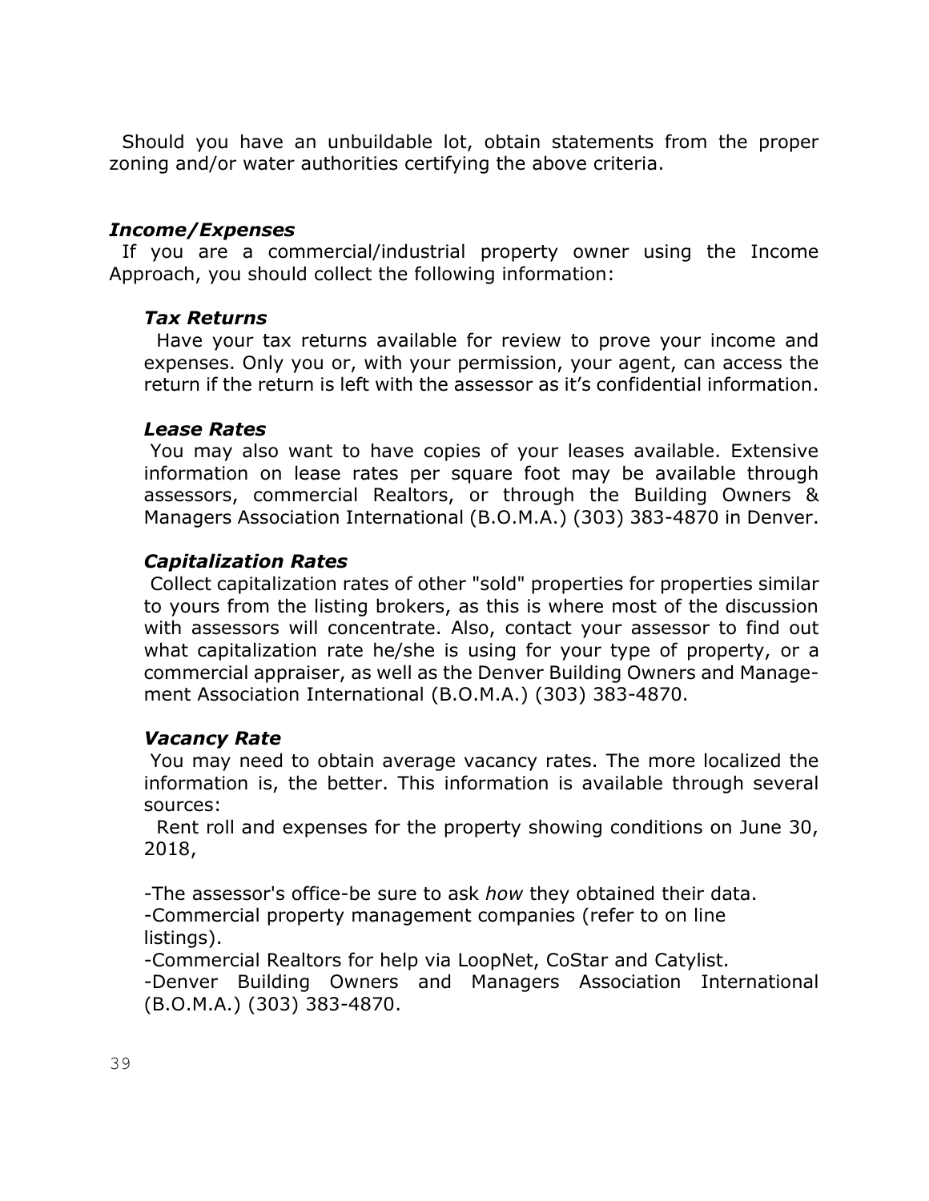Should you have an unbuildable lot, obtain statements from the proper zoning and/or water authorities certifying the above criteria.

### *Income/Expenses*

If you are a commercial/industrial property owner using the Income Approach, you should collect the following information:

#### *Tax Returns*

Have your tax returns available for review to prove your income and expenses. Only you or, with your permission, your agent, can access the return if the return is left with the assessor as it's confidential information.

#### *Lease Rates*

You may also want to have copies of your leases available. Extensive information on lease rates per square foot may be available through assessors, commercial Realtors, or through the Building Owners & Managers Association International (B.O.M.A.) (303) 383-4870 in Denver.

#### *Capitalization Rates*

Collect capitalization rates of other "sold" properties for properties similar to yours from the listing brokers, as this is where most of the discussion with assessors will concentrate. Also, contact your assessor to find out what capitalization rate he/she is using for your type of property, or a commercial appraiser, as well as the Denver Building Owners and Management Association International (B.O.M.A.) (303) 383-4870.

#### *Vacancy Rate*

You may need to obtain average vacancy rates. The more localized the information is, the better. This information is available through several sources:

Rent roll and expenses for the property showing conditions on June 30, 2018,

- The assessor's office-be sure to ask *how* they obtained their data.
- Commercial property management companies (refer to on line listings).
- Commercial Realtors for help via LoopNet, CoStar and Catylist.
- Denver Building Owners and Managers Association International (B.O.M.A.) (303) 383-4870.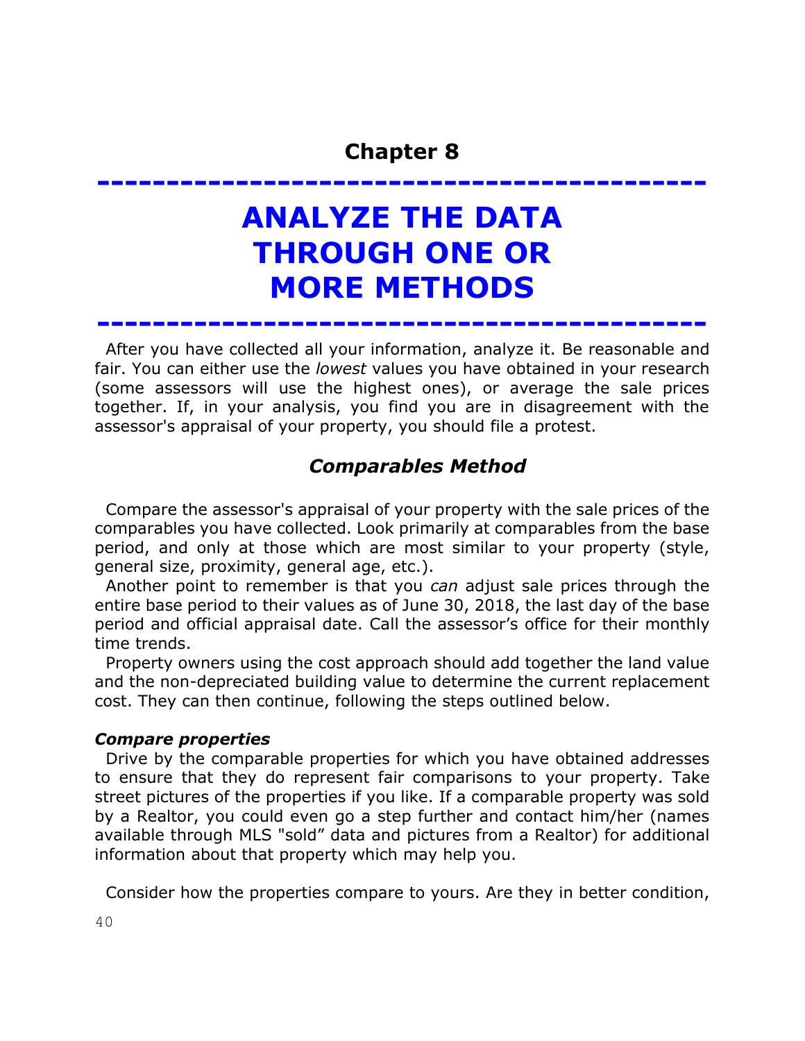## Chapter 8

# ANALYZE THE DATA THROUGH ONE OR MORE METHODS

After you have collected all your information, analyze it. Be reasonable and fair. You can either use the *lowest* values you have obtained in your research (some assessors will use the highest ones), or average the sale prices together. If, in your analysis, you find you are in disagreement with the assessor's appraisal of your property, you should file a protest.

### *Comparables Method*

Compare the assessor's appraisal of your property with the sale prices of the comparables you have collected. Look primarily at comparables from the base period, and only at those which are most similar to your property (style, general size, proximity, general age, etc.).

Another point to remember is that you *can* adjust sale prices through the entire base period to their values as of June 30, 2018, the last day of the base period and official appraisal date. Call the assessor's office for their monthly time trends.

Property owners using the cost approach should add together the land value and the non-depreciated building value to determine the current replacement cost. They can then continue, following the steps outlined below.

#### *Compare properties*

Drive by the comparable properties for which you have obtained addresses to ensure that they do represent fair comparisons to your property. Take street pictures of the properties if you like. If a comparable property was sold by a Realtor, you could even go a step further and contact him/her (names available through MLS "sold" data and pictures from a Realtor) for additional information about that property which may help you.

Consider how the properties compare to yours. Are they in better condition,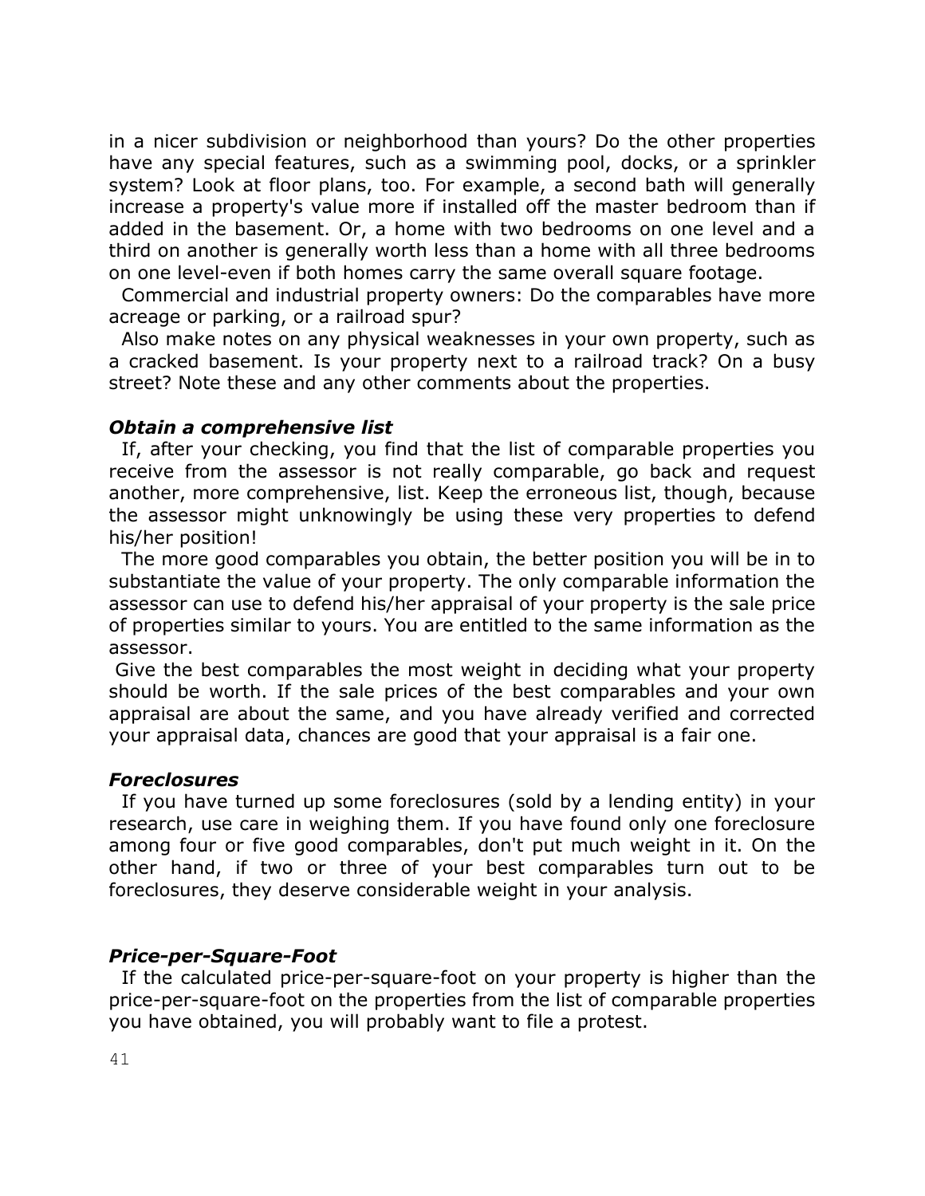in a nicer subdivision or neighborhood than yours? Do the other properties have any special features, such as a swimming pool, docks, or a sprinkler system? Look at floor plans, too. For example, a second bath will generally increase a property's value more if installed off the master bedroom than if added in the basement. Or, a home with two bedrooms on one level and a third on another is generally worth less than a home with all three bedrooms on one level-even if both homes carry the same overall square footage.

Commercial and industrial property owners: Do the comparables have more acreage or parking, or a railroad spur?

Also make notes on any physical weaknesses in your own property, such as a cracked basement. Is your property next to a railroad track? On a busy street? Note these and any other comments about the properties.

### *Obtain a comprehensive list*

If, after your checking, you find that the list of comparable properties you receive from the assessor is not really comparable, go back and request another, more comprehensive, list. Keep the erroneous list, though, because the assessor might unknowingly be using these very properties to defend his/her position!

The more good comparables you obtain, the better position you will be in to substantiate the value of your property. The only comparable information the assessor can use to defend his/her appraisal of your property is the sale price of properties similar to yours. You are entitled to the same information as the assessor.

Give the best comparables the most weight in deciding what your property should be worth. If the sale prices of the best comparables and your own appraisal are about the same, and you have already verified and corrected your appraisal data, chances are good that your appraisal is a fair one.

### *Foreclosures*

If you have turned up some foreclosures (sold by a lending entity) in your research, use care in weighing them. If you have found only one foreclosure among four or five good comparables, don't put much weight in it. On the other hand, if two or three of your best comparables turn out to be foreclosures, they deserve considerable weight in your analysis.

### *Price-per-Square-Foot*

If the calculated price-per-square-foot on your property is higher than the price-per-square-foot on the properties from the list of comparable properties you have obtained, you will probably want to file a protest.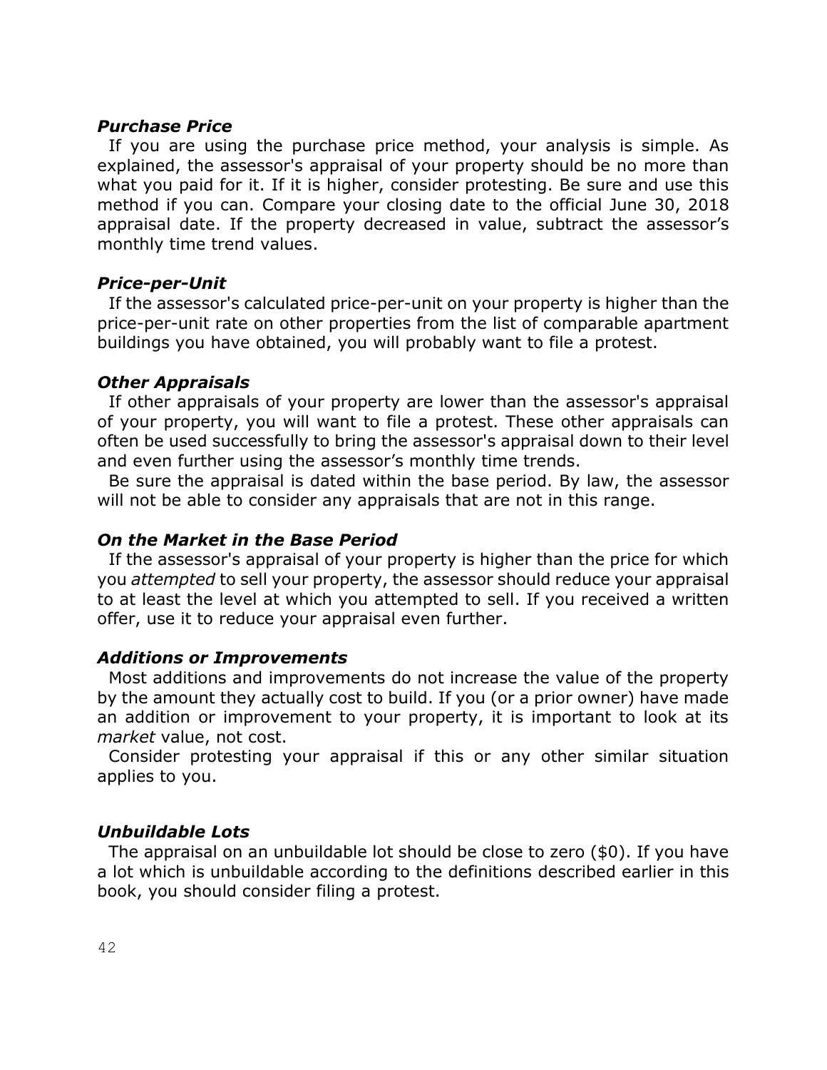### *Purchase Price*

If you are using the purchase price method, your analysis is simple. As explained, the assessor's appraisal of your property should be no more than what you paid for it. If it is higher, consider protesting. Be sure and use this method if you can. Compare your closing date to the official June 30, 2018 appraisal date. If the property decreased in value, subtract the assessor's monthly time trend values.

### *Price-per-Unit*

If the assessor's calculated price-per-unit on your property is higher than the price-per-unit rate on other properties from the list of comparable apartment buildings you have obtained, you will probably want to file a protest.

### *Other Appraisals*

If other appraisals of your property are lower than the assessor's appraisal of your property, you will want to file a protest. These other appraisals can often be used successfully to bring the assessor's appraisal down to their level and even further using the assessor's monthly time trends.

Be sure the appraisal is dated within the base period. By law, the assessor will not be able to consider any appraisals that are not in this range.

### *On the Market in the Base Period*

If the assessor's appraisal of your property is higher than the price for which you *attempted* to sell your property, the assessor should reduce your appraisal to at least the level at which you attempted to sell. If you received a written offer, use it to reduce your appraisal even further.

### *Additions or Improvements*

Most additions and improvements do not increase the value of the property by the amount they actually cost to build. If you (or a prior owner) have made an addition or improvement to your property, it is important to look at its *market* value, not cost.

Consider protesting your appraisal if this or any other similar situation applies to you.

### *Unbuildable Lots*

The appraisal on an unbuildable lot should be close to zero ($0). If you have a lot which is unbuildable according to the definitions described earlier in this book, you should consider filing a protest.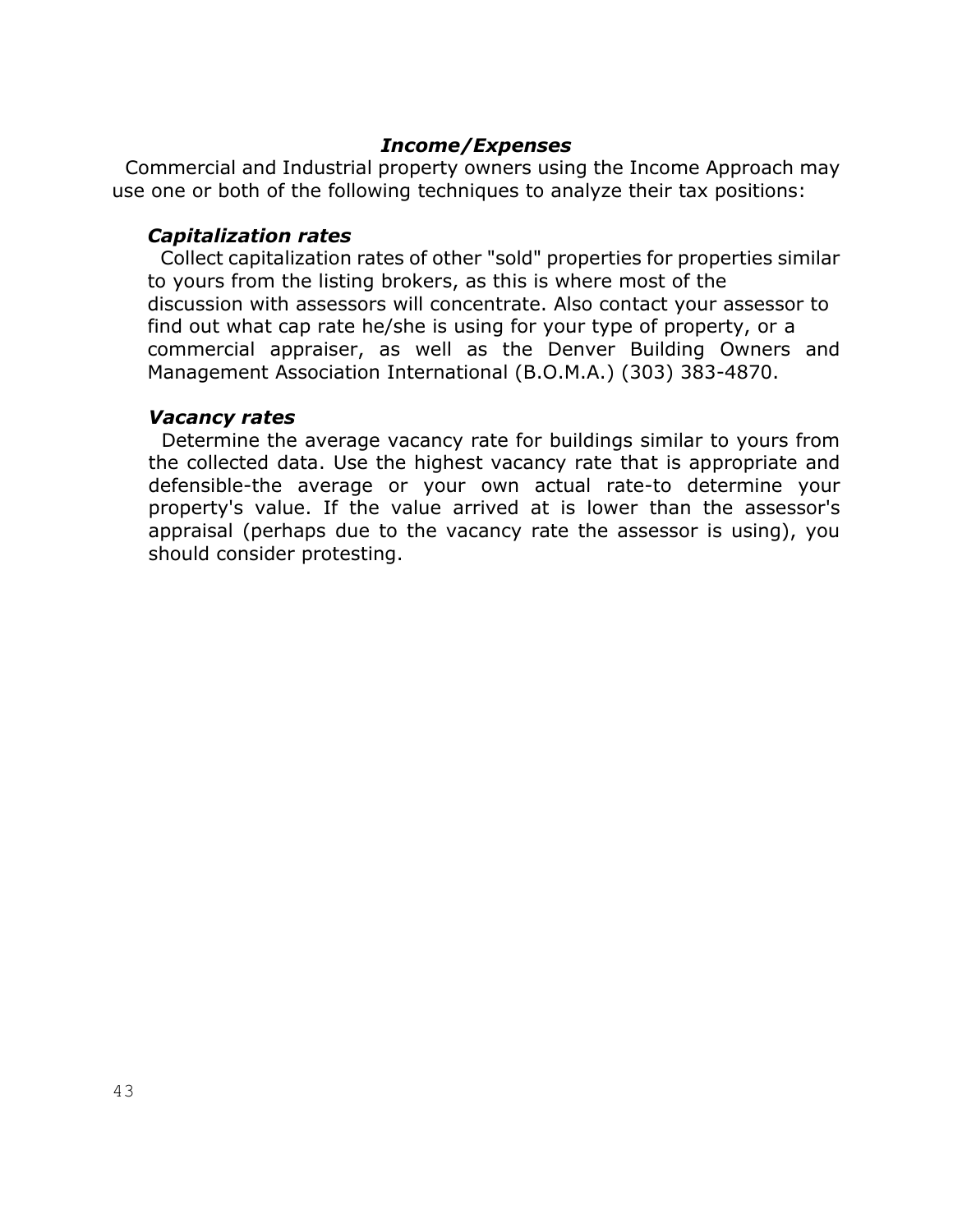## *Income/Expenses*

Commercial and Industrial property owners using the Income Approach may use one or both of the following techniques to analyze their tax positions:

### *Capitalization rates*

Collect capitalization rates of other "sold" properties for properties similar to yours from the listing brokers, as this is where most of the discussion with assessors will concentrate. Also contact your assessor to find out what cap rate he/she is using for your type of property, or a commercial appraiser, as well as the Denver Building Owners and Management Association International (B.O.M.A.) (303) 383-4870.

### *Vacancy rates*

Determine the average vacancy rate for buildings similar to yours from the collected data. Use the highest vacancy rate that is appropriate and defensible-the average or your own actual rate-to determine your property's value. If the value arrived at is lower than the assessor's appraisal (perhaps due to the vacancy rate the assessor is using), you should consider protesting.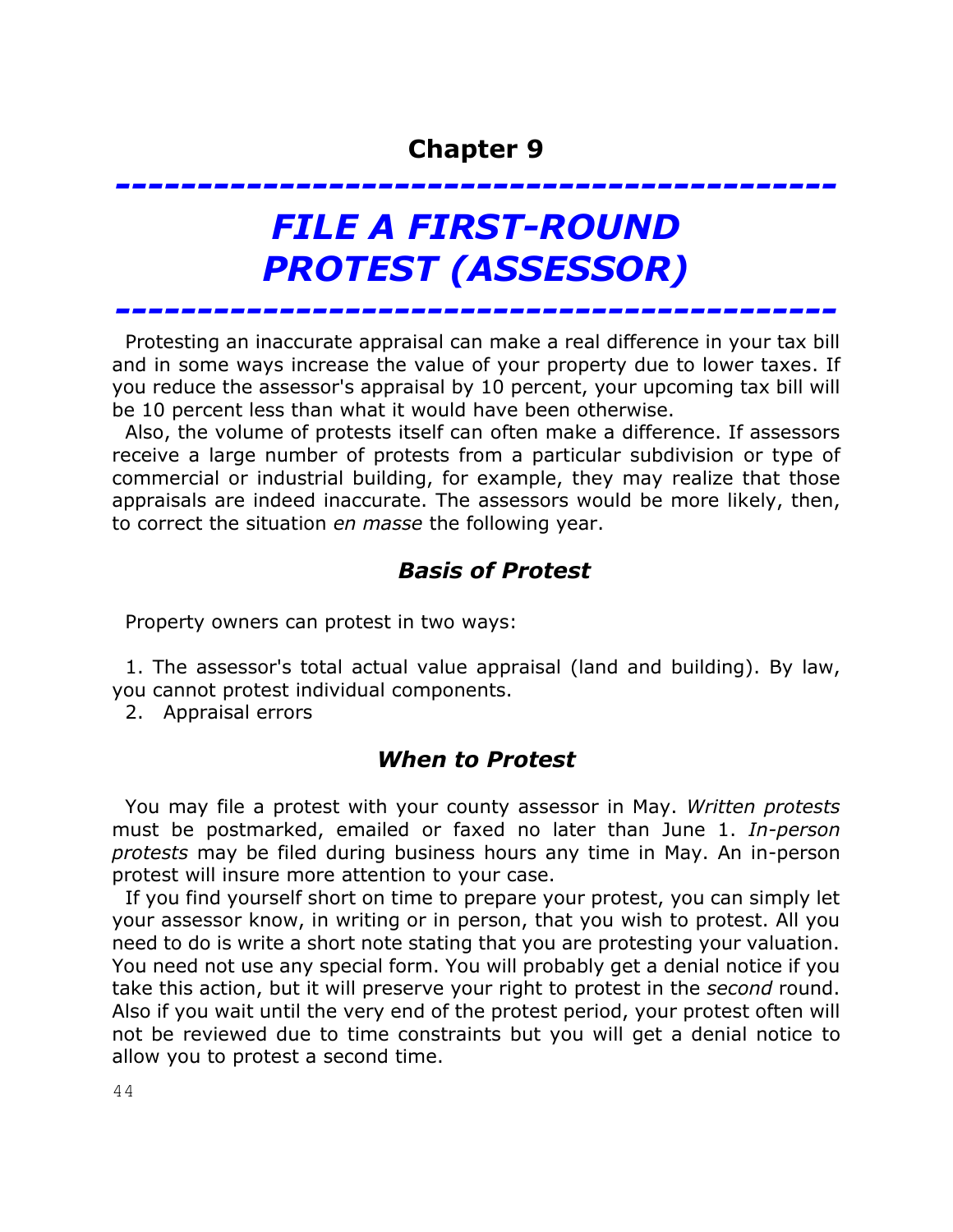# Chapter 9

# *FILE A FIRST-ROUND PROTEST (ASSESSOR)*

Protesting an inaccurate appraisal can make a real difference in your tax bill and in some ways increase the value of your property due to lower taxes. If you reduce the assessor's appraisal by 10 percent, your upcoming tax bill will be 10 percent less than what it would have been otherwise.

Also, the volume of protests itself can often make a difference. If assessors receive a large number of protests from a particular subdivision or type of commercial or industrial building, for example, they may realize that those appraisals are indeed inaccurate. The assessors would be more likely, then, to correct the situation *en masse* the following year.

## *Basis of Protest*

Property owners can protest in two ways:

1. The assessor's total actual value appraisal (land and building). By law, you cannot protest individual components.
2. Appraisal errors

## *When to Protest*

You may file a protest with your county assessor in May. *Written protests* must be postmarked, emailed or faxed no later than June 1. *In-person protests* may be filed during business hours any time in May. An in-person protest will insure more attention to your case.

If you find yourself short on time to prepare your protest, you can simply let your assessor know, in writing or in person, that you wish to protest. All you need to do is write a short note stating that you are protesting your valuation. You need not use any special form. You will probably get a denial notice if you take this action, but it will preserve your right to protest in the *second* round. Also if you wait until the very end of the protest period, your protest often will not be reviewed due to time constraints but you will get a denial notice to allow you to protest a second time.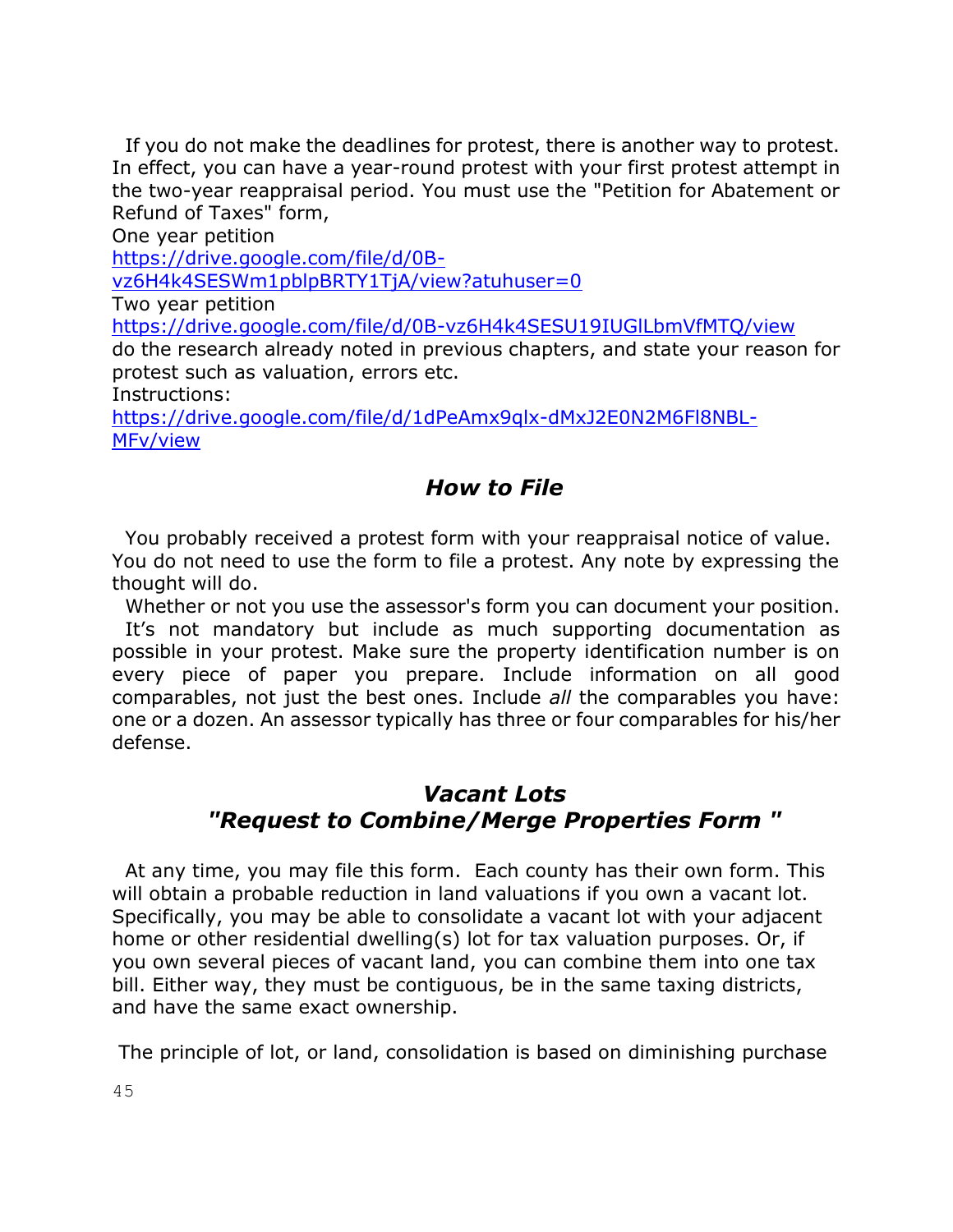If you do not make the deadlines for protest, there is another way to protest. In effect, you can have a year-round protest with your first protest attempt in the two-year reappraisal period. You must use the "Petition for Abatement or Refund of Taxes" form,

One year petition
https://drive.google.com/file/d/0B-vz6H4k4SESWm1pblpBRTY1TjA/view?atuhuser=0

Two year petition
https://drive.google.com/file/d/0B-vz6H4k4SESU19IUGlLbmVfMTQ/view

do the research already noted in previous chapters, and state your reason for protest such as valuation, errors etc.

Instructions:
https://drive.google.com/file/d/1dPeAmx9qlx-dMxJ2E0N2M6Fl8NBL-MFv/view

## *How to File*

You probably received a protest form with your reappraisal notice of value. You do not need to use the form to file a protest. Any note by expressing the thought will do.

Whether or not you use the assessor's form you can document your position.

It's not mandatory but include as much supporting documentation as possible in your protest. Make sure the property identification number is on every piece of paper you prepare. Include information on all good comparables, not just the best ones. Include *all* the comparables you have: one or a dozen. An assessor typically has three or four comparables for his/her defense.

## *Vacant Lots*
## *"Request to Combine/Merge Properties Form "*

At any time, you may file this form. Each county has their own form. This will obtain a probable reduction in land valuations if you own a vacant lot. Specifically, you may be able to consolidate a vacant lot with your adjacent home or other residential dwelling(s) lot for tax valuation purposes. Or, if you own several pieces of vacant land, you can combine them into one tax bill. Either way, they must be contiguous, be in the same taxing districts, and have the same exact ownership.

The principle of lot, or land, consolidation is based on diminishing purchase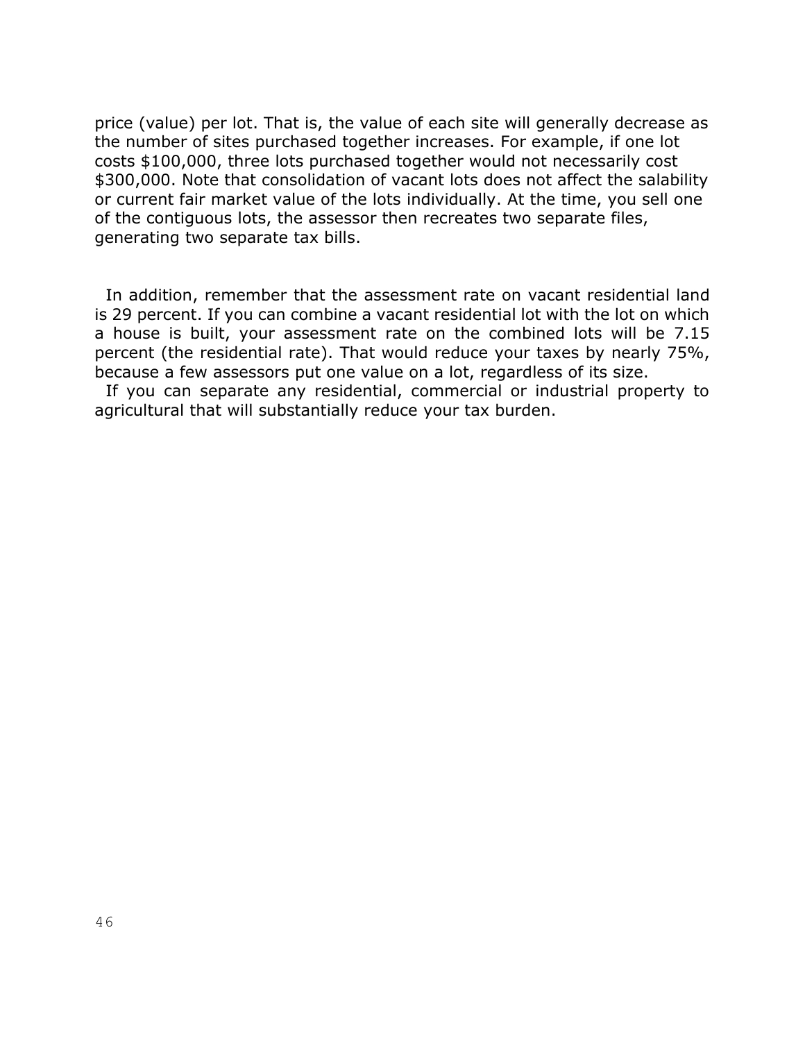price (value) per lot. That is, the value of each site will generally decrease as the number of sites purchased together increases. For example, if one lot costs $100,000, three lots purchased together would not necessarily cost $300,000. Note that consolidation of vacant lots does not affect the salability or current fair market value of the lots individually. At the time, you sell one of the contiguous lots, the assessor then recreates two separate files, generating two separate tax bills.

In addition, remember that the assessment rate on vacant residential land is 29 percent. If you can combine a vacant residential lot with the lot on which a house is built, your assessment rate on the combined lots will be 7.15 percent (the residential rate). That would reduce your taxes by nearly 75%, because a few assessors put one value on a lot, regardless of its size.

If you can separate any residential, commercial or industrial property to agricultural that will substantially reduce your tax burden.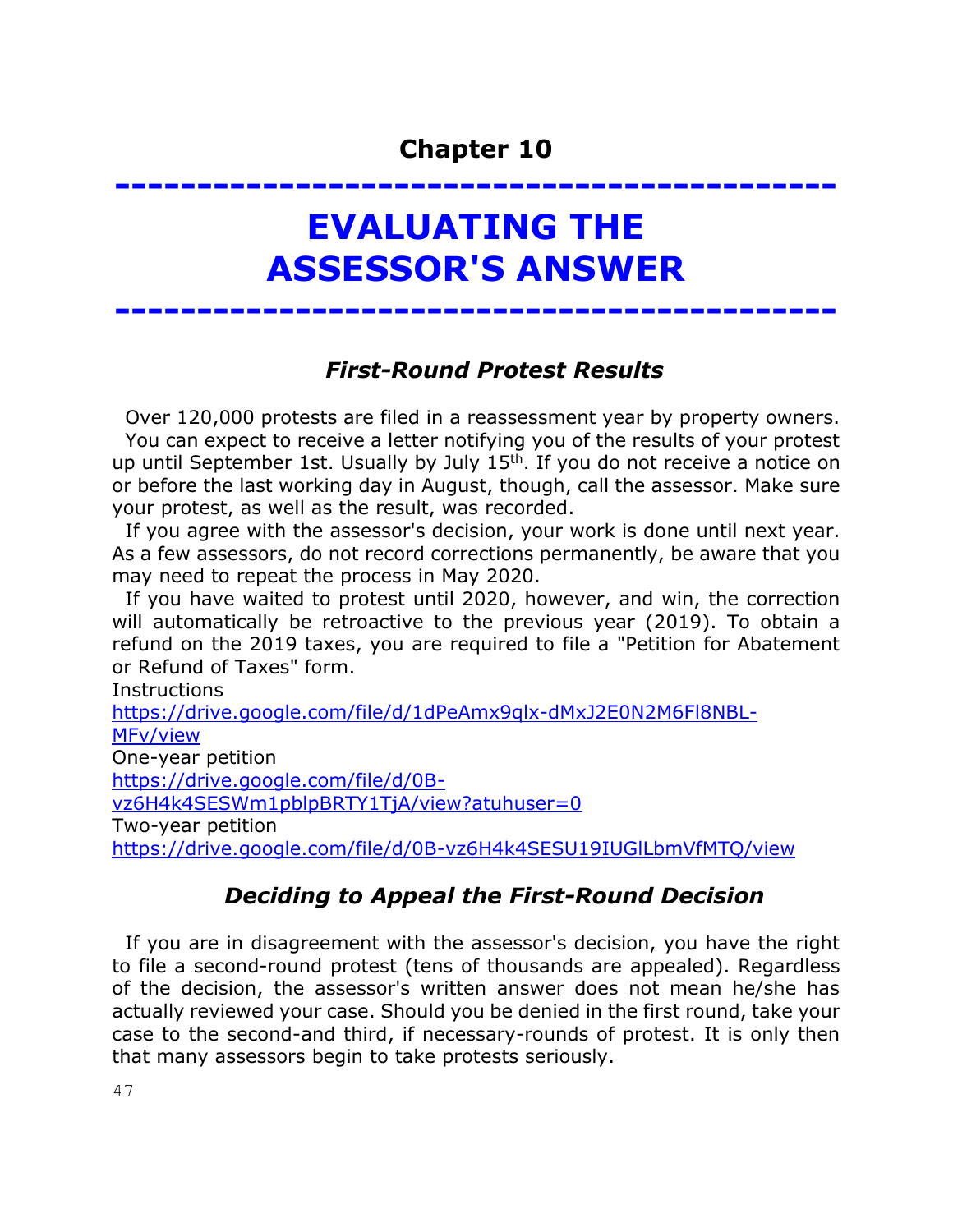# Chapter 10

# EVALUATING THE ASSESSOR'S ANSWER

### *First-Round Protest Results*

Over 120,000 protests are filed in a reassessment year by property owners.
You can expect to receive a letter notifying you of the results of your protest up until September 1st. Usually by July 15th. If you do not receive a notice on or before the last working day in August, though, call the assessor. Make sure your protest, as well as the result, was recorded.

If you agree with the assessor's decision, your work is done until next year. As a few assessors, do not record corrections permanently, be aware that you may need to repeat the process in May 2020.

If you have waited to protest until 2020, however, and win, the correction will automatically be retroactive to the previous year (2019). To obtain a refund on the 2019 taxes, you are required to file a "Petition for Abatement or Refund of Taxes" form.

Instructions
https://drive.google.com/file/d/1dPeAmx9qlx-dMxJ2E0N2M6Fl8NBL-MFv/view

One-year petition
https://drive.google.com/file/d/0B-vz6H4k4SESWm1pblpBRTY1TjA/view?atuhuser=0

Two-year petition
https://drive.google.com/file/d/0B-vz6H4k4SESU19IUGlLbmVfMTQ/view

### *Deciding to Appeal the First-Round Decision*

If you are in disagreement with the assessor's decision, you have the right to file a second-round protest (tens of thousands are appealed). Regardless of the decision, the assessor's written answer does not mean he/she has actually reviewed your case. Should you be denied in the first round, take your case to the second-and third, if necessary-rounds of protest. It is only then that many assessors begin to take protests seriously.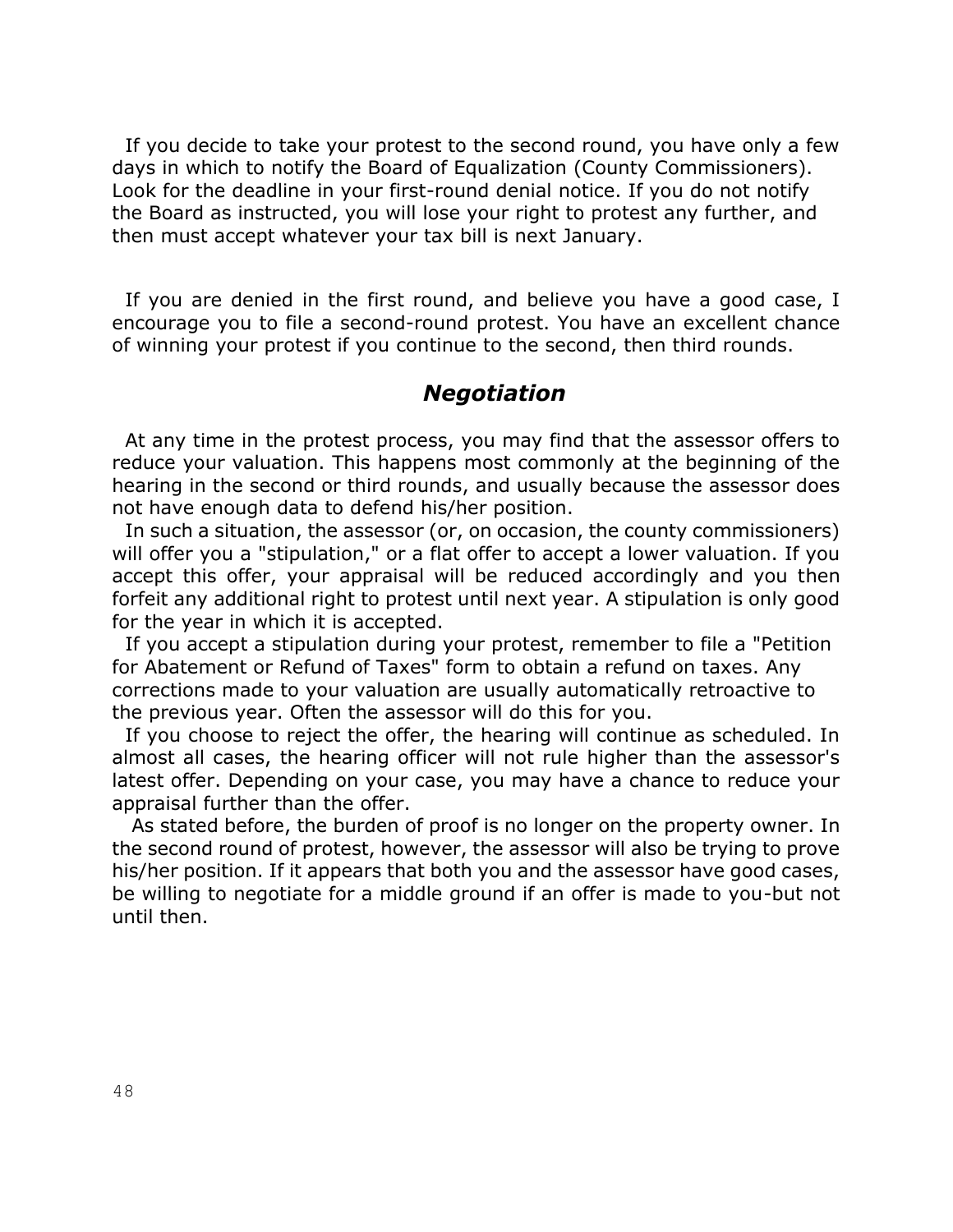If you decide to take your protest to the second round, you have only a few days in which to notify the Board of Equalization (County Commissioners). Look for the deadline in your first-round denial notice. If you do not notify the Board as instructed, you will lose your right to protest any further, and then must accept whatever your tax bill is next January.

If you are denied in the first round, and believe you have a good case, I encourage you to file a second-round protest. You have an excellent chance of winning your protest if you continue to the second, then third rounds.

## *Negotiation*

At any time in the protest process, you may find that the assessor offers to reduce your valuation. This happens most commonly at the beginning of the hearing in the second or third rounds, and usually because the assessor does not have enough data to defend his/her position.

In such a situation, the assessor (or, on occasion, the county commissioners) will offer you a "stipulation," or a flat offer to accept a lower valuation. If you accept this offer, your appraisal will be reduced accordingly and you then forfeit any additional right to protest until next year. A stipulation is only good for the year in which it is accepted.

If you accept a stipulation during your protest, remember to file a "Petition for Abatement or Refund of Taxes" form to obtain a refund on taxes. Any corrections made to your valuation are usually automatically retroactive to the previous year. Often the assessor will do this for you.

If you choose to reject the offer, the hearing will continue as scheduled. In almost all cases, the hearing officer will not rule higher than the assessor's latest offer. Depending on your case, you may have a chance to reduce your appraisal further than the offer.

As stated before, the burden of proof is no longer on the property owner. In the second round of protest, however, the assessor will also be trying to prove his/her position. If it appears that both you and the assessor have good cases, be willing to negotiate for a middle ground if an offer is made to you-but not until then.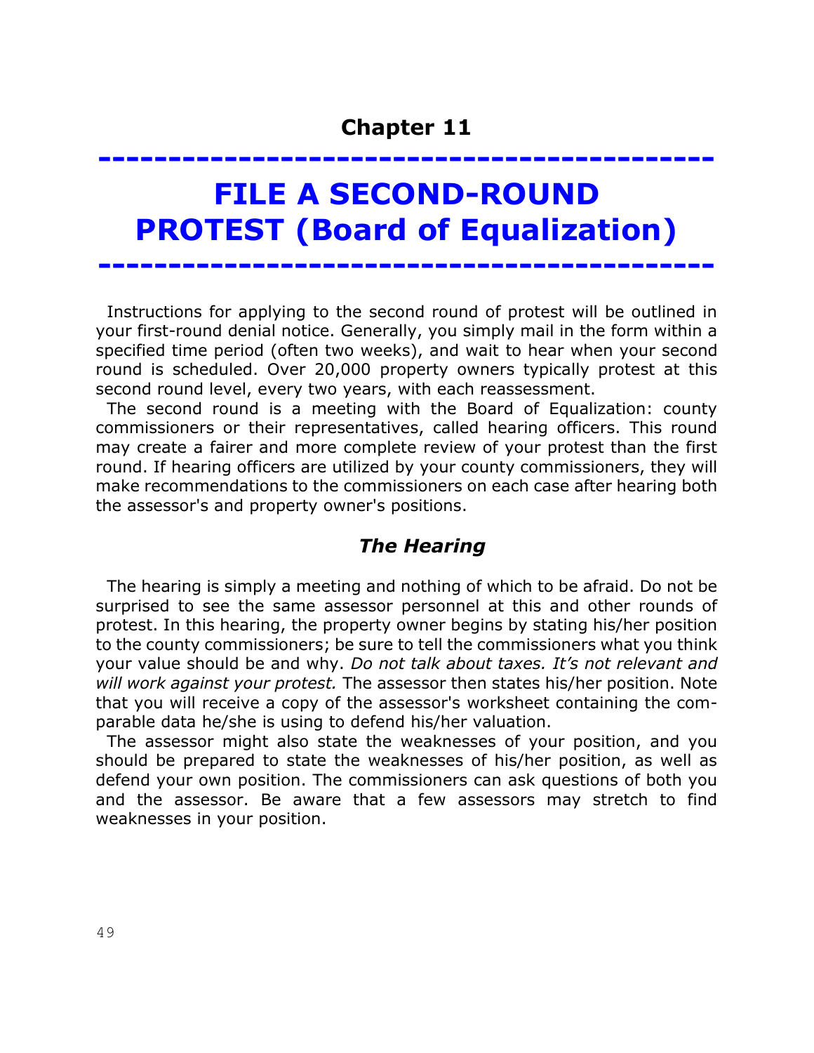# Chapter 11

# FILE A SECOND-ROUND PROTEST (Board of Equalization)

Instructions for applying to the second round of protest will be outlined in your first-round denial notice. Generally, you simply mail in the form within a specified time period (often two weeks), and wait to hear when your second round is scheduled. Over 20,000 property owners typically protest at this second round level, every two years, with each reassessment.

The second round is a meeting with the Board of Equalization: county commissioners or their representatives, called hearing officers. This round may create a fairer and more complete review of your protest than the first round. If hearing officers are utilized by your county commissioners, they will make recommendations to the commissioners on each case after hearing both the assessor's and property owner's positions.

### *The Hearing*

The hearing is simply a meeting and nothing of which to be afraid. Do not be surprised to see the same assessor personnel at this and other rounds of protest. In this hearing, the property owner begins by stating his/her position to the county commissioners; be sure to tell the commissioners what you think your value should be and why. *Do not talk about taxes. It's not relevant and will work against your protest.* The assessor then states his/her position. Note that you will receive a copy of the assessor's worksheet containing the comparable data he/she is using to defend his/her valuation.

The assessor might also state the weaknesses of your position, and you should be prepared to state the weaknesses of his/her position, as well as defend your own position. The commissioners can ask questions of both you and the assessor. Be aware that a few assessors may stretch to find weaknesses in your position.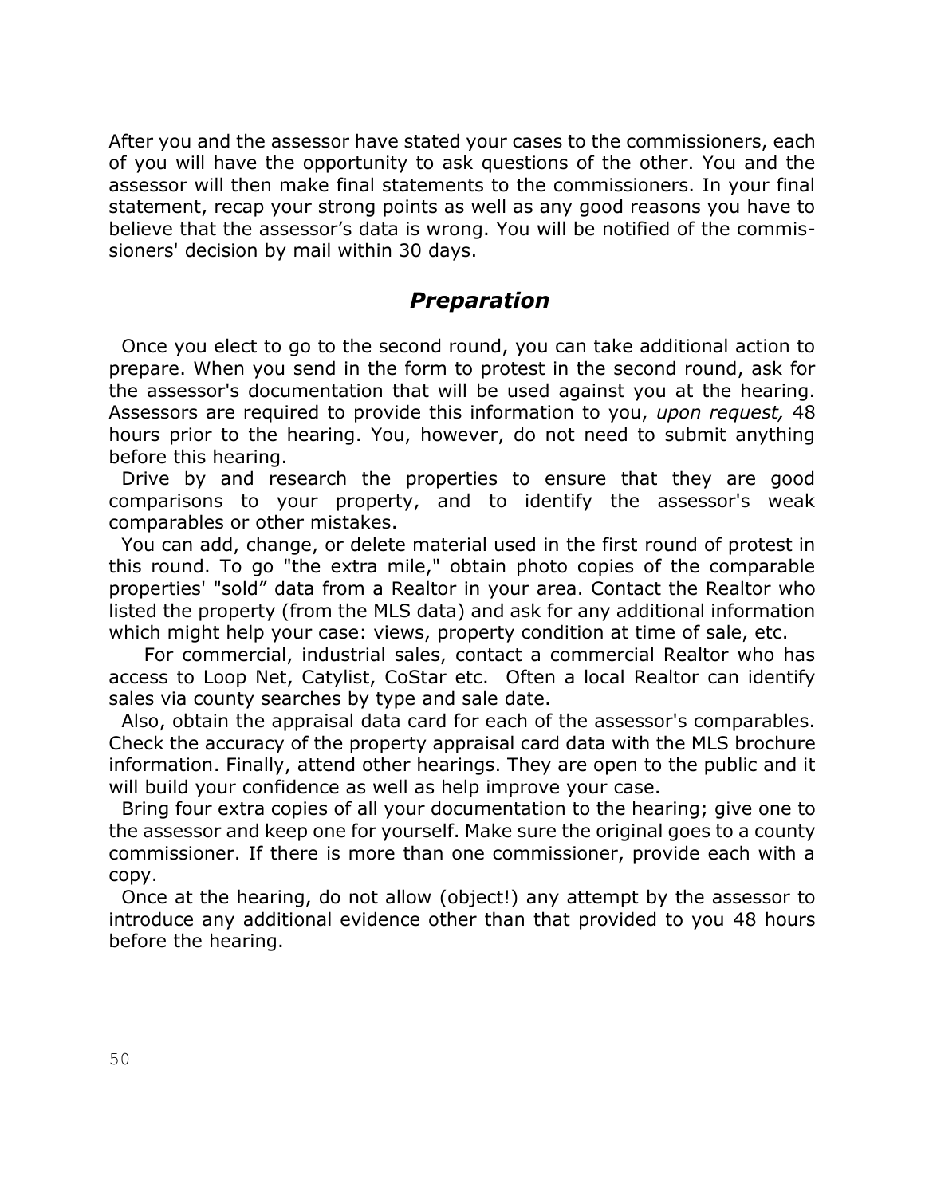After you and the assessor have stated your cases to the commissioners, each of you will have the opportunity to ask questions of the other. You and the assessor will then make final statements to the commissioners. In your final statement, recap your strong points as well as any good reasons you have to believe that the assessor's data is wrong. You will be notified of the commissioners' decision by mail within 30 days.

## *Preparation*

Once you elect to go to the second round, you can take additional action to prepare. When you send in the form to protest in the second round, ask for the assessor's documentation that will be used against you at the hearing. Assessors are required to provide this information to you, *upon request,* 48 hours prior to the hearing. You, however, do not need to submit anything before this hearing.

Drive by and research the properties to ensure that they are good comparisons to your property, and to identify the assessor's weak comparables or other mistakes.

You can add, change, or delete material used in the first round of protest in this round. To go "the extra mile," obtain photo copies of the comparable properties' "sold" data from a Realtor in your area. Contact the Realtor who listed the property (from the MLS data) and ask for any additional information which might help your case: views, property condition at time of sale, etc.

For commercial, industrial sales, contact a commercial Realtor who has access to Loop Net, Catylist, CoStar etc. Often a local Realtor can identify sales via county searches by type and sale date.

Also, obtain the appraisal data card for each of the assessor's comparables. Check the accuracy of the property appraisal card data with the MLS brochure information. Finally, attend other hearings. They are open to the public and it will build your confidence as well as help improve your case.

Bring four extra copies of all your documentation to the hearing; give one to the assessor and keep one for yourself. Make sure the original goes to a county commissioner. If there is more than one commissioner, provide each with a copy.

Once at the hearing, do not allow (object!) any attempt by the assessor to introduce any additional evidence other than that provided to you 48 hours before the hearing.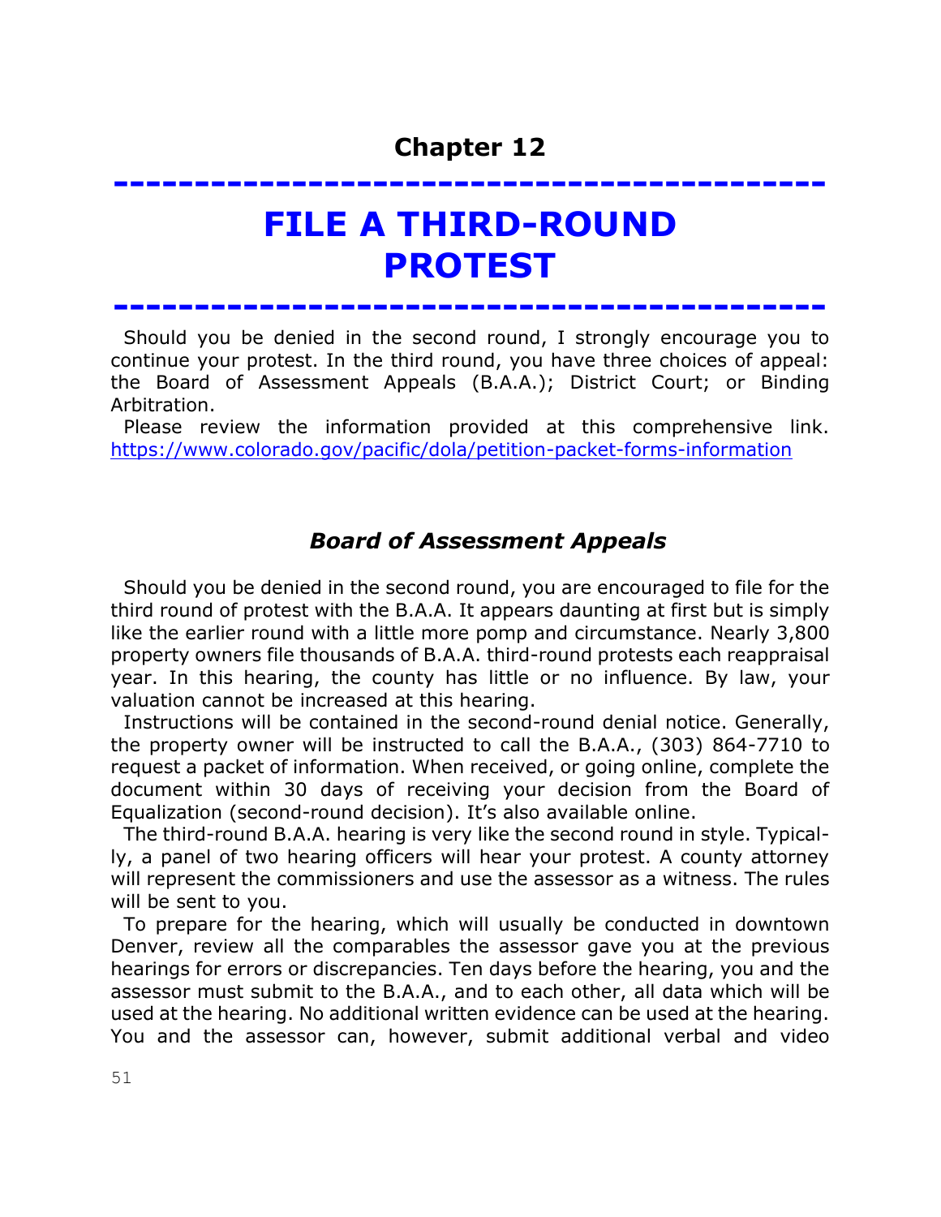# Chapter 12

# FILE A THIRD-ROUND PROTEST

Should you be denied in the second round, I strongly encourage you to continue your protest. In the third round, you have three choices of appeal: the Board of Assessment Appeals (B.A.A.); District Court; or Binding Arbitration.

Please review the information provided at this comprehensive link. https://www.colorado.gov/pacific/dola/petition-packet-forms-information

## *Board of Assessment Appeals*

Should you be denied in the second round, you are encouraged to file for the third round of protest with the B.A.A. It appears daunting at first but is simply like the earlier round with a little more pomp and circumstance. Nearly 3,800 property owners file thousands of B.A.A. third-round protests each reappraisal year. In this hearing, the county has little or no influence. By law, your valuation cannot be increased at this hearing.

Instructions will be contained in the second-round denial notice. Generally, the property owner will be instructed to call the B.A.A., (303) 864-7710 to request a packet of information. When received, or going online, complete the document within 30 days of receiving your decision from the Board of Equalization (second-round decision). It's also available online.

The third-round B.A.A. hearing is very like the second round in style. Typically, a panel of two hearing officers will hear your protest. A county attorney will represent the commissioners and use the assessor as a witness. The rules will be sent to you.

To prepare for the hearing, which will usually be conducted in downtown Denver, review all the comparables the assessor gave you at the previous hearings for errors or discrepancies. Ten days before the hearing, you and the assessor must submit to the B.A.A., and to each other, all data which will be used at the hearing. No additional written evidence can be used at the hearing. You and the assessor can, however, submit additional verbal and video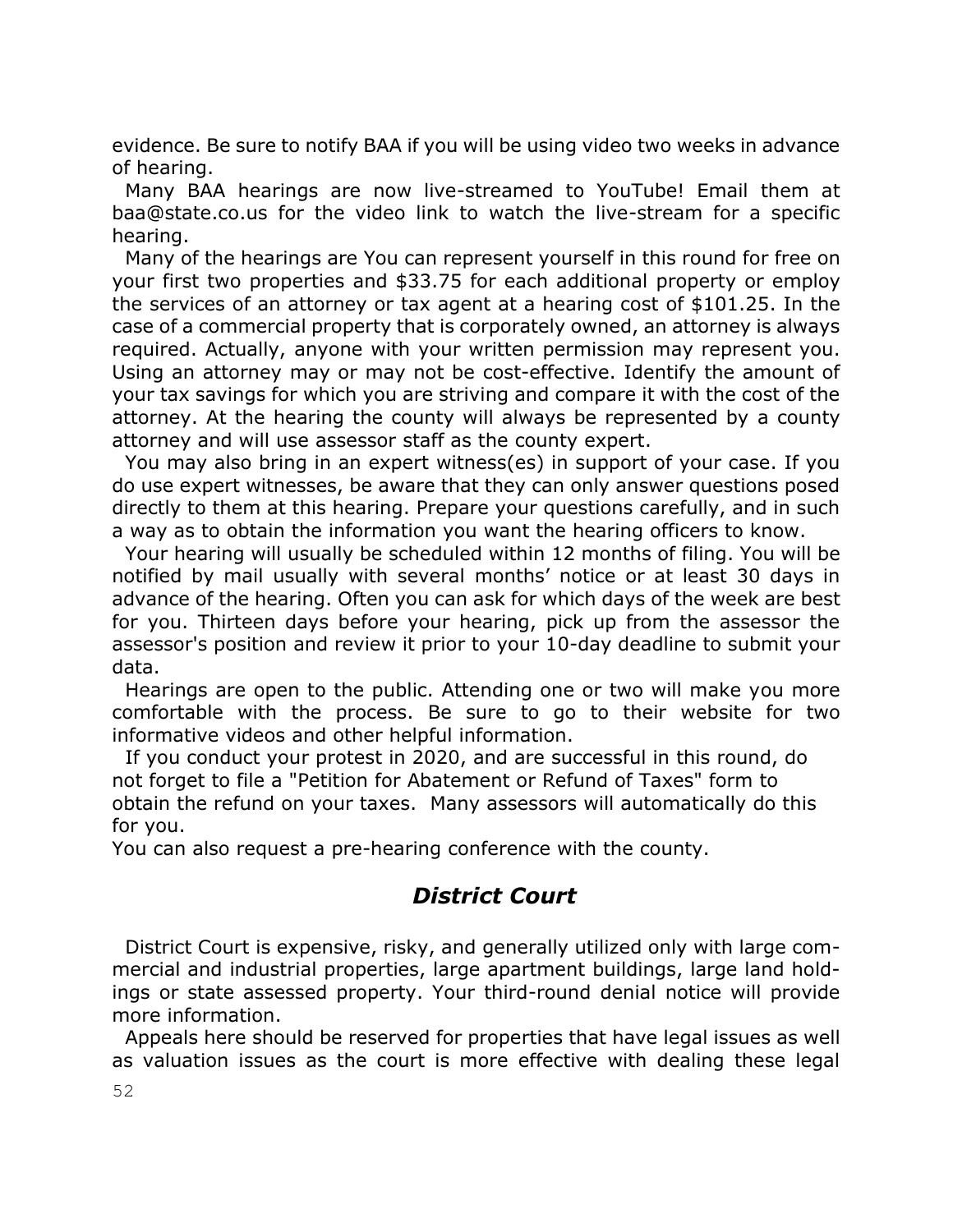evidence. Be sure to notify BAA if you will be using video two weeks in advance of hearing.

Many BAA hearings are now live-streamed to YouTube! Email them at baa@state.co.us for the video link to watch the live-stream for a specific hearing.

Many of the hearings are You can represent yourself in this round for free on your first two properties and $33.75 for each additional property or employ the services of an attorney or tax agent at a hearing cost of $101.25. In the case of a commercial property that is corporately owned, an attorney is always required. Actually, anyone with your written permission may represent you. Using an attorney may or may not be cost-effective. Identify the amount of your tax savings for which you are striving and compare it with the cost of the attorney. At the hearing the county will always be represented by a county attorney and will use assessor staff as the county expert.

You may also bring in an expert witness(es) in support of your case. If you do use expert witnesses, be aware that they can only answer questions posed directly to them at this hearing. Prepare your questions carefully, and in such a way as to obtain the information you want the hearing officers to know.

Your hearing will usually be scheduled within 12 months of filing. You will be notified by mail usually with several months' notice or at least 30 days in advance of the hearing. Often you can ask for which days of the week are best for you. Thirteen days before your hearing, pick up from the assessor the assessor's position and review it prior to your 10-day deadline to submit your data.

Hearings are open to the public. Attending one or two will make you more comfortable with the process. Be sure to go to their website for two informative videos and other helpful information.

If you conduct your protest in 2020, and are successful in this round, do not forget to file a "Petition for Abatement or Refund of Taxes" form to obtain the refund on your taxes. Many assessors will automatically do this for you.

You can also request a pre-hearing conference with the county.

## *District Court*

District Court is expensive, risky, and generally utilized only with large commercial and industrial properties, large apartment buildings, large land holdings or state assessed property. Your third-round denial notice will provide more information.

Appeals here should be reserved for properties that have legal issues as well as valuation issues as the court is more effective with dealing these legal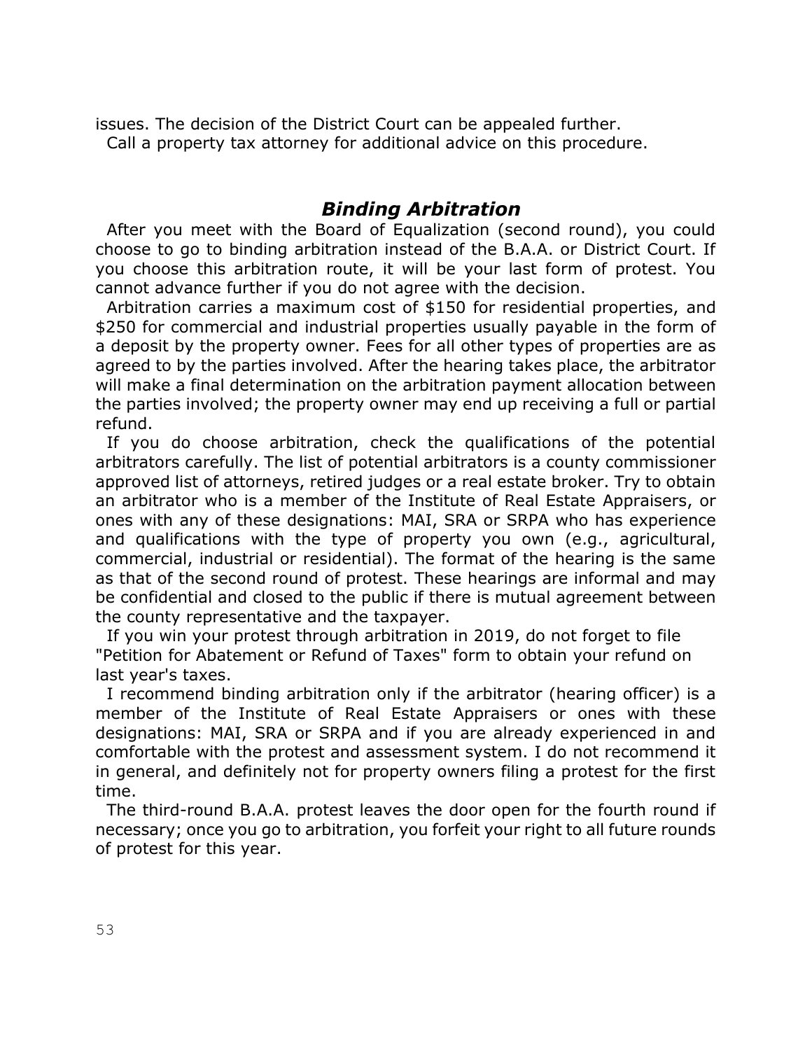issues. The decision of the District Court can be appealed further.

Call a property tax attorney for additional advice on this procedure.

## *Binding Arbitration*

After you meet with the Board of Equalization (second round), you could choose to go to binding arbitration instead of the B.A.A. or District Court. If you choose this arbitration route, it will be your last form of protest. You cannot advance further if you do not agree with the decision.

Arbitration carries a maximum cost of $150 for residential properties, and $250 for commercial and industrial properties usually payable in the form of a deposit by the property owner. Fees for all other types of properties are as agreed to by the parties involved. After the hearing takes place, the arbitrator will make a final determination on the arbitration payment allocation between the parties involved; the property owner may end up receiving a full or partial refund.

If you do choose arbitration, check the qualifications of the potential arbitrators carefully. The list of potential arbitrators is a county commissioner approved list of attorneys, retired judges or a real estate broker. Try to obtain an arbitrator who is a member of the Institute of Real Estate Appraisers, or ones with any of these designations: MAI, SRA or SRPA who has experience and qualifications with the type of property you own (e.g., agricultural, commercial, industrial or residential). The format of the hearing is the same as that of the second round of protest. These hearings are informal and may be confidential and closed to the public if there is mutual agreement between the county representative and the taxpayer.

If you win your protest through arbitration in 2019, do not forget to file "Petition for Abatement or Refund of Taxes" form to obtain your refund on last year's taxes.

I recommend binding arbitration only if the arbitrator (hearing officer) is a member of the Institute of Real Estate Appraisers or ones with these designations: MAI, SRA or SRPA and if you are already experienced in and comfortable with the protest and assessment system. I do not recommend it in general, and definitely not for property owners filing a protest for the first time.

The third-round B.A.A. protest leaves the door open for the fourth round if necessary; once you go to arbitration, you forfeit your right to all future rounds of protest for this year.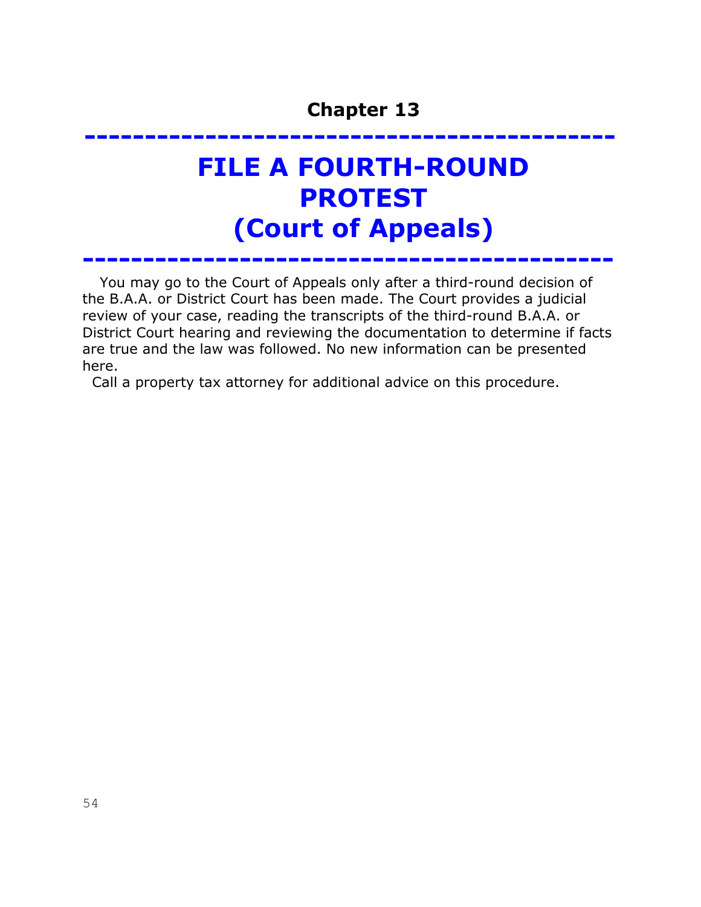## Chapter 13

# FILE A FOURTH-ROUND PROTEST (Court of Appeals)

You may go to the Court of Appeals only after a third-round decision of the B.A.A. or District Court has been made. The Court provides a judicial review of your case, reading the transcripts of the third-round B.A.A. or District Court hearing and reviewing the documentation to determine if facts are true and the law was followed. No new information can be presented here.

Call a property tax attorney for additional advice on this procedure.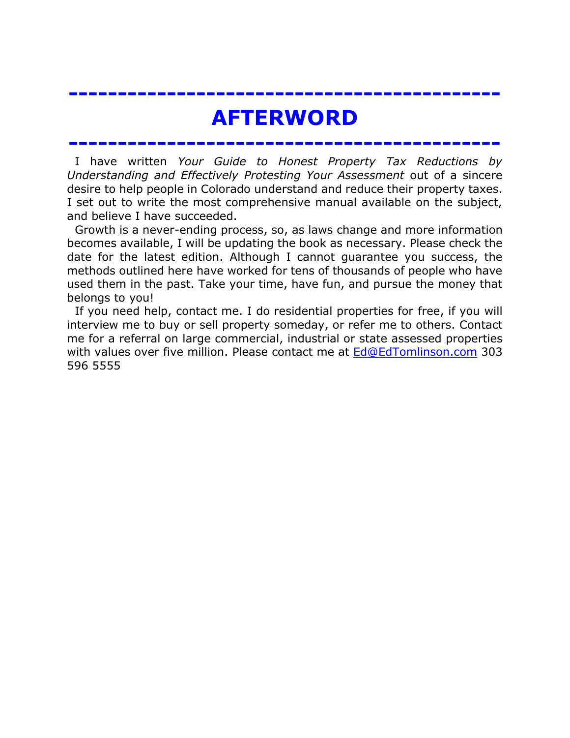# AFTERWORD

I have written *Your Guide to Honest Property Tax Reductions by Understanding and Effectively Protesting Your Assessment* out of a sincere desire to help people in Colorado understand and reduce their property taxes. I set out to write the most comprehensive manual available on the subject, and believe I have succeeded.

Growth is a never-ending process, so, as laws change and more information becomes available, I will be updating the book as necessary. Please check the date for the latest edition. Although I cannot guarantee you success, the methods outlined here have worked for tens of thousands of people who have used them in the past. Take your time, have fun, and pursue the money that belongs to you!

If you need help, contact me. I do residential properties for free, if you will interview me to buy or sell property someday, or refer me to others. Contact me for a referral on large commercial, industrial or state assessed properties with values over five million. Please contact me at Ed@EdTomlinson.com 303 596 5555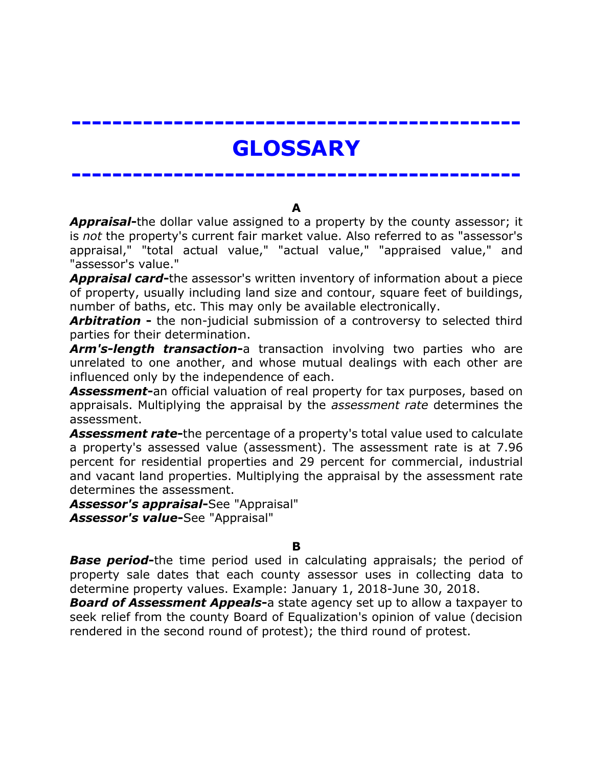# GLOSSARY

**A**

***Appraisal***-the dollar value assigned to a property by the county assessor; it is *not* the property's current fair market value. Also referred to as "assessor's appraisal," "total actual value," "actual value," "appraised value," and "assessor's value."

***Appraisal card***-the assessor's written inventory of information about a piece of property, usually including land size and contour, square feet of buildings, number of baths, etc. This may only be available electronically.

***Arbitration*** - the non-judicial submission of a controversy to selected third parties for their determination.

***Arm's-length transaction***-a transaction involving two parties who are unrelated to one another, and whose mutual dealings with each other are influenced only by the independence of each.

***Assessment***-an official valuation of real property for tax purposes, based on appraisals. Multiplying the appraisal by the *assessment rate* determines the assessment.

***Assessment rate***-the percentage of a property's total value used to calculate a property's assessed value (assessment). The assessment rate is at 7.96 percent for residential properties and 29 percent for commercial, industrial and vacant land properties. Multiplying the appraisal by the assessment rate determines the assessment.

***Assessor's appraisal***-See "Appraisal"

***Assessor's value***-See "Appraisal"

**B**

***Base period***-the time period used in calculating appraisals; the period of property sale dates that each county assessor uses in collecting data to determine property values. Example: January 1, 2018-June 30, 2018.

***Board of Assessment Appeals***-a state agency set up to allow a taxpayer to seek relief from the county Board of Equalization's opinion of value (decision rendered in the second round of protest); the third round of protest.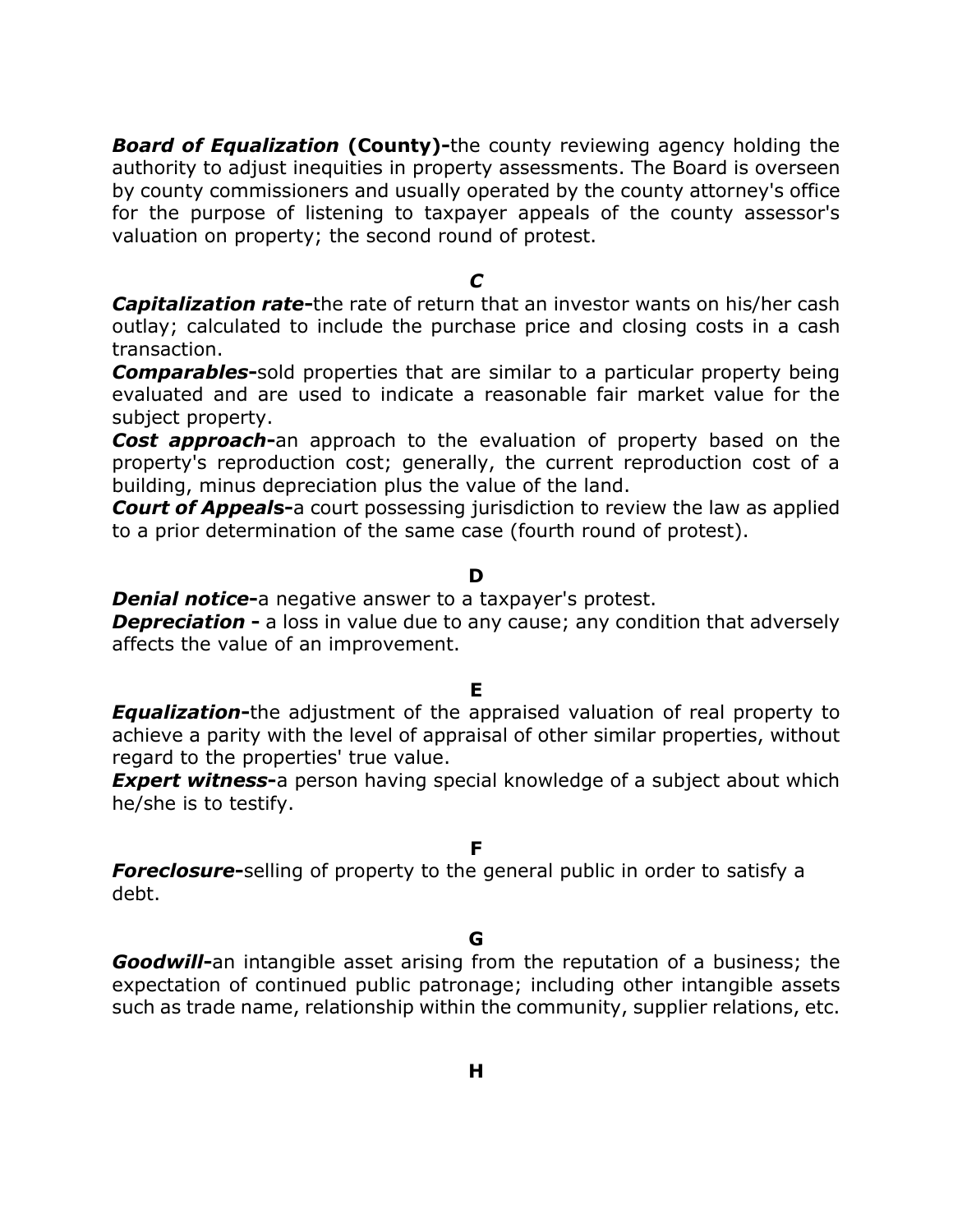***Board of Equalization* (County)-**the county reviewing agency holding the authority to adjust inequities in property assessments. The Board is overseen by county commissioners and usually operated by the county attorney's office for the purpose of listening to taxpayer appeals of the county assessor's valuation on property; the second round of protest.

## *C*

***Capitalization rate-***the rate of return that an investor wants on his/her cash outlay; calculated to include the purchase price and closing costs in a cash transaction.

***Comparables-***sold properties that are similar to a particular property being evaluated and are used to indicate a reasonable fair market value for the subject property.

***Cost approach-***an approach to the evaluation of property based on the property's reproduction cost; generally, the current reproduction cost of a building, minus depreciation plus the value of the land.

***Court of Appeals-***a court possessing jurisdiction to review the law as applied to a prior determination of the same case (fourth round of protest).

## D

***Denial notice-***a negative answer to a taxpayer's protest.

***Depreciation -*** a loss in value due to any cause; any condition that adversely affects the value of an improvement.

## E

***Equalization-***the adjustment of the appraised valuation of real property to achieve a parity with the level of appraisal of other similar properties, without regard to the properties' true value.

***Expert witness-***a person having special knowledge of a subject about which he/she is to testify.

## F

***Foreclosure-***selling of property to the general public in order to satisfy a debt.

## G

***Goodwill-***an intangible asset arising from the reputation of a business; the expectation of continued public patronage; including other intangible assets such as trade name, relationship within the community, supplier relations, etc.

## H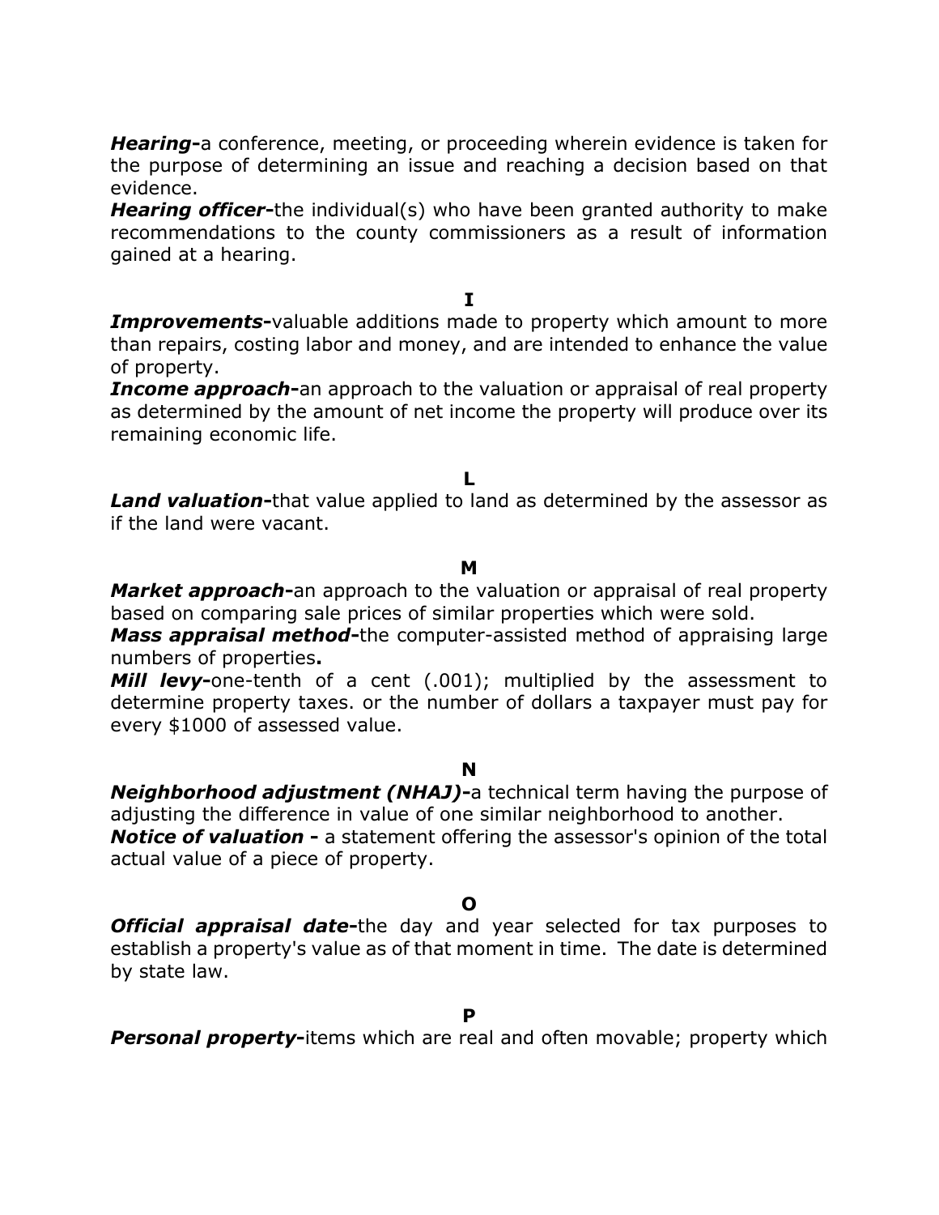***Hearing-*** a conference, meeting, or proceeding wherein evidence is taken for the purpose of determining an issue and reaching a decision based on that evidence.

***Hearing officer-*** the individual(s) who have been granted authority to make recommendations to the county commissioners as a result of information gained at a hearing.

**I**

***Improvements-*** valuable additions made to property which amount to more than repairs, costing labor and money, and are intended to enhance the value of property.

***Income approach-*** an approach to the valuation or appraisal of real property as determined by the amount of net income the property will produce over its remaining economic life.

**L**

***Land valuation-*** that value applied to land as determined by the assessor as if the land were vacant.

**M**

***Market approach-*** an approach to the valuation or appraisal of real property based on comparing sale prices of similar properties which were sold.

***Mass appraisal method-*** the computer-assisted method of appraising large numbers of properties**.**

***Mill levy-*** one-tenth of a cent (.001); multiplied by the assessment to determine property taxes. or the number of dollars a taxpayer must pay for every $1000 of assessed value.

**N**

***Neighborhood adjustment (NHAJ)-*** a technical term having the purpose of adjusting the difference in value of one similar neighborhood to another.

***Notice of valuation -*** a statement offering the assessor's opinion of the total actual value of a piece of property.

**O**

***Official appraisal date-*** the day and year selected for tax purposes to establish a property's value as of that moment in time. The date is determined by state law.

**P**

***Personal property-*** items which are real and often movable; property which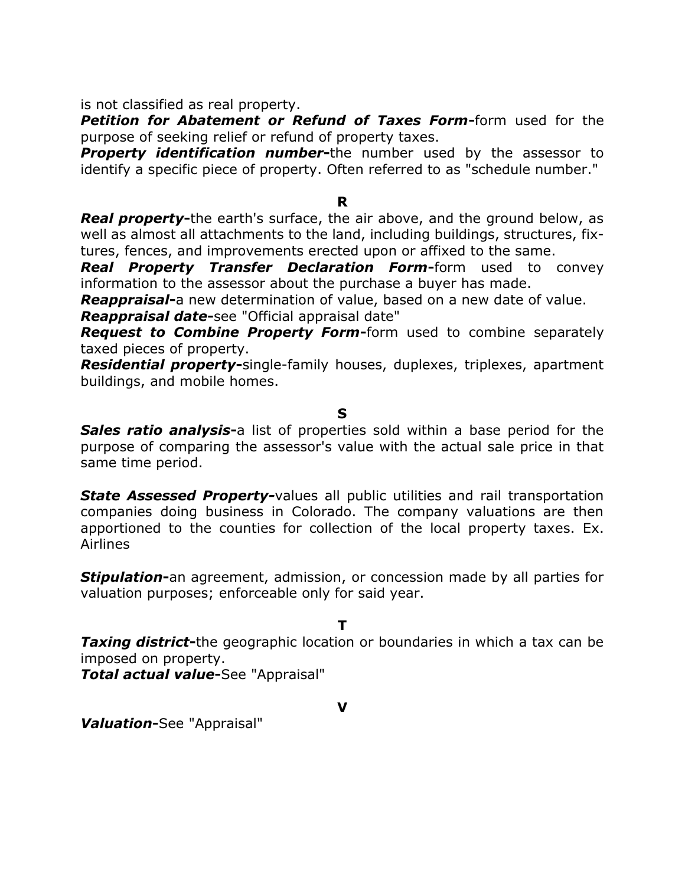is not classified as real property.

***Petition for Abatement or Refund of Taxes Form-***form used for the purpose of seeking relief or refund of property taxes.

***Property identification number-***the number used by the assessor to identify a specific piece of property. Often referred to as "schedule number."

**R**

***Real property-***the earth's surface, the air above, and the ground below, as well as almost all attachments to the land, including buildings, structures, fixtures, fences, and improvements erected upon or affixed to the same.

***Real Property Transfer Declaration Form-***form used to convey information to the assessor about the purchase a buyer has made.

***Reappraisal-***a new determination of value, based on a new date of value.

***Reappraisal date-***see "Official appraisal date"

***Request to Combine Property Form-***form used to combine separately taxed pieces of property.

***Residential property-***single-family houses, duplexes, triplexes, apartment buildings, and mobile homes.

**S**

***Sales ratio analysis-***a list of properties sold within a base period for the purpose of comparing the assessor's value with the actual sale price in that same time period.

***State Assessed Property-***values all public utilities and rail transportation companies doing business in Colorado. The company valuations are then apportioned to the counties for collection of the local property taxes. Ex. Airlines

***Stipulation-***an agreement, admission, or concession made by all parties for valuation purposes; enforceable only for said year.

**T**

***Taxing district-***the geographic location or boundaries in which a tax can be imposed on property.

***Total actual value-***See "Appraisal"

**V**

***Valuation-***See "Appraisal"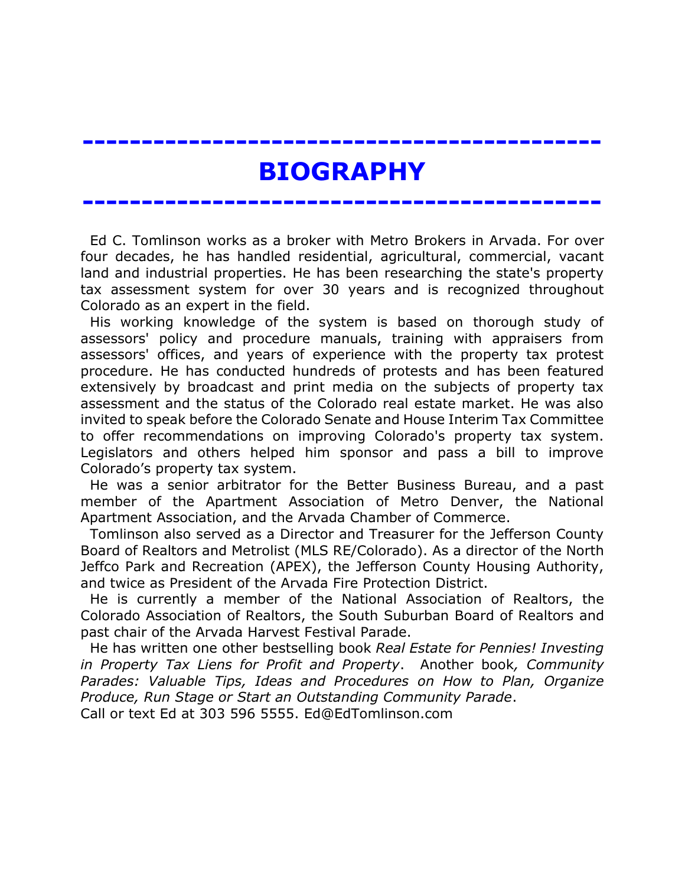# BIOGRAPHY

Ed C. Tomlinson works as a broker with Metro Brokers in Arvada. For over four decades, he has handled residential, agricultural, commercial, vacant land and industrial properties. He has been researching the state's property tax assessment system for over 30 years and is recognized throughout Colorado as an expert in the field.

His working knowledge of the system is based on thorough study of assessors' policy and procedure manuals, training with appraisers from assessors' offices, and years of experience with the property tax protest procedure. He has conducted hundreds of protests and has been featured extensively by broadcast and print media on the subjects of property tax assessment and the status of the Colorado real estate market. He was also invited to speak before the Colorado Senate and House Interim Tax Committee to offer recommendations on improving Colorado's property tax system. Legislators and others helped him sponsor and pass a bill to improve Colorado's property tax system.

He was a senior arbitrator for the Better Business Bureau, and a past member of the Apartment Association of Metro Denver, the National Apartment Association, and the Arvada Chamber of Commerce.

Tomlinson also served as a Director and Treasurer for the Jefferson County Board of Realtors and Metrolist (MLS RE/Colorado). As a director of the North Jeffco Park and Recreation (APEX), the Jefferson County Housing Authority, and twice as President of the Arvada Fire Protection District.

He is currently a member of the National Association of Realtors, the Colorado Association of Realtors, the South Suburban Board of Realtors and past chair of the Arvada Harvest Festival Parade.

He has written one other bestselling book *Real Estate for Pennies! Investing in Property Tax Liens for Profit and Property*. Another book*, Community Parades: Valuable Tips, Ideas and Procedures on How to Plan, Organize Produce, Run Stage or Start an Outstanding Community Parade*.

Call or text Ed at 303 596 5555. Ed@EdTomlinson.com